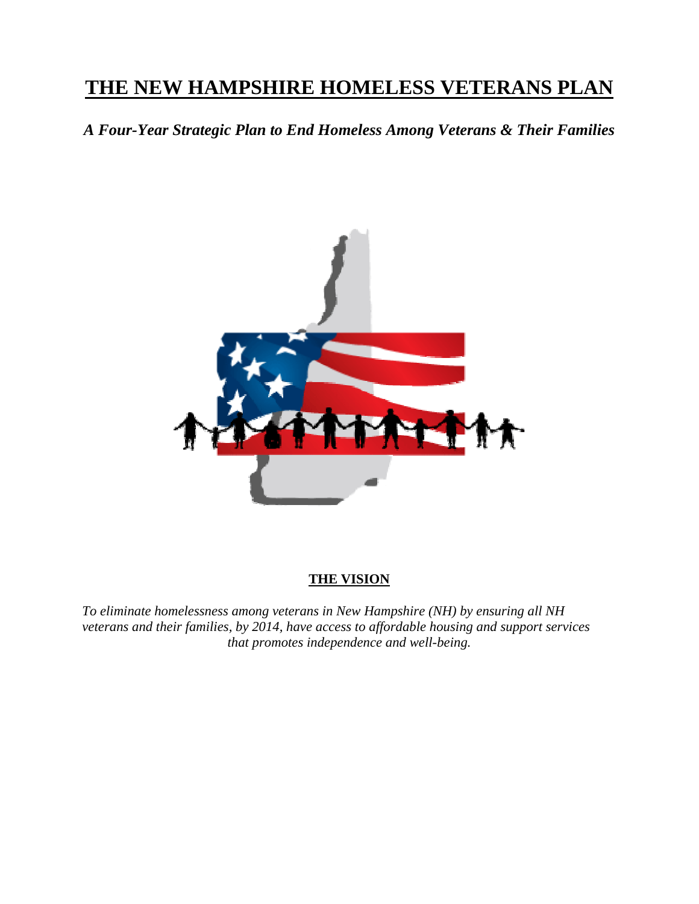# THE NEW HAMPSHIRE HOMELESS VETERANS PLAN

***A Four-Year Strategic Plan to End Homeless Among Veterans & Their Families***

## THE VISION

*To eliminate homelessness among veterans in New Hampshire (NH) by ensuring all NH veterans and their families, by 2014, have access to affordable housing and support services that promotes independence and well-being.*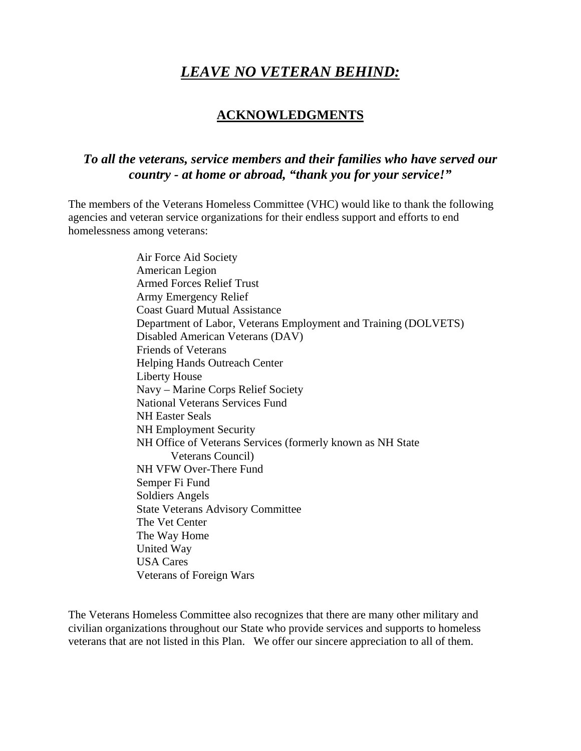# ***LEAVE NO VETERAN BEHIND:***

## ACKNOWLEDGMENTS

### *To all the veterans, service members and their families who have served our country - at home or abroad, "thank you for your service!"*

The members of the Veterans Homeless Committee (VHC) would like to thank the following agencies and veteran service organizations for their endless support and efforts to end homelessness among veterans:

- Air Force Aid Society
- American Legion
- Armed Forces Relief Trust
- Army Emergency Relief
- Coast Guard Mutual Assistance
- Department of Labor, Veterans Employment and Training (DOLVETS)
- Disabled American Veterans (DAV)
- Friends of Veterans
- Helping Hands Outreach Center
- Liberty House
- Navy – Marine Corps Relief Society
- National Veterans Services Fund
- NH Easter Seals
- NH Employment Security
- NH Office of Veterans Services (formerly known as NH State Veterans Council)
- NH VFW Over-There Fund
- Semper Fi Fund
- Soldiers Angels
- State Veterans Advisory Committee
- The Vet Center
- The Way Home
- United Way
- USA Cares
- Veterans of Foreign Wars

The Veterans Homeless Committee also recognizes that there are many other military and civilian organizations throughout our State who provide services and supports to homeless veterans that are not listed in this Plan. We offer our sincere appreciation to all of them.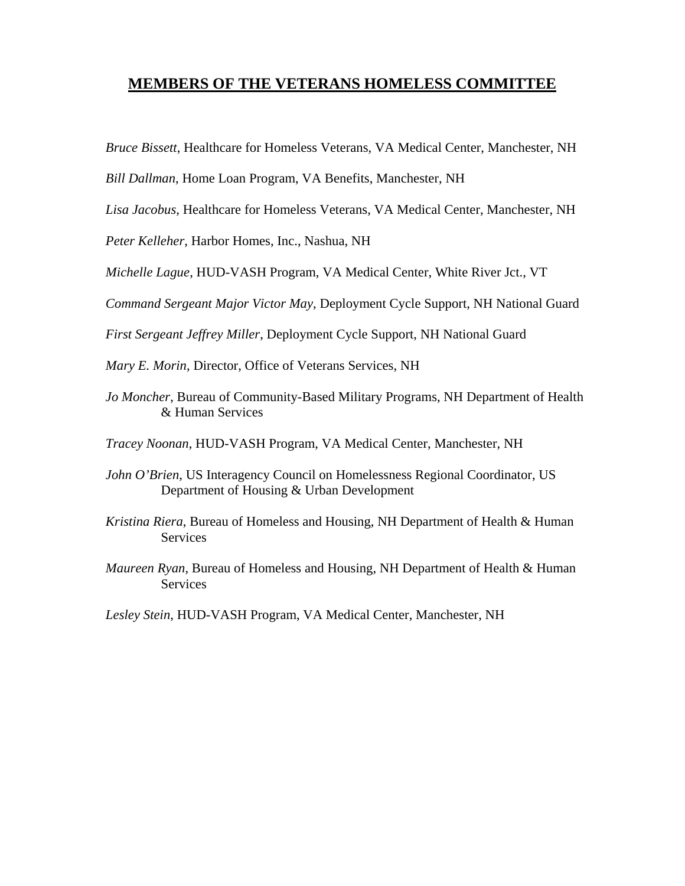# **MEMBERS OF THE VETERANS HOMELESS COMMITTEE**

*Bruce Bissett*, Healthcare for Homeless Veterans, VA Medical Center, Manchester, NH

*Bill Dallman*, Home Loan Program, VA Benefits, Manchester, NH

*Lisa Jacobus*, Healthcare for Homeless Veterans, VA Medical Center, Manchester, NH

*Peter Kelleher*, Harbor Homes, Inc., Nashua, NH

*Michelle Lague*, HUD-VASH Program, VA Medical Center, White River Jct., VT

*Command Sergeant Major Victor May*, Deployment Cycle Support, NH National Guard

*First Sergeant Jeffrey Miller*, Deployment Cycle Support, NH National Guard

*Mary E. Morin*, Director, Office of Veterans Services, NH

*Jo Moncher*, Bureau of Community-Based Military Programs, NH Department of Health & Human Services

*Tracey Noonan*, HUD-VASH Program, VA Medical Center, Manchester, NH

*John O'Brien*, US Interagency Council on Homelessness Regional Coordinator, US Department of Housing & Urban Development

*Kristina Riera*, Bureau of Homeless and Housing, NH Department of Health & Human Services

*Maureen Ryan*, Bureau of Homeless and Housing, NH Department of Health & Human Services

*Lesley Stein*, HUD-VASH Program, VA Medical Center, Manchester, NH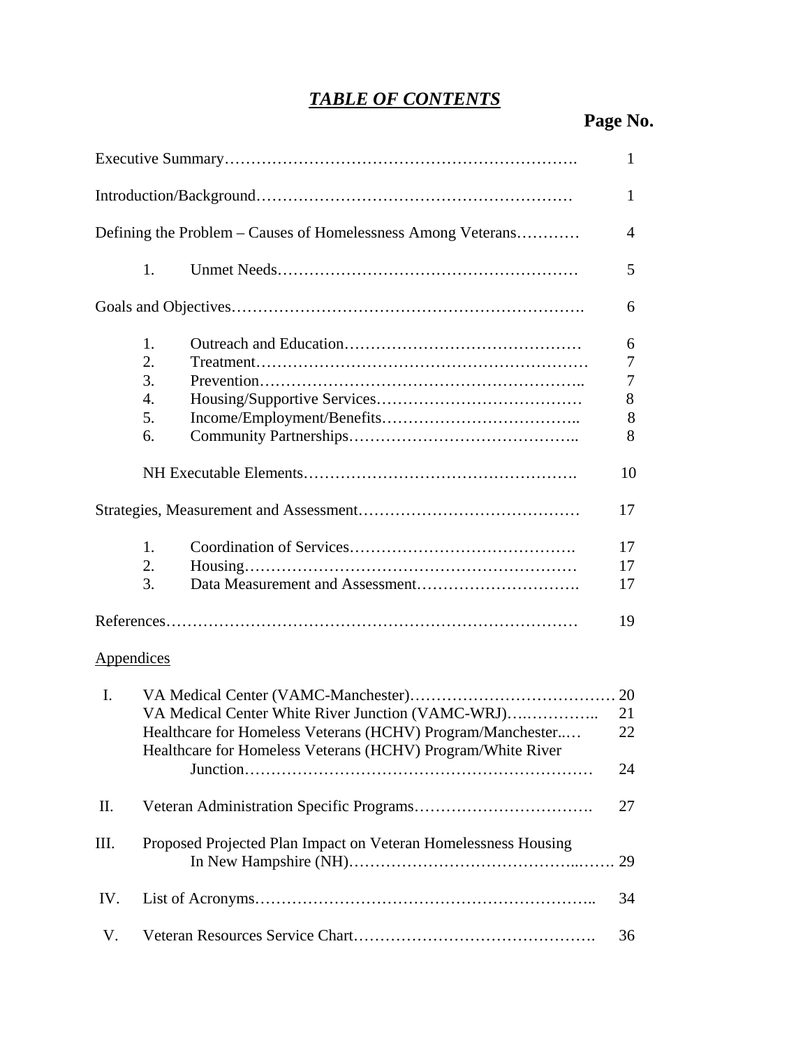# *TABLE OF CONTENTS*

| | | | Page No. |
|---|---|---|---|
| Executive Summary | | | 1 |
| Introduction/Background | | | 1 |
| Defining the Problem – Causes of Homelessness Among Veterans | | | 4 |
| | 1. | Unmet Needs | 5 |
| Goals and Objectives | | | 6 |
| | 1. | Outreach and Education | 6 |
| | 2. | Treatment | 7 |
| | 3. | Prevention | 7 |
| | 4. | Housing/Supportive Services | 8 |
| | 5. | Income/Employment/Benefits | 8 |
| | 6. | Community Partnerships | 8 |
| | | NH Executable Elements | 10 |
| Strategies, Measurement and Assessment | | | 17 |
| | 1. | Coordination of Services | 17 |
| | 2. | Housing | 17 |
| | 3. | Data Measurement and Assessment | 17 |
| References | | | 19 |

<u>Appendices</u>

| | | |
|---|---|---|
| I. | VA Medical Center (VAMC-Manchester) | 20 |
| | VA Medical Center White River Junction (VAMC-WRJ) | 21 |
| | Healthcare for Homeless Veterans (HCHV) Program/Manchester | 22 |
| | Healthcare for Homeless Veterans (HCHV) Program/White River Junction | 24 |
| II. | Veteran Administration Specific Programs | 27 |
| III. | Proposed Projected Plan Impact on Veteran Homelessness Housing In New Hampshire (NH) | 29 |
| IV. | List of Acronyms | 34 |
| V. | Veteran Resources Service Chart | 36 |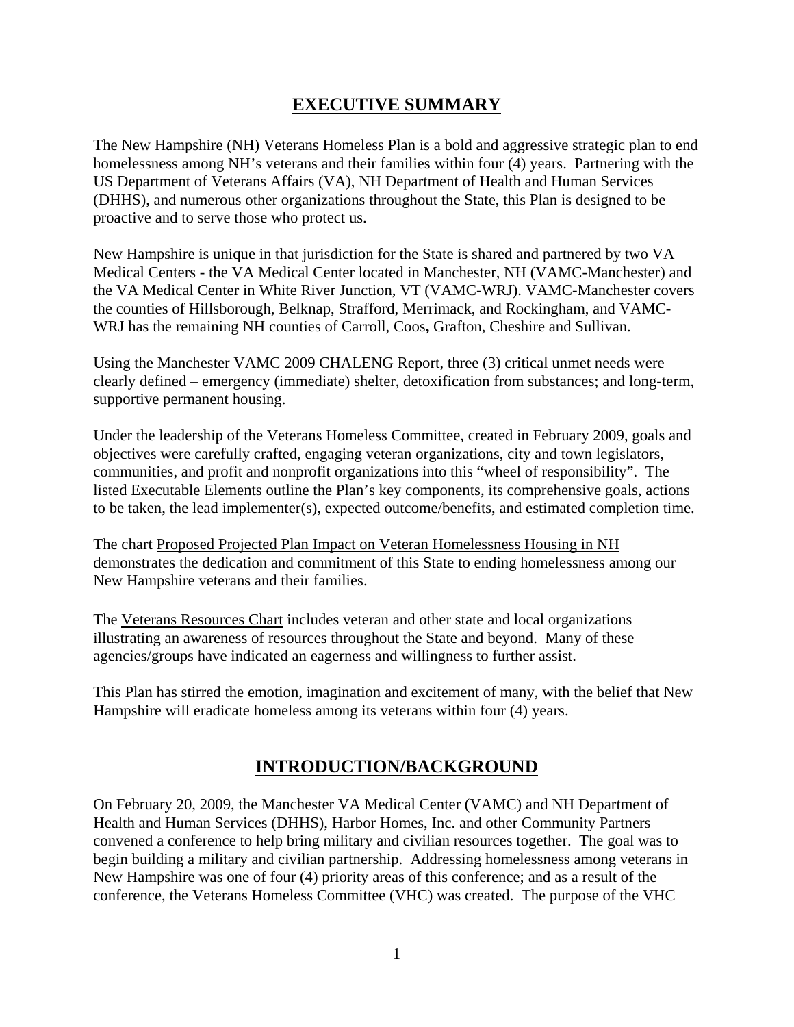## EXECUTIVE SUMMARY

The New Hampshire (NH) Veterans Homeless Plan is a bold and aggressive strategic plan to end homelessness among NH's veterans and their families within four (4) years. Partnering with the US Department of Veterans Affairs (VA), NH Department of Health and Human Services (DHHS), and numerous other organizations throughout the State, this Plan is designed to be proactive and to serve those who protect us.

New Hampshire is unique in that jurisdiction for the State is shared and partnered by two VA Medical Centers - the VA Medical Center located in Manchester, NH (VAMC-Manchester) and the VA Medical Center in White River Junction, VT (VAMC-WRJ). VAMC-Manchester covers the counties of Hillsborough, Belknap, Strafford, Merrimack, and Rockingham, and VAMC-WRJ has the remaining NH counties of Carroll, Coos**,** Grafton, Cheshire and Sullivan.

Using the Manchester VAMC 2009 CHALENG Report, three (3) critical unmet needs were clearly defined – emergency (immediate) shelter, detoxification from substances; and long-term, supportive permanent housing.

Under the leadership of the Veterans Homeless Committee, created in February 2009, goals and objectives were carefully crafted, engaging veteran organizations, city and town legislators, communities, and profit and nonprofit organizations into this "wheel of responsibility". The listed Executable Elements outline the Plan's key components, its comprehensive goals, actions to be taken, the lead implementer(s), expected outcome/benefits, and estimated completion time.

The chart <u>Proposed Projected Plan Impact on Veteran Homelessness Housing in NH</u> demonstrates the dedication and commitment of this State to ending homelessness among our New Hampshire veterans and their families.

The <u>Veterans Resources Chart</u> includes veteran and other state and local organizations illustrating an awareness of resources throughout the State and beyond. Many of these agencies/groups have indicated an eagerness and willingness to further assist.

This Plan has stirred the emotion, imagination and excitement of many, with the belief that New Hampshire will eradicate homeless among its veterans within four (4) years.

## INTRODUCTION/BACKGROUND

On February 20, 2009, the Manchester VA Medical Center (VAMC) and NH Department of Health and Human Services (DHHS), Harbor Homes, Inc. and other Community Partners convened a conference to help bring military and civilian resources together. The goal was to begin building a military and civilian partnership. Addressing homelessness among veterans in New Hampshire was one of four (4) priority areas of this conference; and as a result of the conference, the Veterans Homeless Committee (VHC) was created. The purpose of the VHC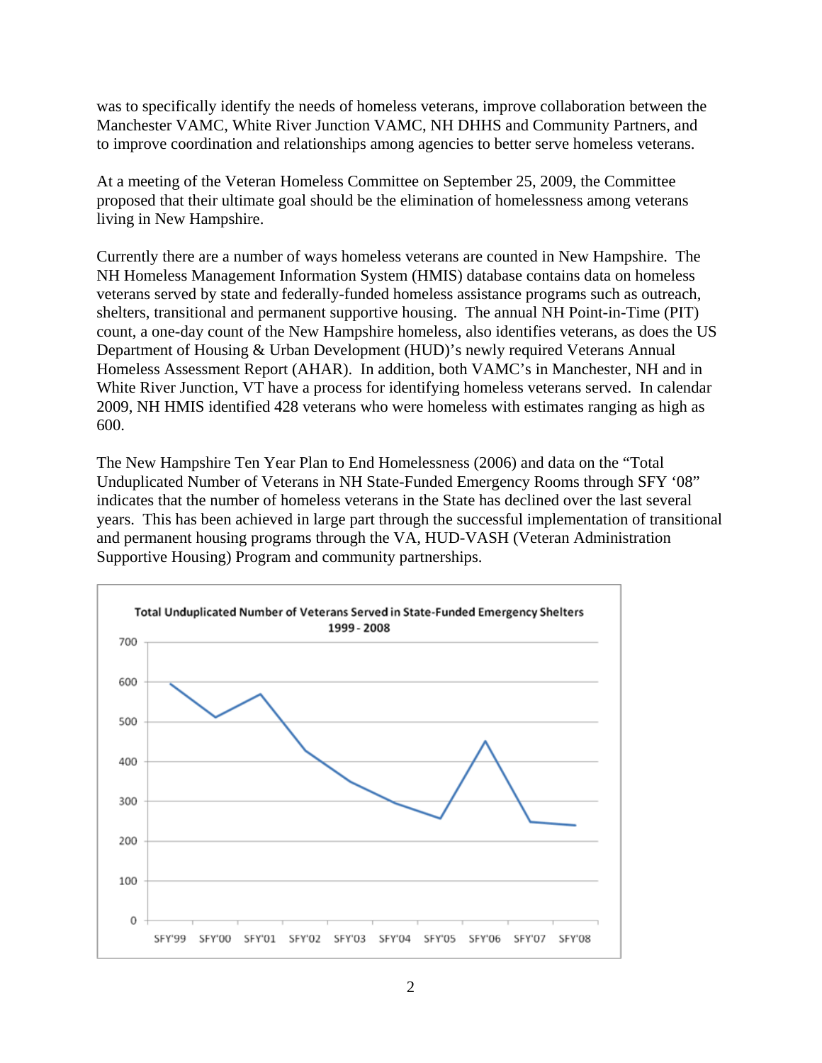was to specifically identify the needs of homeless veterans, improve collaboration between the Manchester VAMC, White River Junction VAMC, NH DHHS and Community Partners, and to improve coordination and relationships among agencies to better serve homeless veterans.

At a meeting of the Veteran Homeless Committee on September 25, 2009, the Committee proposed that their ultimate goal should be the elimination of homelessness among veterans living in New Hampshire.

Currently there are a number of ways homeless veterans are counted in New Hampshire. The NH Homeless Management Information System (HMIS) database contains data on homeless veterans served by state and federally-funded homeless assistance programs such as outreach, shelters, transitional and permanent supportive housing. The annual NH Point-in-Time (PIT) count, a one-day count of the New Hampshire homeless, also identifies veterans, as does the US Department of Housing & Urban Development (HUD)'s newly required Veterans Annual Homeless Assessment Report (AHAR). In addition, both VAMC's in Manchester, NH and in White River Junction, VT have a process for identifying homeless veterans served. In calendar 2009, NH HMIS identified 428 veterans who were homeless with estimates ranging as high as 600.

The New Hampshire Ten Year Plan to End Homelessness (2006) and data on the "Total Unduplicated Number of Veterans in NH State-Funded Emergency Rooms through SFY '08" indicates that the number of homeless veterans in the State has declined over the last several years. This has been achieved in large part through the successful implementation of transitional and permanent housing programs through the VA, HUD-VASH (Veteran Administration Supportive Housing) Program and community partnerships.

**Total Unduplicated Number of Veterans Served in State-Funded Emergency Shelters 1999 - 2008**

| SFY'99 | SFY'00 | SFY'01 | SFY'02 | SFY'03 | SFY'04 | SFY'05 | SFY'06 | SFY'07 | SFY'08 |
|---|---|---|---|---|---|---|---|---|---|
| ~595 | ~510 | ~570 | ~428 | ~350 | ~295 | ~257 | ~452 | ~248 | ~240 |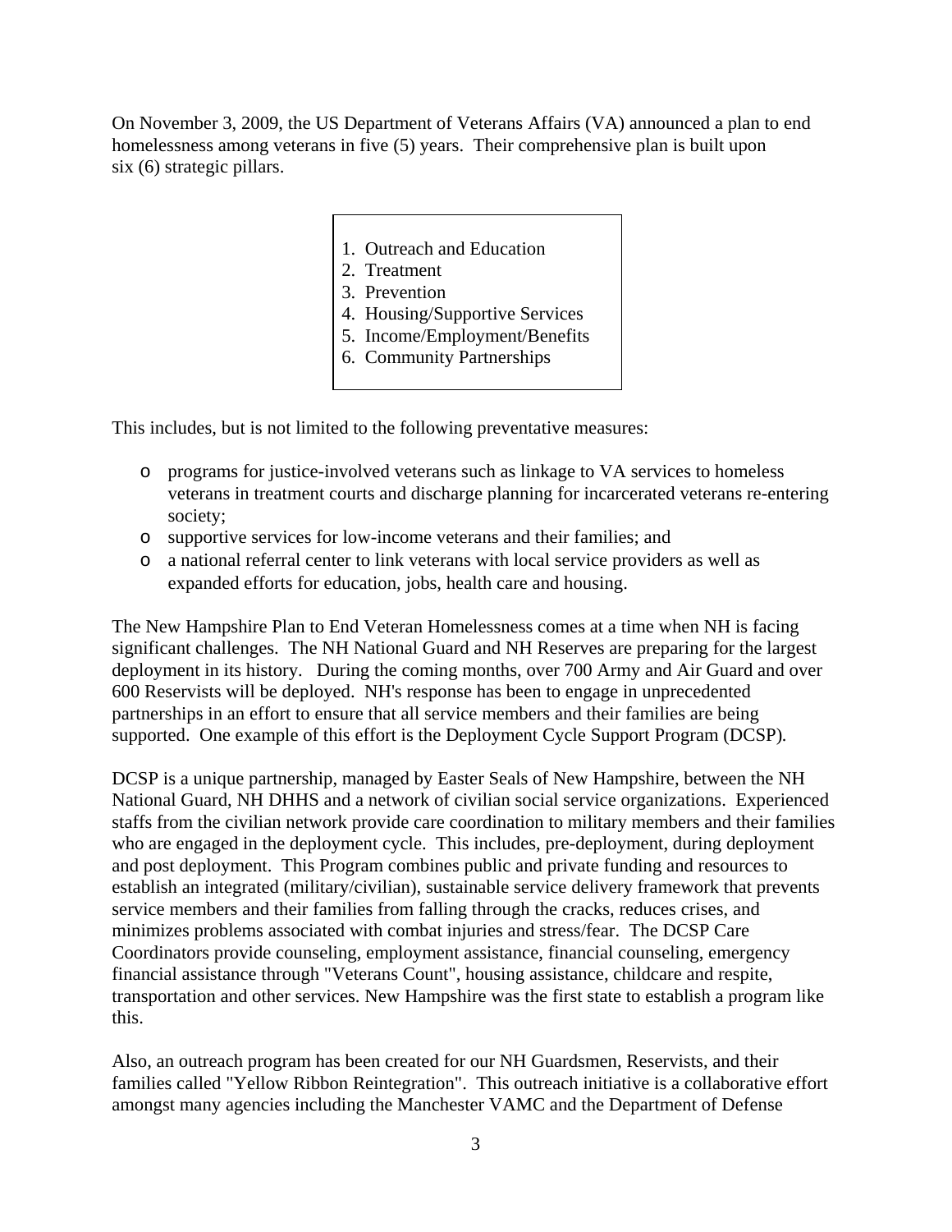On November 3, 2009, the US Department of Veterans Affairs (VA) announced a plan to end homelessness among veterans in five (5) years. Their comprehensive plan is built upon six (6) strategic pillars.

1. Outreach and Education
2. Treatment
3. Prevention
4. Housing/Supportive Services
5. Income/Employment/Benefits
6. Community Partnerships

This includes, but is not limited to the following preventative measures:

- programs for justice-involved veterans such as linkage to VA services to homeless veterans in treatment courts and discharge planning for incarcerated veterans re-entering society;
- supportive services for low-income veterans and their families; and
- a national referral center to link veterans with local service providers as well as expanded efforts for education, jobs, health care and housing.

The New Hampshire Plan to End Veteran Homelessness comes at a time when NH is facing significant challenges. The NH National Guard and NH Reserves are preparing for the largest deployment in its history. During the coming months, over 700 Army and Air Guard and over 600 Reservists will be deployed. NH's response has been to engage in unprecedented partnerships in an effort to ensure that all service members and their families are being supported. One example of this effort is the Deployment Cycle Support Program (DCSP).

DCSP is a unique partnership, managed by Easter Seals of New Hampshire, between the NH National Guard, NH DHHS and a network of civilian social service organizations. Experienced staffs from the civilian network provide care coordination to military members and their families who are engaged in the deployment cycle. This includes, pre-deployment, during deployment and post deployment. This Program combines public and private funding and resources to establish an integrated (military/civilian), sustainable service delivery framework that prevents service members and their families from falling through the cracks, reduces crises, and minimizes problems associated with combat injuries and stress/fear. The DCSP Care Coordinators provide counseling, employment assistance, financial counseling, emergency financial assistance through "Veterans Count", housing assistance, childcare and respite, transportation and other services. New Hampshire was the first state to establish a program like this.

Also, an outreach program has been created for our NH Guardsmen, Reservists, and their families called "Yellow Ribbon Reintegration". This outreach initiative is a collaborative effort amongst many agencies including the Manchester VAMC and the Department of Defense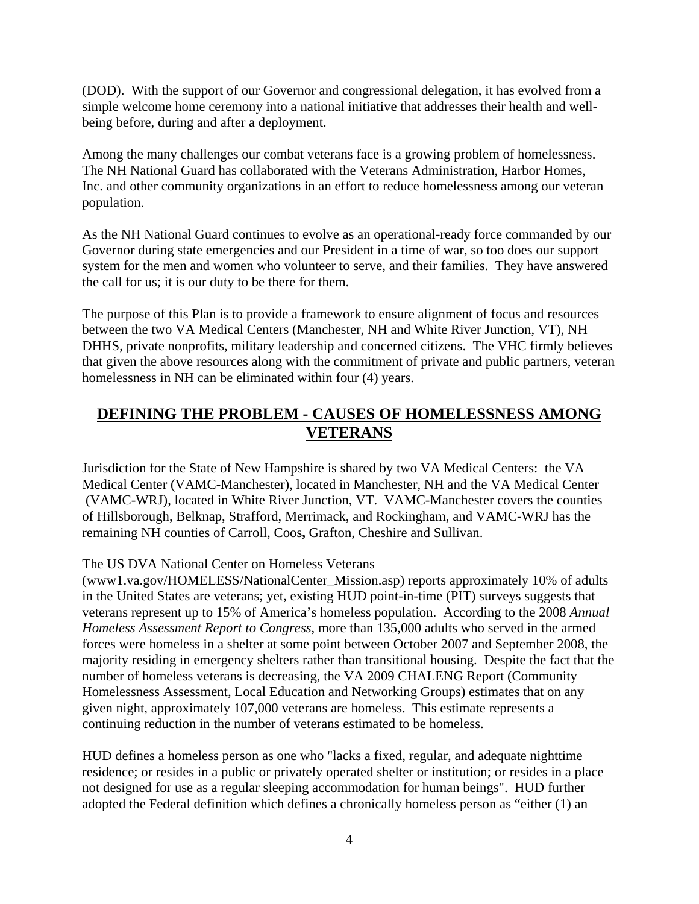(DOD). With the support of our Governor and congressional delegation, it has evolved from a simple welcome home ceremony into a national initiative that addresses their health and well-being before, during and after a deployment.

Among the many challenges our combat veterans face is a growing problem of homelessness. The NH National Guard has collaborated with the Veterans Administration, Harbor Homes, Inc. and other community organizations in an effort to reduce homelessness among our veteran population.

As the NH National Guard continues to evolve as an operational-ready force commanded by our Governor during state emergencies and our President in a time of war, so too does our support system for the men and women who volunteer to serve, and their families. They have answered the call for us; it is our duty to be there for them.

The purpose of this Plan is to provide a framework to ensure alignment of focus and resources between the two VA Medical Centers (Manchester, NH and White River Junction, VT), NH DHHS, private nonprofits, military leadership and concerned citizens. The VHC firmly believes that given the above resources along with the commitment of private and public partners, veteran homelessness in NH can be eliminated within four (4) years.

## DEFINING THE PROBLEM - CAUSES OF HOMELESSNESS AMONG VETERANS

Jurisdiction for the State of New Hampshire is shared by two VA Medical Centers: the VA Medical Center (VAMC-Manchester), located in Manchester, NH and the VA Medical Center (VAMC-WRJ), located in White River Junction, VT. VAMC-Manchester covers the counties of Hillsborough, Belknap, Strafford, Merrimack, and Rockingham, and VAMC-WRJ has the remaining NH counties of Carroll, Coos**,** Grafton, Cheshire and Sullivan.

The US DVA National Center on Homeless Veterans (www1.va.gov/HOMELESS/NationalCenter_Mission.asp) reports approximately 10% of adults in the United States are veterans; yet, existing HUD point-in-time (PIT) surveys suggests that veterans represent up to 15% of America's homeless population. According to the 2008 *Annual Homeless Assessment Report to Congress*, more than 135,000 adults who served in the armed forces were homeless in a shelter at some point between October 2007 and September 2008, the majority residing in emergency shelters rather than transitional housing. Despite the fact that the number of homeless veterans is decreasing, the VA 2009 CHALENG Report (Community Homelessness Assessment, Local Education and Networking Groups) estimates that on any given night, approximately 107,000 veterans are homeless. This estimate represents a continuing reduction in the number of veterans estimated to be homeless.

HUD defines a homeless person as one who "lacks a fixed, regular, and adequate nighttime residence; or resides in a public or privately operated shelter or institution; or resides in a place not designed for use as a regular sleeping accommodation for human beings". HUD further adopted the Federal definition which defines a chronically homeless person as "either (1) an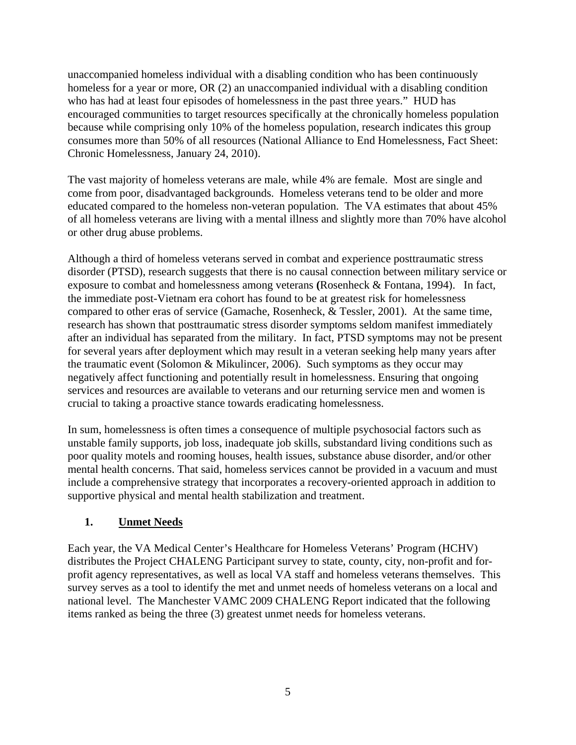unaccompanied homeless individual with a disabling condition who has been continuously homeless for a year or more, OR (2) an unaccompanied individual with a disabling condition who has had at least four episodes of homelessness in the past three years." HUD has encouraged communities to target resources specifically at the chronically homeless population because while comprising only 10% of the homeless population, research indicates this group consumes more than 50% of all resources (National Alliance to End Homelessness, Fact Sheet: Chronic Homelessness, January 24, 2010).

The vast majority of homeless veterans are male, while 4% are female. Most are single and come from poor, disadvantaged backgrounds. Homeless veterans tend to be older and more educated compared to the homeless non-veteran population. The VA estimates that about 45% of all homeless veterans are living with a mental illness and slightly more than 70% have alcohol or other drug abuse problems.

Although a third of homeless veterans served in combat and experience posttraumatic stress disorder (PTSD), research suggests that there is no causal connection between military service or exposure to combat and homelessness among veterans **(**Rosenheck & Fontana, 1994). In fact, the immediate post-Vietnam era cohort has found to be at greatest risk for homelessness compared to other eras of service (Gamache, Rosenheck, & Tessler, 2001). At the same time, research has shown that posttraumatic stress disorder symptoms seldom manifest immediately after an individual has separated from the military. In fact, PTSD symptoms may not be present for several years after deployment which may result in a veteran seeking help many years after the traumatic event (Solomon & Mikulincer, 2006). Such symptoms as they occur may negatively affect functioning and potentially result in homelessness. Ensuring that ongoing services and resources are available to veterans and our returning service men and women is crucial to taking a proactive stance towards eradicating homelessness.

In sum, homelessness is often times a consequence of multiple psychosocial factors such as unstable family supports, job loss, inadequate job skills, substandard living conditions such as poor quality motels and rooming houses, health issues, substance abuse disorder, and/or other mental health concerns. That said, homeless services cannot be provided in a vacuum and must include a comprehensive strategy that incorporates a recovery-oriented approach in addition to supportive physical and mental health stabilization and treatment.

## 1. Unmet Needs

Each year, the VA Medical Center's Healthcare for Homeless Veterans' Program (HCHV) distributes the Project CHALENG Participant survey to state, county, city, non-profit and for-profit agency representatives, as well as local VA staff and homeless veterans themselves. This survey serves as a tool to identify the met and unmet needs of homeless veterans on a local and national level. The Manchester VAMC 2009 CHALENG Report indicated that the following items ranked as being the three (3) greatest unmet needs for homeless veterans.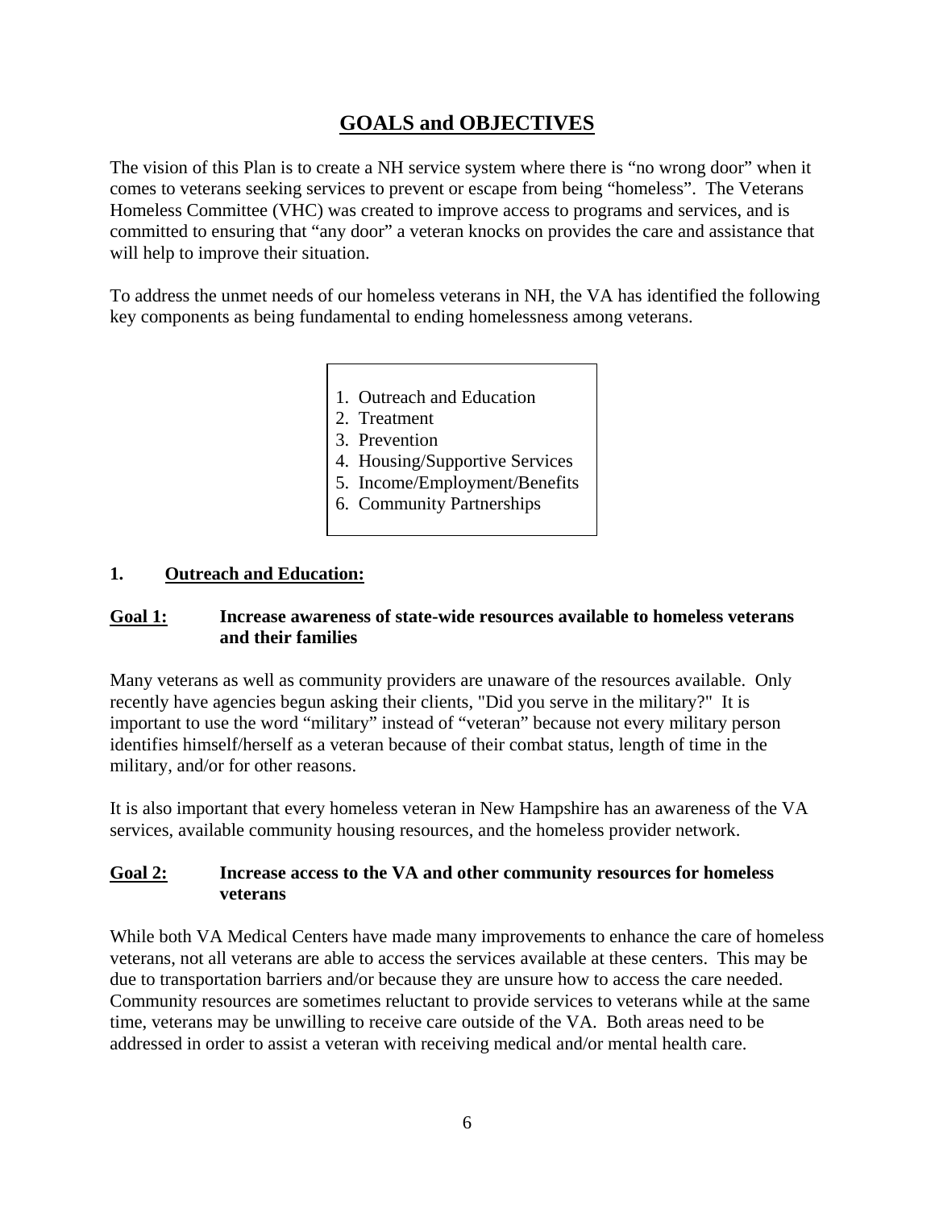# GOALS and OBJECTIVES

The vision of this Plan is to create a NH service system where there is “no wrong door” when it comes to veterans seeking services to prevent or escape from being “homeless”. The Veterans Homeless Committee (VHC) was created to improve access to programs and services, and is committed to ensuring that “any door” a veteran knocks on provides the care and assistance that will help to improve their situation.

To address the unmet needs of our homeless veterans in NH, the VA has identified the following key components as being fundamental to ending homelessness among veterans.

1. Outreach and Education
2. Treatment
3. Prevention
4. Housing/Supportive Services
5. Income/Employment/Benefits
6. Community Partnerships

## 1. Outreach and Education:

### Goal 1: Increase awareness of state-wide resources available to homeless veterans and their families

Many veterans as well as community providers are unaware of the resources available. Only recently have agencies begun asking their clients, "Did you serve in the military?" It is important to use the word “military” instead of “veteran” because not every military person identifies himself/herself as a veteran because of their combat status, length of time in the military, and/or for other reasons.

It is also important that every homeless veteran in New Hampshire has an awareness of the VA services, available community housing resources, and the homeless provider network.

### Goal 2: Increase access to the VA and other community resources for homeless veterans

While both VA Medical Centers have made many improvements to enhance the care of homeless veterans, not all veterans are able to access the services available at these centers. This may be due to transportation barriers and/or because they are unsure how to access the care needed. Community resources are sometimes reluctant to provide services to veterans while at the same time, veterans may be unwilling to receive care outside of the VA. Both areas need to be addressed in order to assist a veteran with receiving medical and/or mental health care.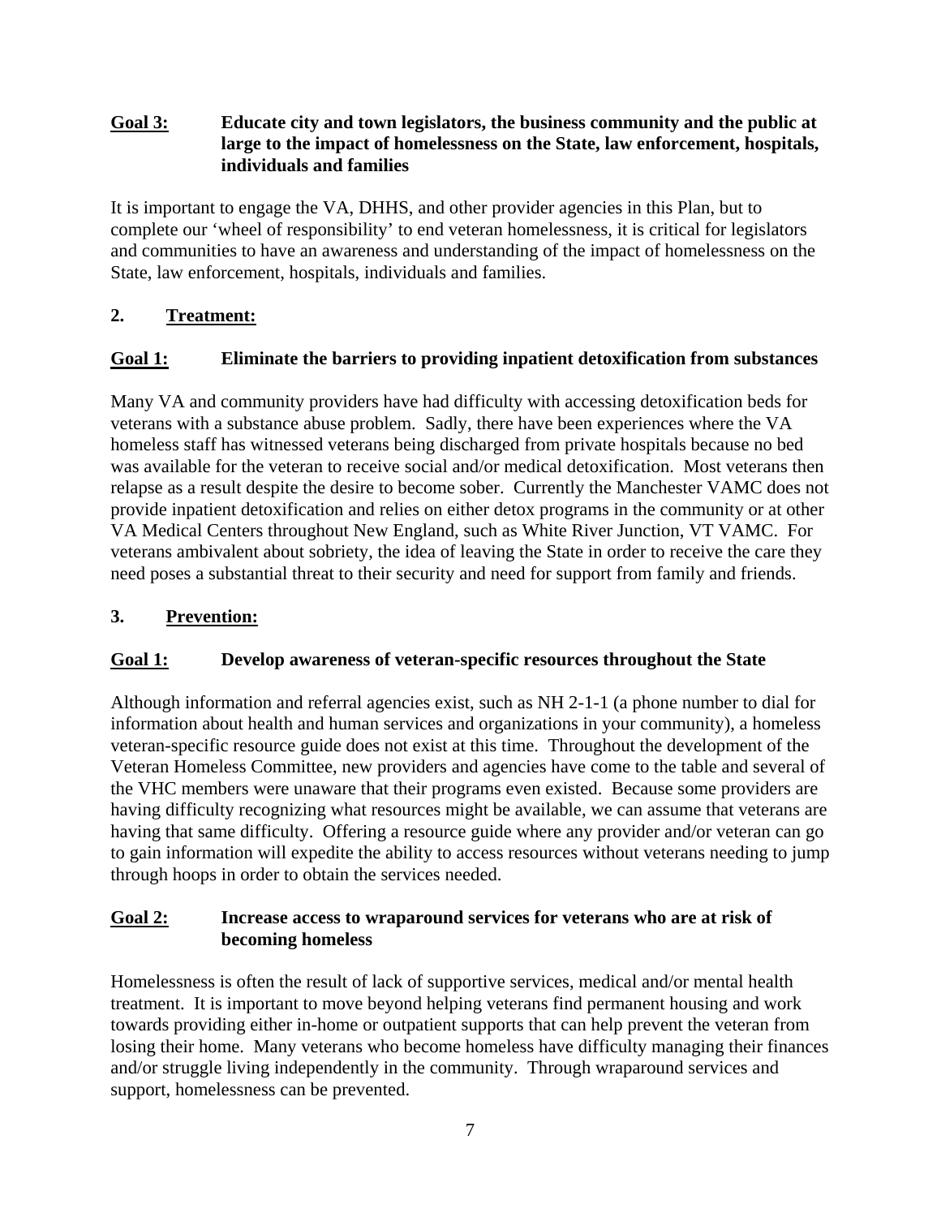**Goal 3: Educate city and town legislators, the business community and the public at large to the impact of homelessness on the State, law enforcement, hospitals, individuals and families**

It is important to engage the VA, DHHS, and other provider agencies in this Plan, but to complete our 'wheel of responsibility' to end veteran homelessness, it is critical for legislators and communities to have an awareness and understanding of the impact of homelessness on the State, law enforcement, hospitals, individuals and families.

## 2. Treatment:

**Goal 1: Eliminate the barriers to providing inpatient detoxification from substances**

Many VA and community providers have had difficulty with accessing detoxification beds for veterans with a substance abuse problem. Sadly, there have been experiences where the VA homeless staff has witnessed veterans being discharged from private hospitals because no bed was available for the veteran to receive social and/or medical detoxification. Most veterans then relapse as a result despite the desire to become sober. Currently the Manchester VAMC does not provide inpatient detoxification and relies on either detox programs in the community or at other VA Medical Centers throughout New England, such as White River Junction, VT VAMC. For veterans ambivalent about sobriety, the idea of leaving the State in order to receive the care they need poses a substantial threat to their security and need for support from family and friends.

## 3. Prevention:

**Goal 1: Develop awareness of veteran-specific resources throughout the State**

Although information and referral agencies exist, such as NH 2-1-1 (a phone number to dial for information about health and human services and organizations in your community), a homeless veteran-specific resource guide does not exist at this time. Throughout the development of the Veteran Homeless Committee, new providers and agencies have come to the table and several of the VHC members were unaware that their programs even existed. Because some providers are having difficulty recognizing what resources might be available, we can assume that veterans are having that same difficulty. Offering a resource guide where any provider and/or veteran can go to gain information will expedite the ability to access resources without veterans needing to jump through hoops in order to obtain the services needed.

**Goal 2: Increase access to wraparound services for veterans who are at risk of becoming homeless**

Homelessness is often the result of lack of supportive services, medical and/or mental health treatment. It is important to move beyond helping veterans find permanent housing and work towards providing either in-home or outpatient supports that can help prevent the veteran from losing their home. Many veterans who become homeless have difficulty managing their finances and/or struggle living independently in the community. Through wraparound services and support, homelessness can be prevented.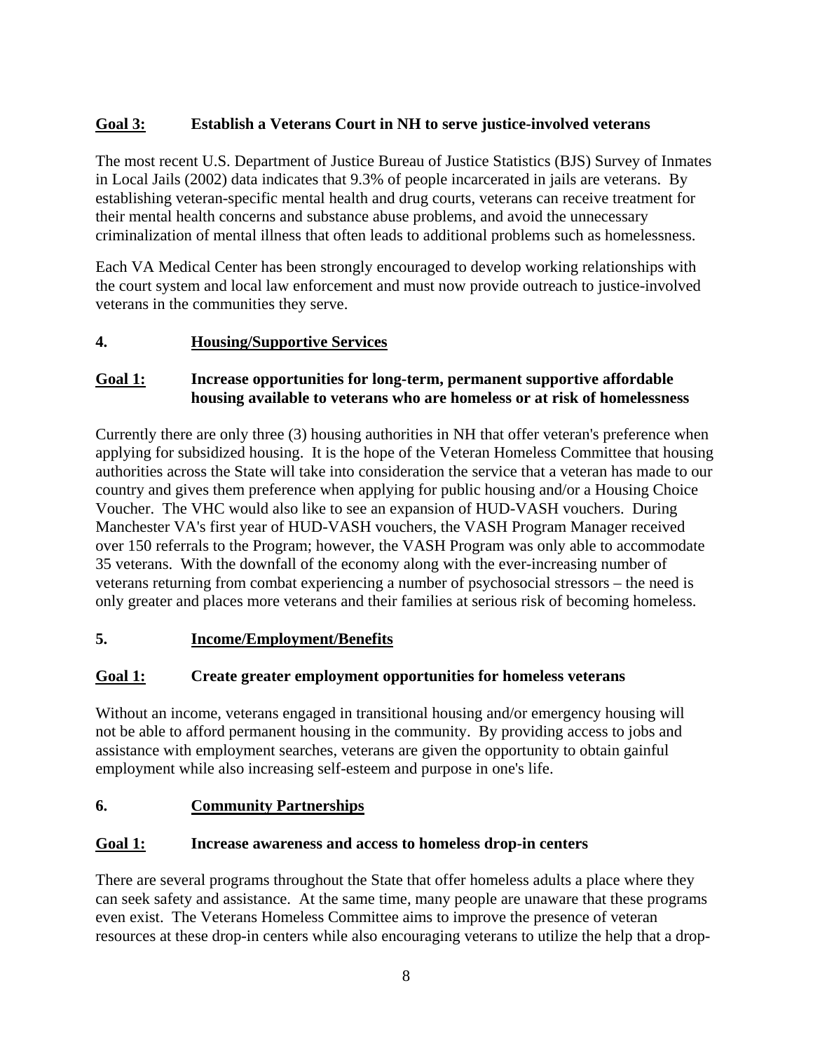**Goal 3:** **Establish a Veterans Court in NH to serve justice-involved veterans**

The most recent U.S. Department of Justice Bureau of Justice Statistics (BJS) Survey of Inmates in Local Jails (2002) data indicates that 9.3% of people incarcerated in jails are veterans. By establishing veteran-specific mental health and drug courts, veterans can receive treatment for their mental health concerns and substance abuse problems, and avoid the unnecessary criminalization of mental illness that often leads to additional problems such as homelessness.

Each VA Medical Center has been strongly encouraged to develop working relationships with the court system and local law enforcement and must now provide outreach to justice-involved veterans in the communities they serve.

## 4. Housing/Supportive Services

**Goal 1:** **Increase opportunities for long-term, permanent supportive affordable housing available to veterans who are homeless or at risk of homelessness**

Currently there are only three (3) housing authorities in NH that offer veteran's preference when applying for subsidized housing. It is the hope of the Veteran Homeless Committee that housing authorities across the State will take into consideration the service that a veteran has made to our country and gives them preference when applying for public housing and/or a Housing Choice Voucher. The VHC would also like to see an expansion of HUD-VASH vouchers. During Manchester VA's first year of HUD-VASH vouchers, the VASH Program Manager received over 150 referrals to the Program; however, the VASH Program was only able to accommodate 35 veterans. With the downfall of the economy along with the ever-increasing number of veterans returning from combat experiencing a number of psychosocial stressors – the need is only greater and places more veterans and their families at serious risk of becoming homeless.

## 5. Income/Employment/Benefits

**Goal 1:** **Create greater employment opportunities for homeless veterans**

Without an income, veterans engaged in transitional housing and/or emergency housing will not be able to afford permanent housing in the community. By providing access to jobs and assistance with employment searches, veterans are given the opportunity to obtain gainful employment while also increasing self-esteem and purpose in one's life.

## 6. Community Partnerships

**Goal 1:** **Increase awareness and access to homeless drop-in centers**

There are several programs throughout the State that offer homeless adults a place where they can seek safety and assistance. At the same time, many people are unaware that these programs even exist. The Veterans Homeless Committee aims to improve the presence of veteran resources at these drop-in centers while also encouraging veterans to utilize the help that a drop-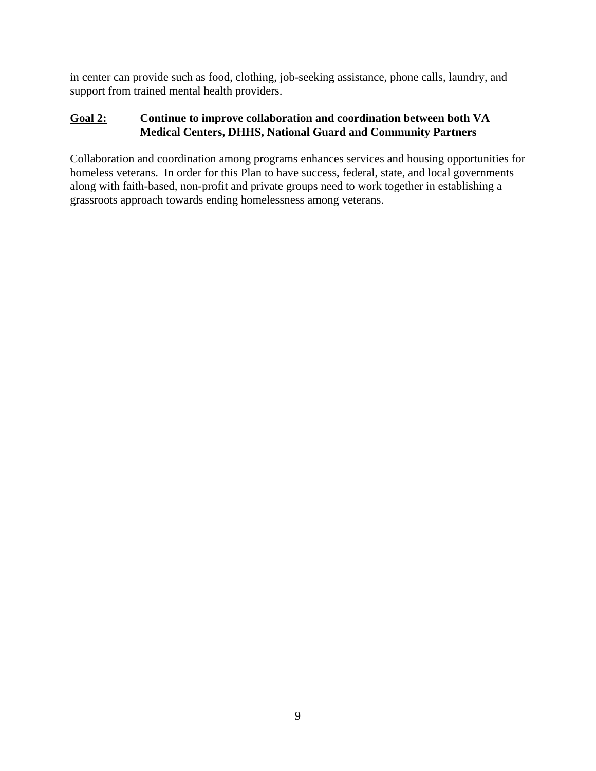in center can provide such as food, clothing, job-seeking assistance, phone calls, laundry, and support from trained mental health providers.

**<u>Goal 2:</u>** **Continue to improve collaboration and coordination between both VA Medical Centers, DHHS, National Guard and Community Partners**

Collaboration and coordination among programs enhances services and housing opportunities for homeless veterans. In order for this Plan to have success, federal, state, and local governments along with faith-based, non-profit and private groups need to work together in establishing a grassroots approach towards ending homelessness among veterans.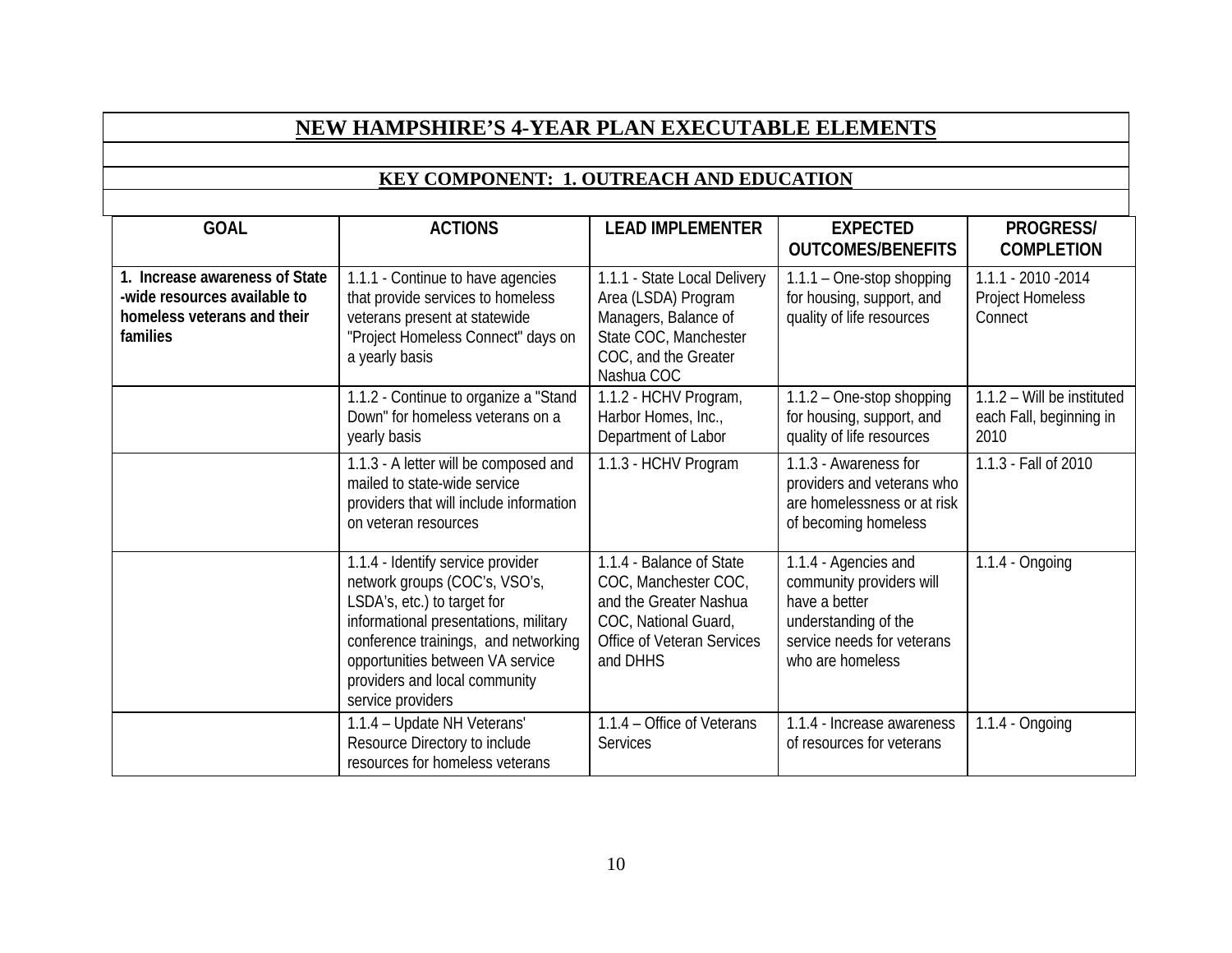# NEW HAMPSHIRE'S 4-YEAR PLAN EXECUTABLE ELEMENTS

## KEY COMPONENT: 1. OUTREACH AND EDUCATION

| GOAL | ACTIONS | LEAD IMPLEMENTER | EXPECTED OUTCOMES/BENEFITS | PROGRESS/ COMPLETION |
|---|---|---|---|---|
| **1. Increase awareness of State -wide resources available to homeless veterans and their families** | 1.1.1 - Continue to have agencies that provide services to homeless veterans present at statewide "Project Homeless Connect" days on a yearly basis | 1.1.1 - State Local Delivery Area (LSDA) Program Managers, Balance of State COC, Manchester COC, and the Greater Nashua COC | 1.1.1 – One-stop shopping for housing, support, and quality of life resources | 1.1.1 - 2010 -2014 Project Homeless Connect |
| | 1.1.2 - Continue to organize a "Stand Down" for homeless veterans on a yearly basis | 1.1.2 - HCHV Program, Harbor Homes, Inc., Department of Labor | 1.1.2 – One-stop shopping for housing, support, and quality of life resources | 1.1.2 – Will be instituted each Fall, beginning in 2010 |
| | 1.1.3 - A letter will be composed and mailed to state-wide service providers that will include information on veteran resources | 1.1.3 - HCHV Program | 1.1.3 - Awareness for providers and veterans who are homelessness or at risk of becoming homeless | 1.1.3 - Fall of 2010 |
| | 1.1.4 - Identify service provider network groups (COC's, VSO's, LSDA's, etc.) to target for informational presentations, military conference trainings, and networking opportunities between VA service providers and local community service providers | 1.1.4 - Balance of State COC, Manchester COC, and the Greater Nashua COC, National Guard, Office of Veteran Services and DHHS | 1.1.4 - Agencies and community providers will have a better understanding of the service needs for veterans who are homeless | 1.1.4 - Ongoing |
| | 1.1.4 – Update NH Veterans' Resource Directory to include resources for homeless veterans | 1.1.4 – Office of Veterans Services | 1.1.4 - Increase awareness of resources for veterans | 1.1.4 - Ongoing |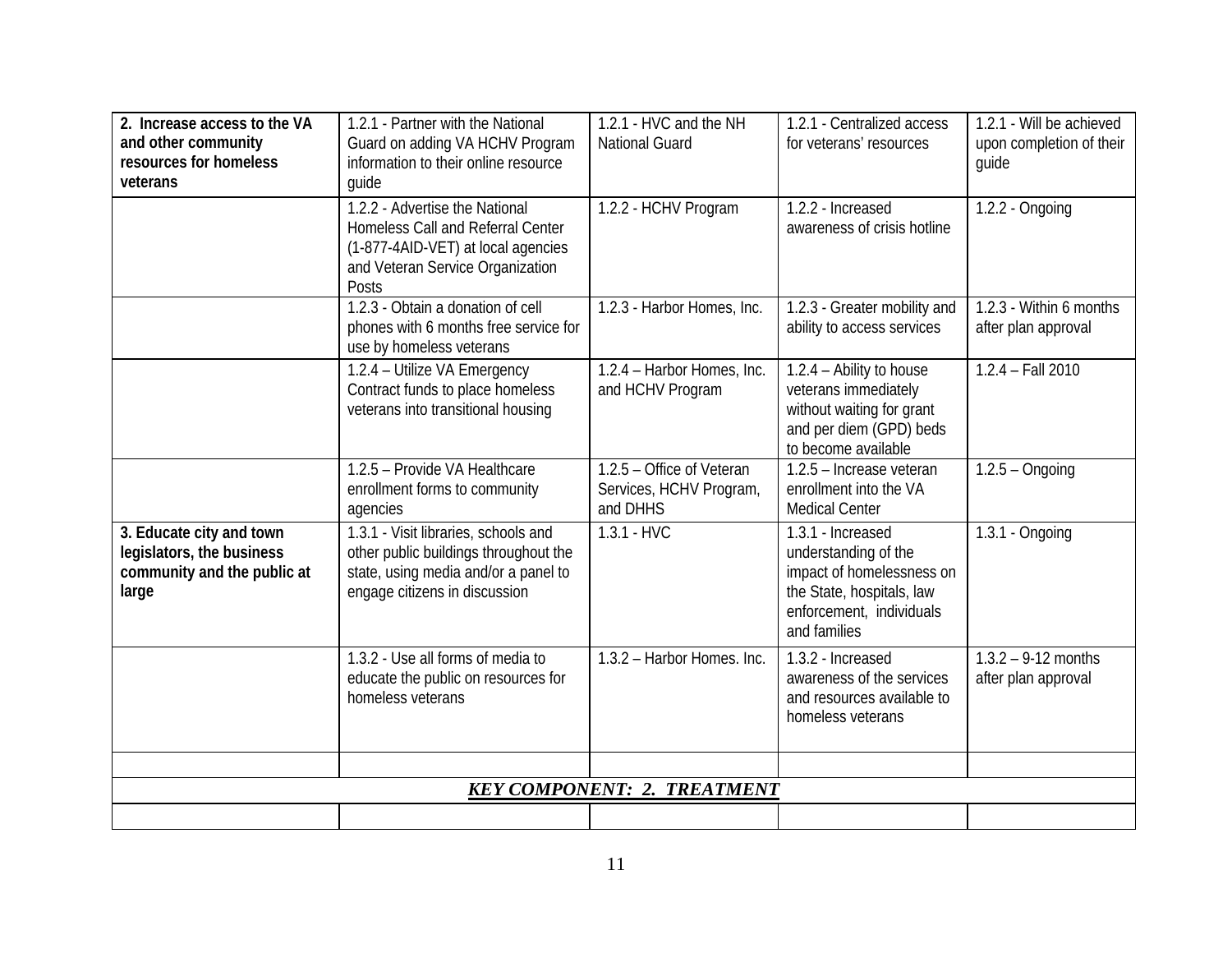| **2. Increase access to the VA and other community resources for homeless veterans** | 1.2.1 - Partner with the National Guard on adding VA HCHV Program information to their online resource guide | 1.2.1 - HVC and the NH National Guard | 1.2.1 - Centralized access for veterans' resources | 1.2.1 - Will be achieved upon completion of their guide |
|---|---|---|---|---|
| | 1.2.2 - Advertise the National Homeless Call and Referral Center (1-877-4AID-VET) at local agencies and Veteran Service Organization Posts | 1.2.2 - HCHV Program | 1.2.2 - Increased awareness of crisis hotline | 1.2.2 - Ongoing |
| | 1.2.3 - Obtain a donation of cell phones with 6 months free service for use by homeless veterans | 1.2.3 - Harbor Homes, Inc. | 1.2.3 - Greater mobility and ability to access services | 1.2.3 - Within 6 months after plan approval |
| | 1.2.4 – Utilize VA Emergency Contract funds to place homeless veterans into transitional housing | 1.2.4 – Harbor Homes, Inc. and HCHV Program | 1.2.4 – Ability to house veterans immediately without waiting for grant and per diem (GPD) beds to become available | 1.2.4 – Fall 2010 |
| | 1.2.5 – Provide VA Healthcare enrollment forms to community agencies | 1.2.5 – Office of Veteran Services, HCHV Program, and DHHS | 1.2.5 – Increase veteran enrollment into the VA Medical Center | 1.2.5 – Ongoing |
| **3. Educate city and town legislators, the business community and the public at large** | 1.3.1 - Visit libraries, schools and other public buildings throughout the state, using media and/or a panel to engage citizens in discussion | 1.3.1 - HVC | 1.3.1 - Increased understanding of the impact of homelessness on the State, hospitals, law enforcement, individuals and families | 1.3.1 - Ongoing |
| | 1.3.2 - Use all forms of media to educate the public on resources for homeless veterans | 1.3.2 – Harbor Homes. Inc. | 1.3.2 - Increased awareness of the services and resources available to homeless veterans | 1.3.2 – 9-12 months after plan approval |
| | | | | |
| ***KEY COMPONENT: 2. TREATMENT*** | | | | |
| | | | | |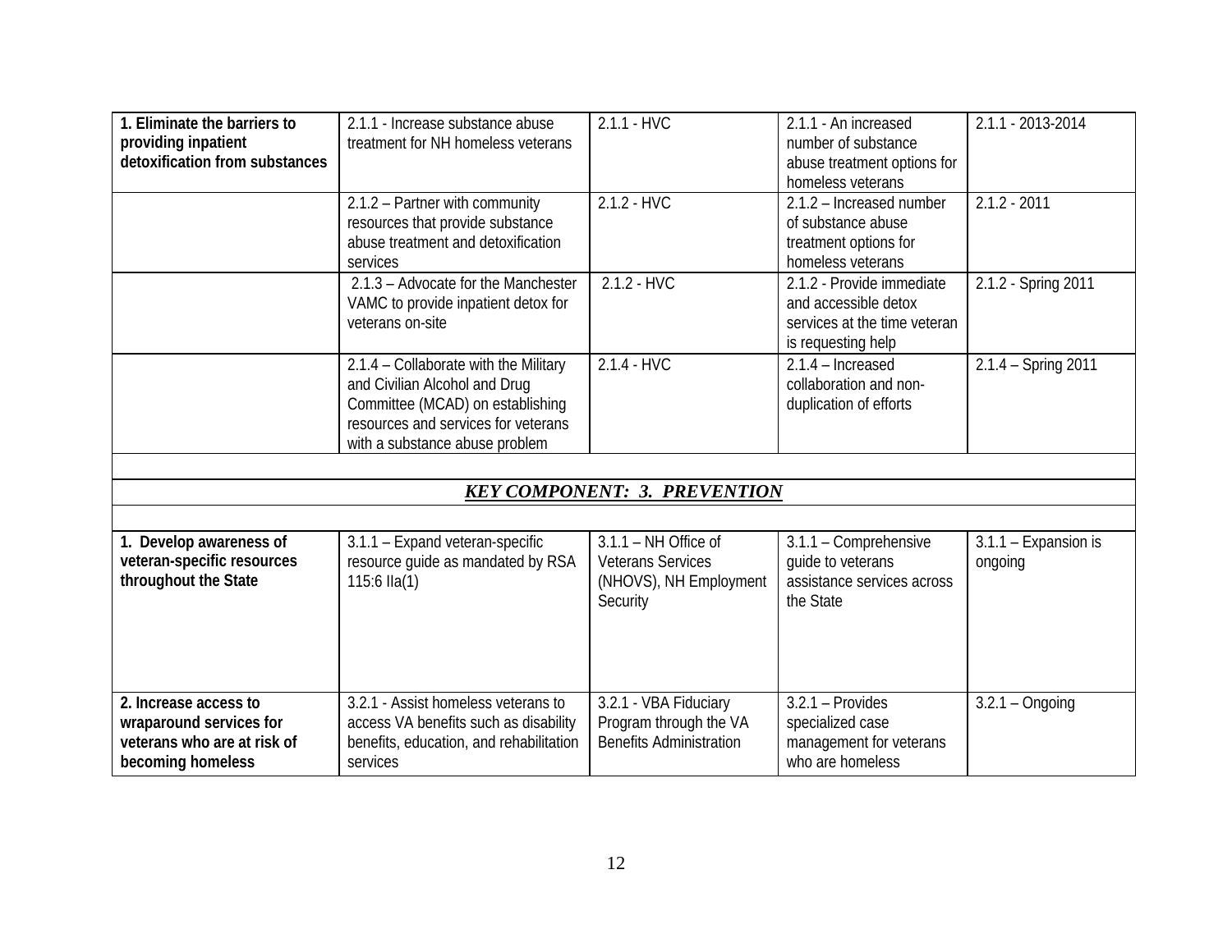| | | | | |
|---|---|---|---|---|
| **1. Eliminate the barriers to providing inpatient detoxification from substances** | 2.1.1 - Increase substance abuse treatment for NH homeless veterans | 2.1.1 - HVC | 2.1.1 - An increased number of substance abuse treatment options for homeless veterans | 2.1.1 - 2013-2014 |
| | 2.1.2 – Partner with community resources that provide substance abuse treatment and detoxification services | 2.1.2 - HVC | 2.1.2 – Increased number of substance abuse treatment options for homeless veterans | 2.1.2 - 2011 |
| | 2.1.3 – Advocate for the Manchester VAMC to provide inpatient detox for veterans on-site | 2.1.2 - HVC | 2.1.2 - Provide immediate and accessible detox services at the time veteran is requesting help | 2.1.2 - Spring 2011 |
| | 2.1.4 – Collaborate with the Military and Civilian Alcohol and Drug Committee (MCAD) on establishing resources and services for veterans with a substance abuse problem | 2.1.4 - HVC | 2.1.4 – Increased collaboration and non-duplication of efforts | 2.1.4 – Spring 2011 |
| | | | | |
| ***KEY COMPONENT: 3. PREVENTION*** | | | | |
| | | | | |
| **1. Develop awareness of veteran-specific resources throughout the State** | 3.1.1 – Expand veteran-specific resource guide as mandated by RSA 115:6 IIa(1) | 3.1.1 – NH Office of Veterans Services (NHOVS), NH Employment Security | 3.1.1 – Comprehensive guide to veterans assistance services across the State | 3.1.1 – Expansion is ongoing |
| **2. Increase access to wraparound services for veterans who are at risk of becoming homeless** | 3.2.1 - Assist homeless veterans to access VA benefits such as disability benefits, education, and rehabilitation services | 3.2.1 - VBA Fiduciary Program through the VA Benefits Administration | 3.2.1 – Provides specialized case management for veterans who are homeless | 3.2.1 – Ongoing |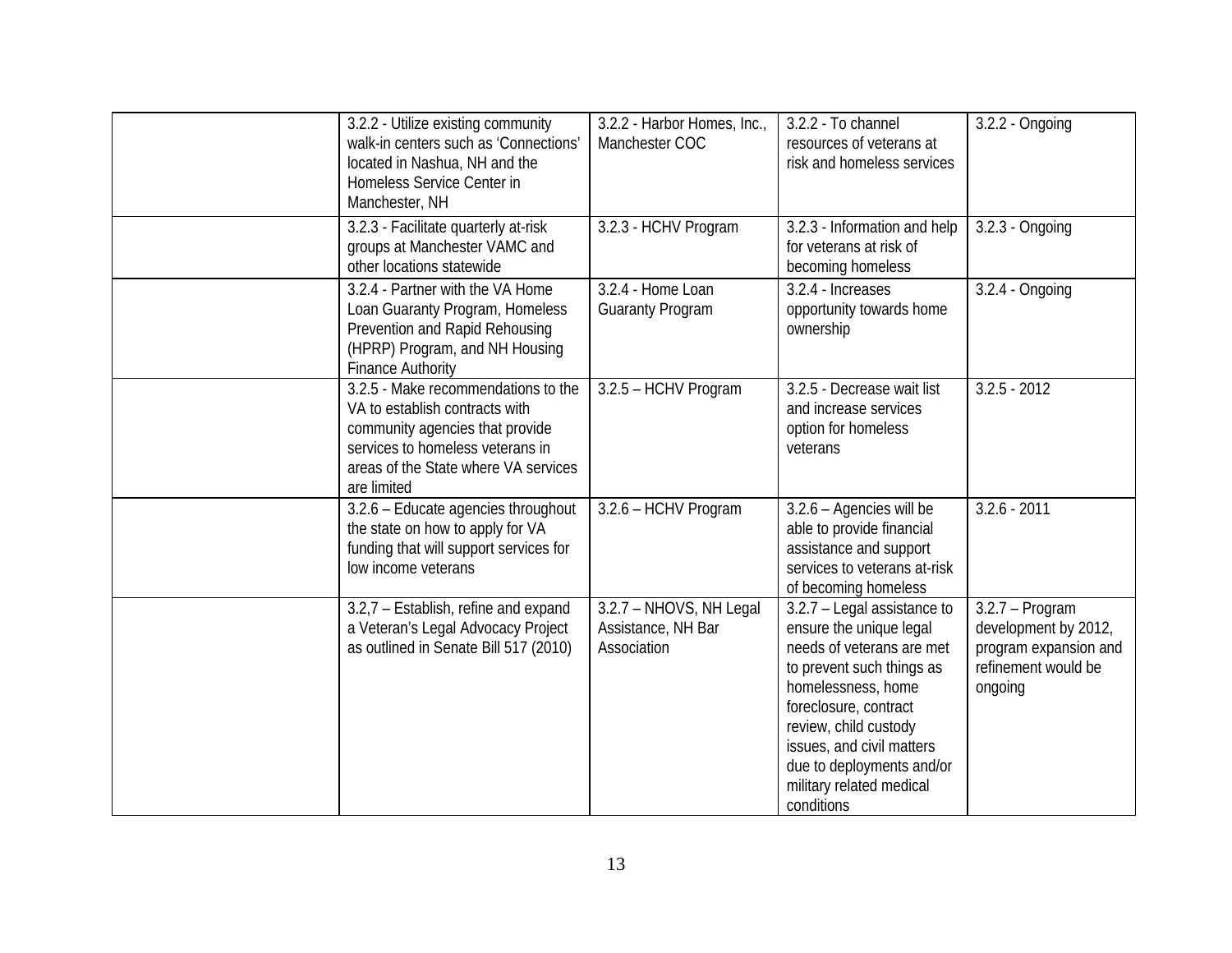| | | | | |
|---|---|---|---|---|
| | 3.2.2 - Utilize existing community walk-in centers such as 'Connections' located in Nashua, NH and the Homeless Service Center in Manchester, NH | 3.2.2 - Harbor Homes, Inc., Manchester COC | 3.2.2 - To channel resources of veterans at risk and homeless services | 3.2.2 - Ongoing |
| | 3.2.3 - Facilitate quarterly at-risk groups at Manchester VAMC and other locations statewide | 3.2.3 - HCHV Program | 3.2.3 - Information and help for veterans at risk of becoming homeless | 3.2.3 - Ongoing |
| | 3.2.4 - Partner with the VA Home Loan Guaranty Program, Homeless Prevention and Rapid Rehousing (HPRP) Program, and NH Housing Finance Authority | 3.2.4 - Home Loan Guaranty Program | 3.2.4 - Increases opportunity towards home ownership | 3.2.4 - Ongoing |
| | 3.2.5 - Make recommendations to the VA to establish contracts with community agencies that provide services to homeless veterans in areas of the State where VA services are limited | 3.2.5 – HCHV Program | 3.2.5 - Decrease wait list and increase services option for homeless veterans | 3.2.5 - 2012 |
| | 3.2.6 – Educate agencies throughout the state on how to apply for VA funding that will support services for low income veterans | 3.2.6 – HCHV Program | 3.2.6 – Agencies will be able to provide financial assistance and support services to veterans at-risk of becoming homeless | 3.2.6 - 2011 |
| | 3.2,7 – Establish, refine and expand a Veteran's Legal Advocacy Project as outlined in Senate Bill 517 (2010) | 3.2.7 – NHOVS, NH Legal Assistance, NH Bar Association | 3.2.7 – Legal assistance to ensure the unique legal needs of veterans are met to prevent such things as homelessness, home foreclosure, contract review, child custody issues, and civil matters due to deployments and/or military related medical conditions | 3.2.7 – Program development by 2012, program expansion and refinement would be ongoing |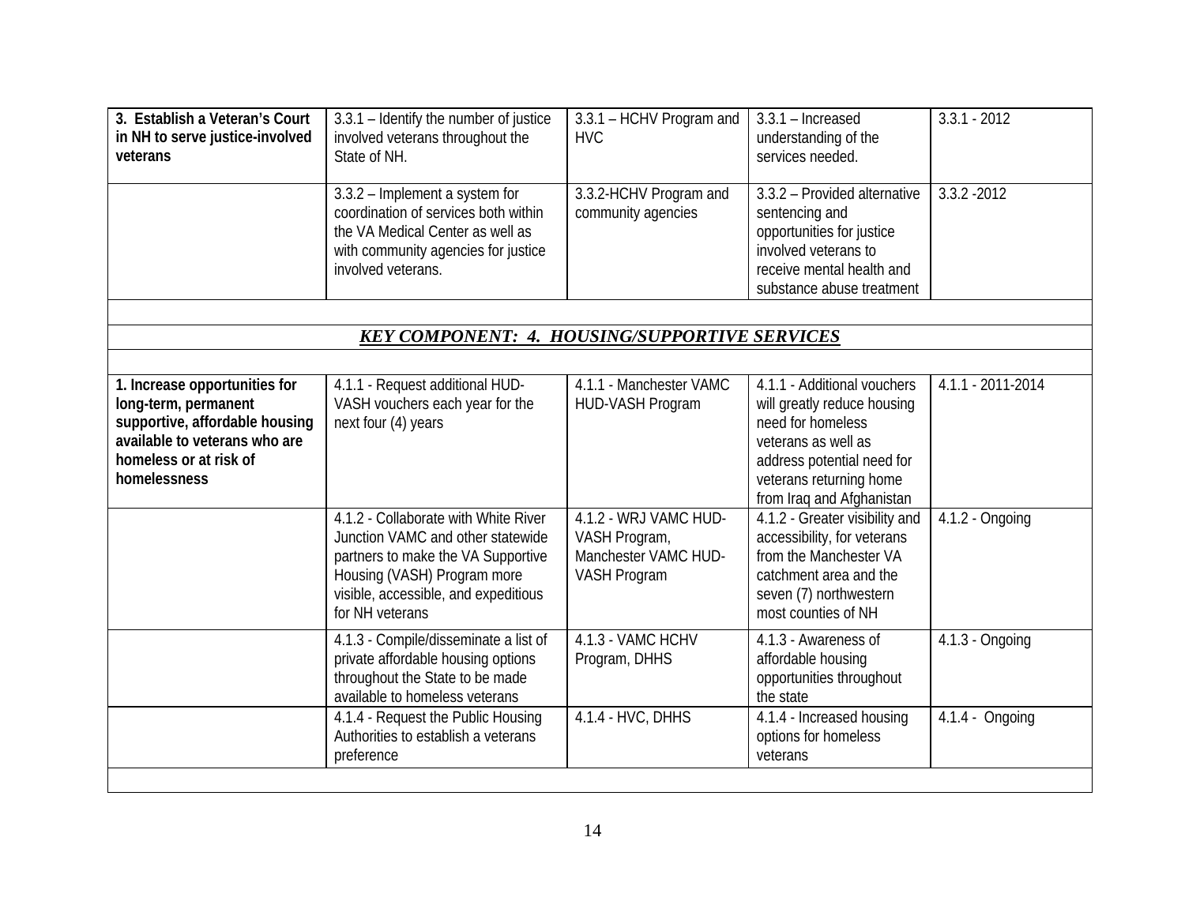| | | | | |
|---|---|---|---|---|
| **3. Establish a Veteran's Court in NH to serve justice-involved veterans** | 3.3.1 – Identify the number of justice involved veterans throughout the State of NH. | 3.3.1 – HCHV Program and HVC | 3.3.1 – Increased understanding of the services needed. | 3.3.1 - 2012 |
| | 3.3.2 – Implement a system for coordination of services both within the VA Medical Center as well as with community agencies for justice involved veterans. | 3.3.2-HCHV Program and community agencies | 3.3.2 – Provided alternative sentencing and opportunities for justice involved veterans to receive mental health and substance abuse treatment | 3.3.2 -2012 |
| | | | | |
| ***KEY COMPONENT: 4. HOUSING/SUPPORTIVE SERVICES*** | | | | |
| | | | | |
| **1. Increase opportunities for long-term, permanent supportive, affordable housing available to veterans who are homeless or at risk of homelessness** | 4.1.1 - Request additional HUD-VASH vouchers each year for the next four (4) years | 4.1.1 - Manchester VAMC HUD-VASH Program | 4.1.1 - Additional vouchers will greatly reduce housing need for homeless veterans as well as address potential need for veterans returning home from Iraq and Afghanistan | 4.1.1 - 2011-2014 |
| | 4.1.2 - Collaborate with White River Junction VAMC and other statewide partners to make the VA Supportive Housing (VASH) Program more visible, accessible, and expeditious for NH veterans | 4.1.2 - WRJ VAMC HUD-VASH Program, Manchester VAMC HUD-VASH Program | 4.1.2 - Greater visibility and accessibility, for veterans from the Manchester VA catchment area and the seven (7) northwestern most counties of NH | 4.1.2 - Ongoing |
| | 4.1.3 - Compile/disseminate a list of private affordable housing options throughout the State to be made available to homeless veterans | 4.1.3 - VAMC HCHV Program, DHHS | 4.1.3 - Awareness of affordable housing opportunities throughout the state | 4.1.3 - Ongoing |
| | 4.1.4 - Request the Public Housing Authorities to establish a veterans preference | 4.1.4 - HVC, DHHS | 4.1.4 - Increased housing options for homeless veterans | 4.1.4 - Ongoing |
| | | | | |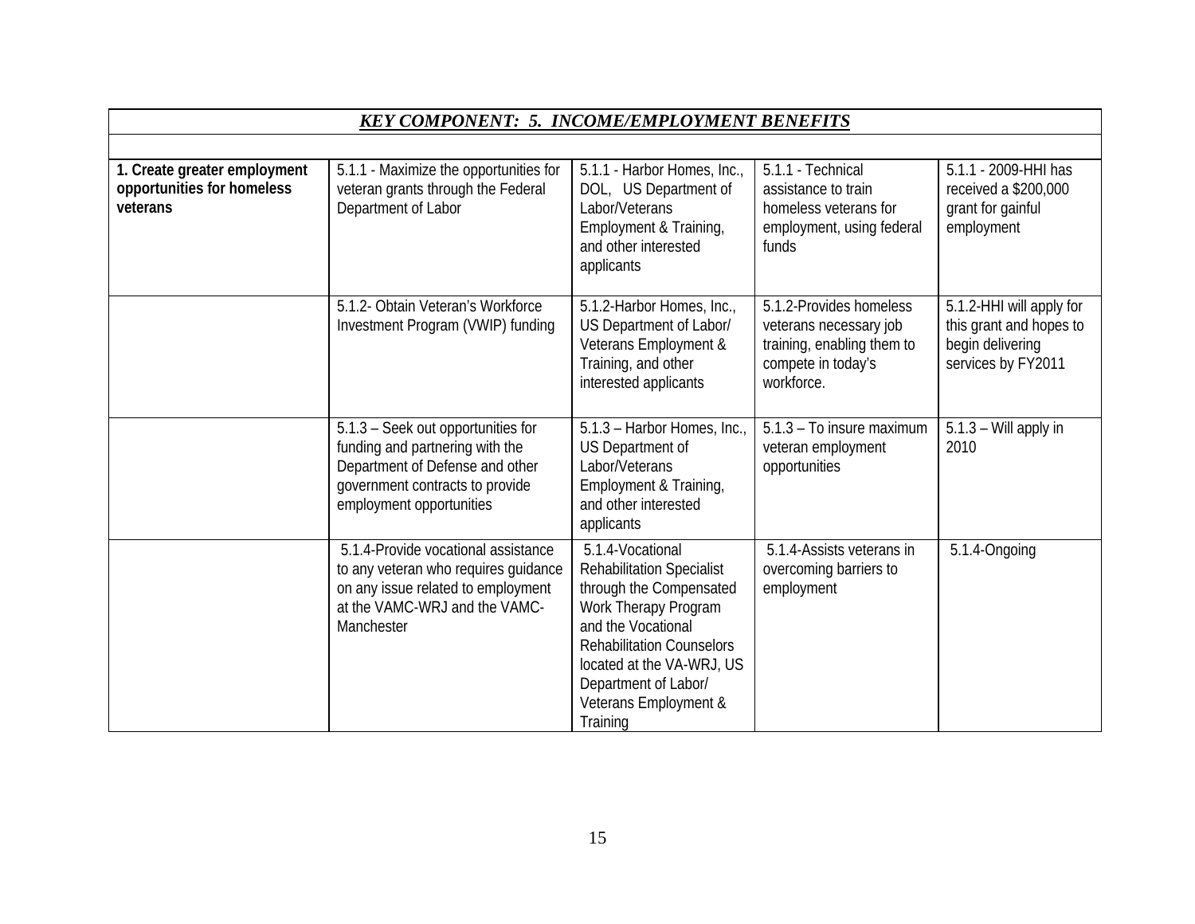| *KEY COMPONENT: 5. INCOME/EMPLOYMENT BENEFITS* | | | | |
|---|---|---|---|---|
| | | | | |
| **1. Create greater employment opportunities for homeless veterans** | 5.1.1 - Maximize the opportunities for veteran grants through the Federal Department of Labor | 5.1.1 - Harbor Homes, Inc., DOL, US Department of Labor/Veterans Employment & Training, and other interested applicants | 5.1.1 - Technical assistance to train homeless veterans for employment, using federal funds | 5.1.1 - 2009-HHI has received a $200,000 grant for gainful employment |
| | 5.1.2- Obtain Veteran's Workforce Investment Program (VWIP) funding | 5.1.2-Harbor Homes, Inc., US Department of Labor/ Veterans Employment & Training, and other interested applicants | 5.1.2-Provides homeless veterans necessary job training, enabling them to compete in today's workforce. | 5.1.2-HHI will apply for this grant and hopes to begin delivering services by FY2011 |
| | 5.1.3 – Seek out opportunities for funding and partnering with the Department of Defense and other government contracts to provide employment opportunities | 5.1.3 – Harbor Homes, Inc., US Department of Labor/Veterans Employment & Training, and other interested applicants | 5.1.3 – To insure maximum veteran employment opportunities | 5.1.3 – Will apply in 2010 |
| | 5.1.4-Provide vocational assistance to any veteran who requires guidance on any issue related to employment at the VAMC-WRJ and the VAMC-Manchester | 5.1.4-Vocational Rehabilitation Specialist through the Compensated Work Therapy Program and the Vocational Rehabilitation Counselors located at the VA-WRJ, US Department of Labor/ Veterans Employment & Training | 5.1.4-Assists veterans in overcoming barriers to employment | 5.1.4-Ongoing |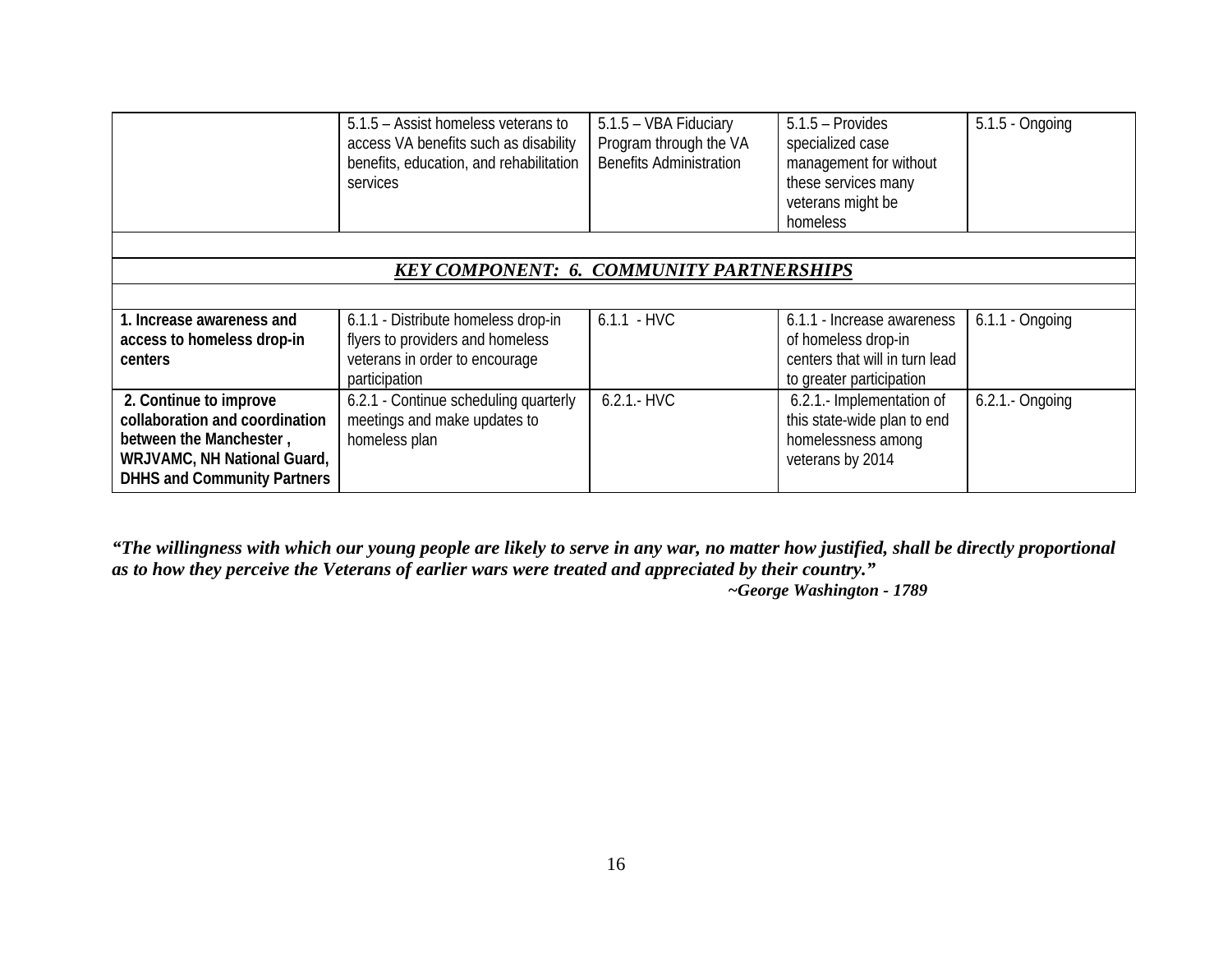| | | | | |
|---|---|---|---|---|
| | 5.1.5 – Assist homeless veterans to access VA benefits such as disability benefits, education, and rehabilitation services | 5.1.5 – VBA Fiduciary Program through the VA Benefits Administration | 5.1.5 – Provides specialized case management for without these services many veterans might be homeless | 5.1.5 - Ongoing |
| | | | | |
| ***KEY COMPONENT: 6. COMMUNITY PARTNERSHIPS*** | | | | |
| | | | | |
| **1. Increase awareness and access to homeless drop-in centers** | 6.1.1 - Distribute homeless drop-in flyers to providers and homeless veterans in order to encourage participation | 6.1.1 - HVC | 6.1.1 - Increase awareness of homeless drop-in centers that will in turn lead to greater participation | 6.1.1 - Ongoing |
| **2. Continue to improve collaboration and coordination between the Manchester , WRJVAMC, NH National Guard, DHHS and Community Partners** | 6.2.1 - Continue scheduling quarterly meetings and make updates to homeless plan | 6.2.1.- HVC | 6.2.1.- Implementation of this state-wide plan to end homelessness among veterans by 2014 | 6.2.1.- Ongoing |

***"The willingness with which our young people are likely to serve in any war, no matter how justified, shall be directly proportional as to how they perceive the Veterans of earlier wars were treated and appreciated by their country."***

***~George Washington - 1789***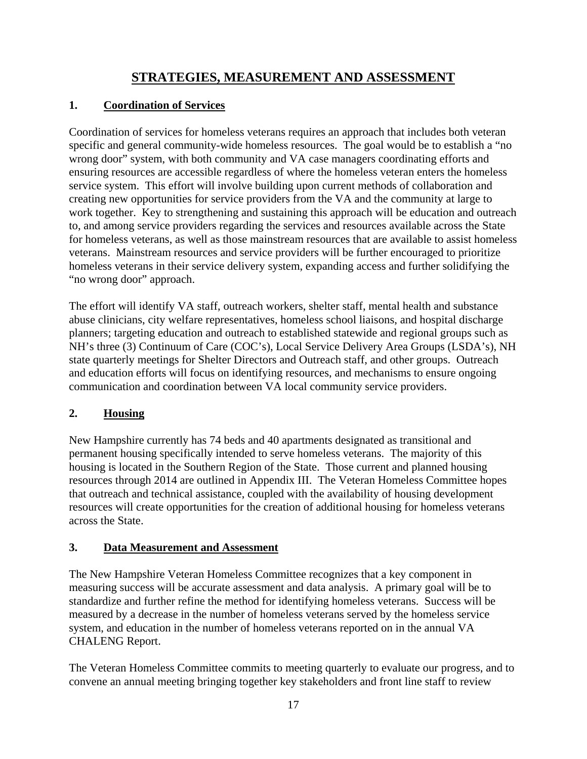## STRATEGIES, MEASUREMENT AND ASSESSMENT

### 1. Coordination of Services

Coordination of services for homeless veterans requires an approach that includes both veteran specific and general community-wide homeless resources. The goal would be to establish a "no wrong door" system, with both community and VA case managers coordinating efforts and ensuring resources are accessible regardless of where the homeless veteran enters the homeless service system. This effort will involve building upon current methods of collaboration and creating new opportunities for service providers from the VA and the community at large to work together. Key to strengthening and sustaining this approach will be education and outreach to, and among service providers regarding the services and resources available across the State for homeless veterans, as well as those mainstream resources that are available to assist homeless veterans. Mainstream resources and service providers will be further encouraged to prioritize homeless veterans in their service delivery system, expanding access and further solidifying the "no wrong door" approach.

The effort will identify VA staff, outreach workers, shelter staff, mental health and substance abuse clinicians, city welfare representatives, homeless school liaisons, and hospital discharge planners; targeting education and outreach to established statewide and regional groups such as NH's three (3) Continuum of Care (COC's), Local Service Delivery Area Groups (LSDA's), NH state quarterly meetings for Shelter Directors and Outreach staff, and other groups. Outreach and education efforts will focus on identifying resources, and mechanisms to ensure ongoing communication and coordination between VA local community service providers.

### 2. Housing

New Hampshire currently has 74 beds and 40 apartments designated as transitional and permanent housing specifically intended to serve homeless veterans. The majority of this housing is located in the Southern Region of the State. Those current and planned housing resources through 2014 are outlined in Appendix III. The Veteran Homeless Committee hopes that outreach and technical assistance, coupled with the availability of housing development resources will create opportunities for the creation of additional housing for homeless veterans across the State.

### 3. Data Measurement and Assessment

The New Hampshire Veteran Homeless Committee recognizes that a key component in measuring success will be accurate assessment and data analysis. A primary goal will be to standardize and further refine the method for identifying homeless veterans. Success will be measured by a decrease in the number of homeless veterans served by the homeless service system, and education in the number of homeless veterans reported on in the annual VA CHALENG Report.

The Veteran Homeless Committee commits to meeting quarterly to evaluate our progress, and to convene an annual meeting bringing together key stakeholders and front line staff to review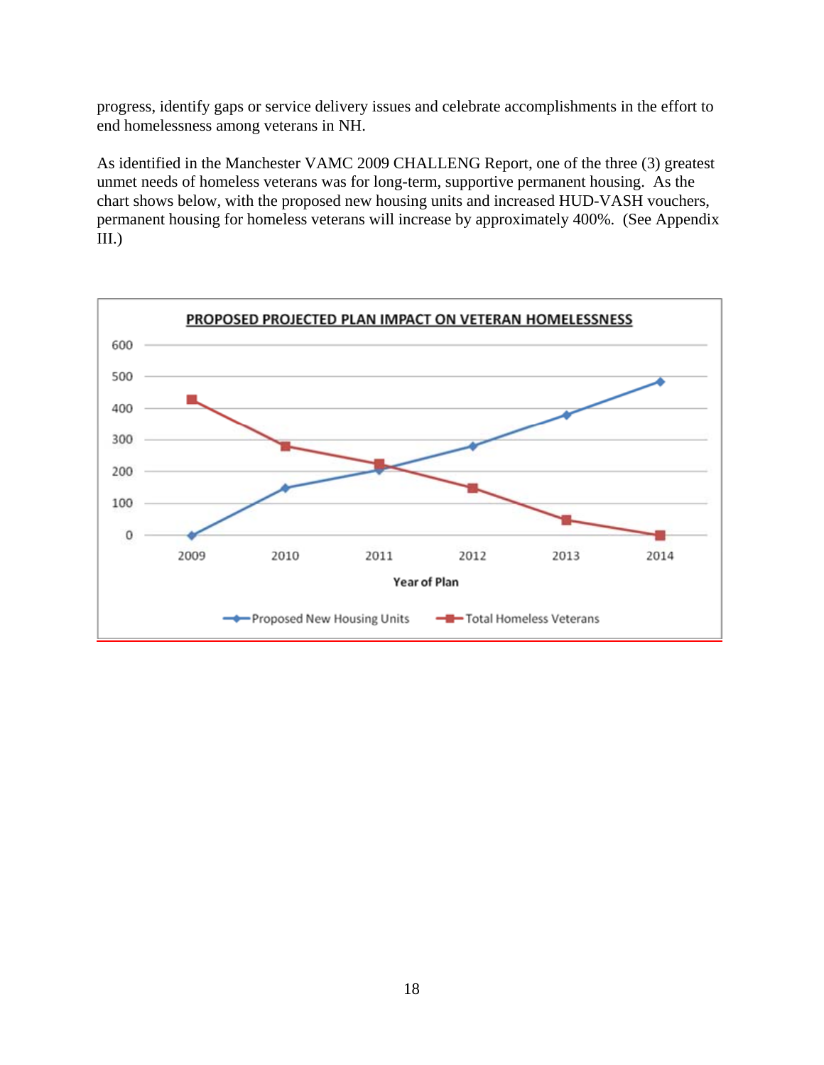progress, identify gaps or service delivery issues and celebrate accomplishments in the effort to end homelessness among veterans in NH.

As identified in the Manchester VAMC 2009 CHALLENG Report, one of the three (3) greatest unmet needs of homeless veterans was for long-term, supportive permanent housing. As the chart shows below, with the proposed new housing units and increased HUD-VASH vouchers, permanent housing for homeless veterans will increase by approximately 400%. (See Appendix III.)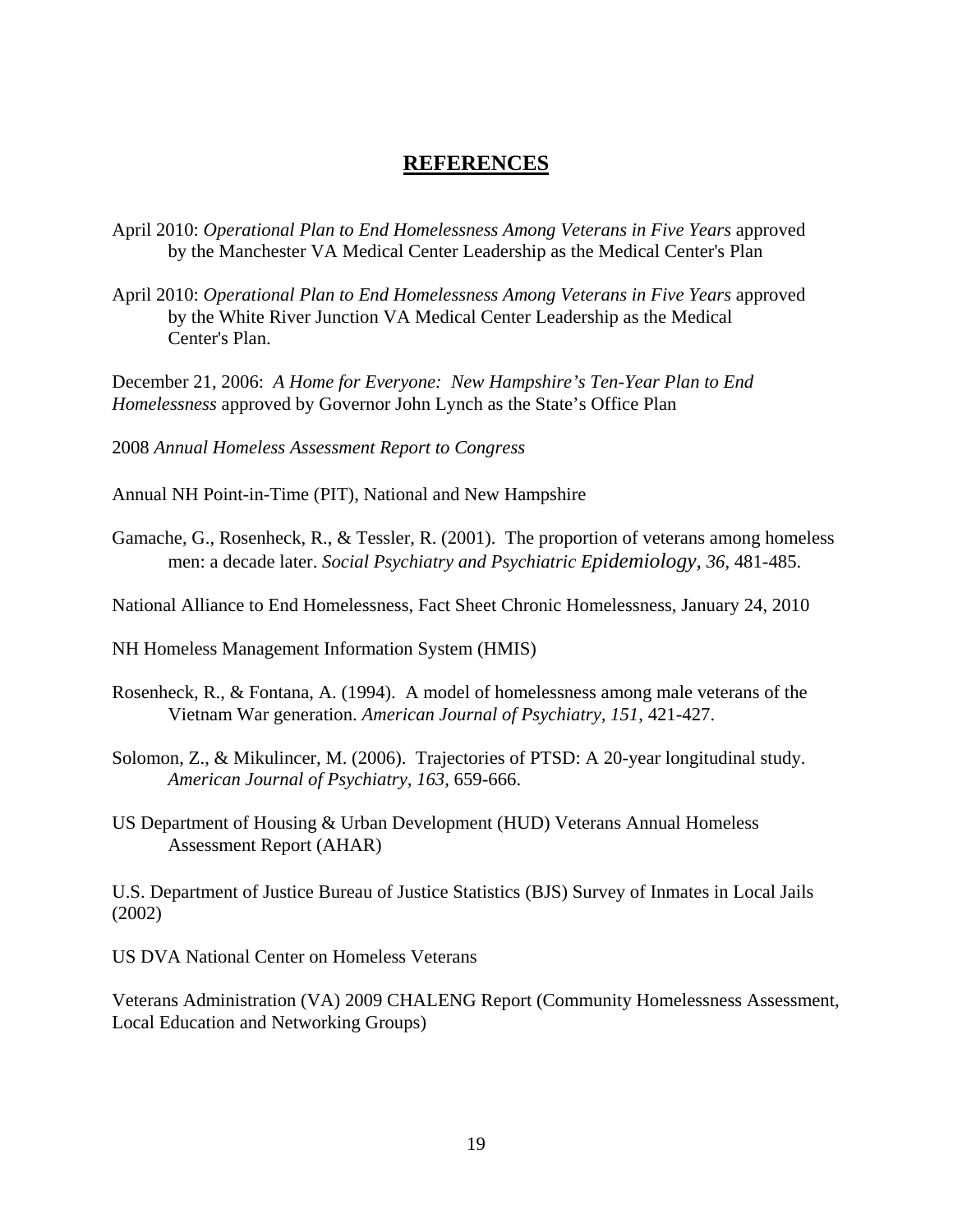# REFERENCES

April 2010: *Operational Plan to End Homelessness Among Veterans in Five Years* approved by the Manchester VA Medical Center Leadership as the Medical Center's Plan

April 2010: *Operational Plan to End Homelessness Among Veterans in Five Years* approved by the White River Junction VA Medical Center Leadership as the Medical Center's Plan.

December 21, 2006: *A Home for Everyone: New Hampshire's Ten-Year Plan to End Homelessness* approved by Governor John Lynch as the State's Office Plan

2008 *Annual Homeless Assessment Report to Congress*

Annual NH Point-in-Time (PIT), National and New Hampshire

Gamache, G., Rosenheck, R., & Tessler, R. (2001). The proportion of veterans among homeless men: a decade later. *Social Psychiatry and Psychiatric Epidemiology, 36*, 481-485.

National Alliance to End Homelessness, Fact Sheet Chronic Homelessness, January 24, 2010

NH Homeless Management Information System (HMIS)

Rosenheck, R., & Fontana, A. (1994). A model of homelessness among male veterans of the Vietnam War generation. *American Journal of Psychiatry, 151*, 421-427.

Solomon, Z., & Mikulincer, M. (2006). Trajectories of PTSD: A 20-year longitudinal study. *American Journal of Psychiatry, 163,* 659-666.

US Department of Housing & Urban Development (HUD) Veterans Annual Homeless Assessment Report (AHAR)

U.S. Department of Justice Bureau of Justice Statistics (BJS) Survey of Inmates in Local Jails (2002)

US DVA National Center on Homeless Veterans

Veterans Administration (VA) 2009 CHALENG Report (Community Homelessness Assessment, Local Education and Networking Groups)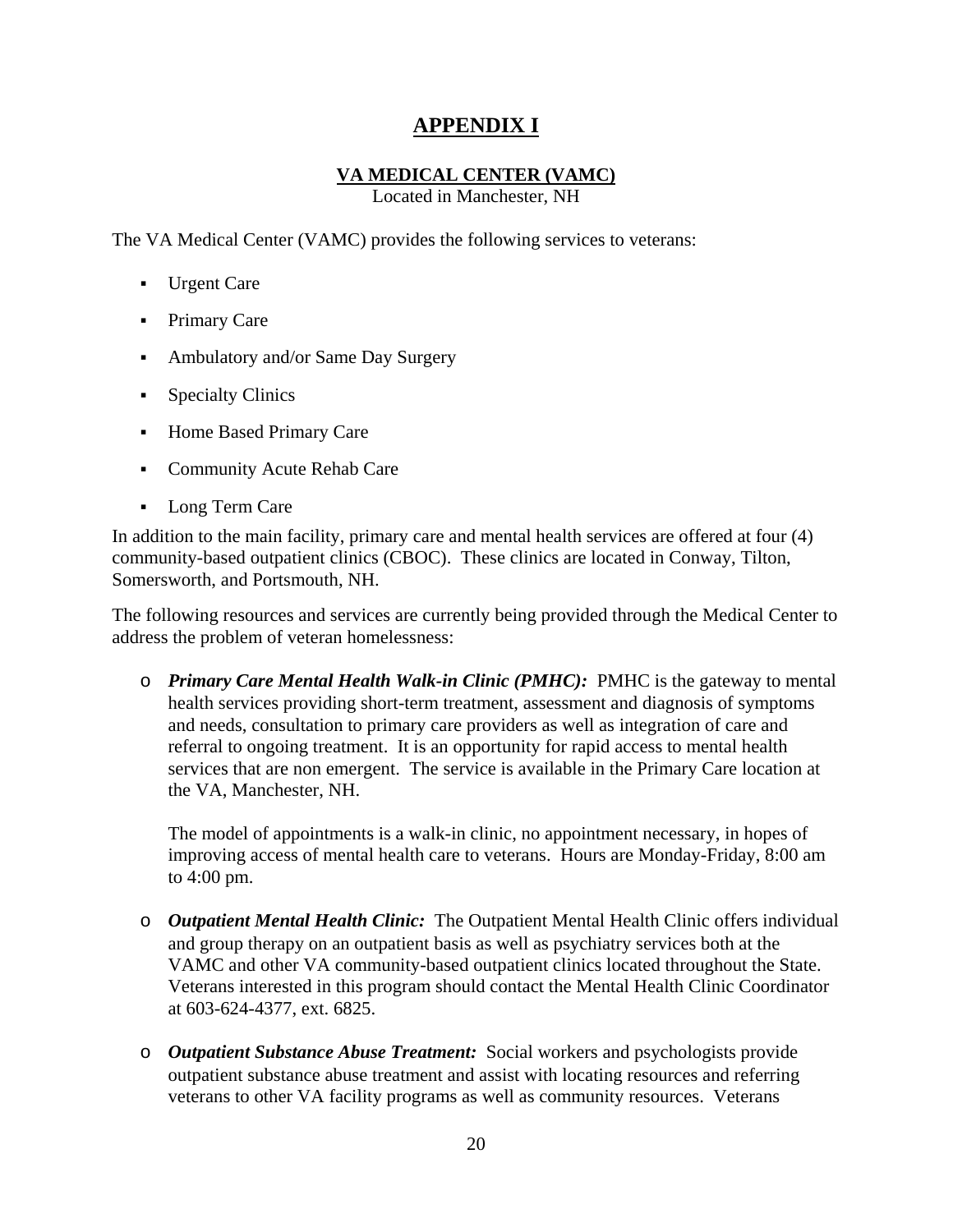# APPENDIX I

## VA MEDICAL CENTER (VAMC)

Located in Manchester, NH

The VA Medical Center (VAMC) provides the following services to veterans:

- Urgent Care
- Primary Care
- Ambulatory and/or Same Day Surgery
- Specialty Clinics
- Home Based Primary Care
- Community Acute Rehab Care
- Long Term Care

In addition to the main facility, primary care and mental health services are offered at four (4) community-based outpatient clinics (CBOC). These clinics are located in Conway, Tilton, Somersworth, and Portsmouth, NH.

The following resources and services are currently being provided through the Medical Center to address the problem of veteran homelessness:

- ***Primary Care Mental Health Walk-in Clinic (PMHC):*** PMHC is the gateway to mental health services providing short-term treatment, assessment and diagnosis of symptoms and needs, consultation to primary care providers as well as integration of care and referral to ongoing treatment. It is an opportunity for rapid access to mental health services that are non emergent. The service is available in the Primary Care location at the VA, Manchester, NH.

  The model of appointments is a walk-in clinic, no appointment necessary, in hopes of improving access of mental health care to veterans. Hours are Monday-Friday, 8:00 am to 4:00 pm.

- ***Outpatient Mental Health Clinic:*** The Outpatient Mental Health Clinic offers individual and group therapy on an outpatient basis as well as psychiatry services both at the VAMC and other VA community-based outpatient clinics located throughout the State. Veterans interested in this program should contact the Mental Health Clinic Coordinator at 603-624-4377, ext. 6825.

- ***Outpatient Substance Abuse Treatment:*** Social workers and psychologists provide outpatient substance abuse treatment and assist with locating resources and referring veterans to other VA facility programs as well as community resources. Veterans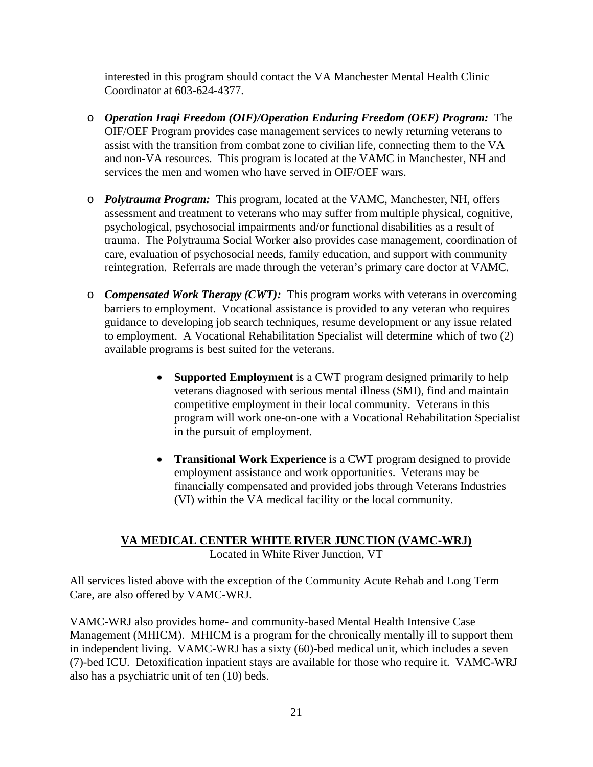interested in this program should contact the VA Manchester Mental Health Clinic Coordinator at 603-624-4377.

- ***Operation Iraqi Freedom (OIF)/Operation Enduring Freedom (OEF) Program:*** The OIF/OEF Program provides case management services to newly returning veterans to assist with the transition from combat zone to civilian life, connecting them to the VA and non-VA resources. This program is located at the VAMC in Manchester, NH and services the men and women who have served in OIF/OEF wars.

- ***Polytrauma Program:*** This program, located at the VAMC, Manchester, NH, offers assessment and treatment to veterans who may suffer from multiple physical, cognitive, psychological, psychosocial impairments and/or functional disabilities as a result of trauma. The Polytrauma Social Worker also provides case management, coordination of care, evaluation of psychosocial needs, family education, and support with community reintegration. Referrals are made through the veteran's primary care doctor at VAMC.

- ***Compensated Work Therapy (CWT):*** This program works with veterans in overcoming barriers to employment. Vocational assistance is provided to any veteran who requires guidance to developing job search techniques, resume development or any issue related to employment. A Vocational Rehabilitation Specialist will determine which of two (2) available programs is best suited for the veterans.

  - **Supported Employment** is a CWT program designed primarily to help veterans diagnosed with serious mental illness (SMI), find and maintain competitive employment in their local community. Veterans in this program will work one-on-one with a Vocational Rehabilitation Specialist in the pursuit of employment.

  - **Transitional Work Experience** is a CWT program designed to provide employment assistance and work opportunities. Veterans may be financially compensated and provided jobs through Veterans Industries (VI) within the VA medical facility or the local community.

## VA MEDICAL CENTER WHITE RIVER JUNCTION (VAMC-WRJ)

Located in White River Junction, VT

All services listed above with the exception of the Community Acute Rehab and Long Term Care, are also offered by VAMC-WRJ.

VAMC-WRJ also provides home- and community-based Mental Health Intensive Case Management (MHICM). MHICM is a program for the chronically mentally ill to support them in independent living. VAMC-WRJ has a sixty (60)-bed medical unit, which includes a seven (7)-bed ICU. Detoxification inpatient stays are available for those who require it. VAMC-WRJ also has a psychiatric unit of ten (10) beds.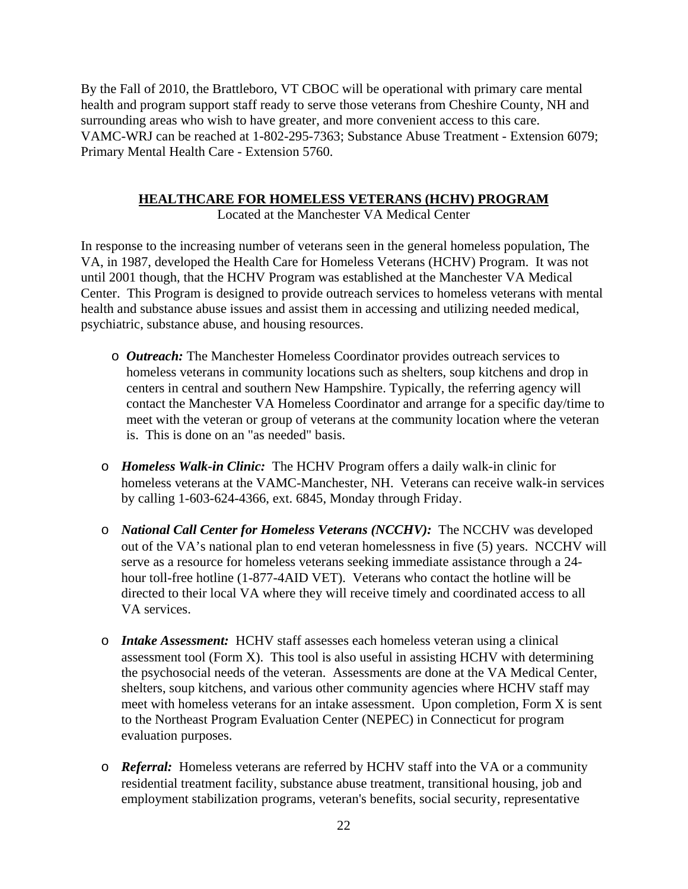By the Fall of 2010, the Brattleboro, VT CBOC will be operational with primary care mental health and program support staff ready to serve those veterans from Cheshire County, NH and surrounding areas who wish to have greater, and more convenient access to this care. VAMC-WRJ can be reached at 1-802-295-7363; Substance Abuse Treatment - Extension 6079; Primary Mental Health Care - Extension 5760.

## HEALTHCARE FOR HOMELESS VETERANS (HCHV) PROGRAM

Located at the Manchester VA Medical Center

In response to the increasing number of veterans seen in the general homeless population, The VA, in 1987, developed the Health Care for Homeless Veterans (HCHV) Program. It was not until 2001 though, that the HCHV Program was established at the Manchester VA Medical Center. This Program is designed to provide outreach services to homeless veterans with mental health and substance abuse issues and assist them in accessing and utilizing needed medical, psychiatric, substance abuse, and housing resources.

- ***Outreach:*** The Manchester Homeless Coordinator provides outreach services to homeless veterans in community locations such as shelters, soup kitchens and drop in centers in central and southern New Hampshire. Typically, the referring agency will contact the Manchester VA Homeless Coordinator and arrange for a specific day/time to meet with the veteran or group of veterans at the community location where the veteran is. This is done on an "as needed" basis.

- ***Homeless Walk-in Clinic:*** The HCHV Program offers a daily walk-in clinic for homeless veterans at the VAMC-Manchester, NH. Veterans can receive walk-in services by calling 1-603-624-4366, ext. 6845, Monday through Friday.

- ***National Call Center for Homeless Veterans (NCCHV):*** The NCCHV was developed out of the VA's national plan to end veteran homelessness in five (5) years. NCCHV will serve as a resource for homeless veterans seeking immediate assistance through a 24-hour toll-free hotline (1-877-4AID VET). Veterans who contact the hotline will be directed to their local VA where they will receive timely and coordinated access to all VA services.

- ***Intake Assessment:*** HCHV staff assesses each homeless veteran using a clinical assessment tool (Form X). This tool is also useful in assisting HCHV with determining the psychosocial needs of the veteran. Assessments are done at the VA Medical Center, shelters, soup kitchens, and various other community agencies where HCHV staff may meet with homeless veterans for an intake assessment. Upon completion, Form X is sent to the Northeast Program Evaluation Center (NEPEC) in Connecticut for program evaluation purposes.

- ***Referral:*** Homeless veterans are referred by HCHV staff into the VA or a community residential treatment facility, substance abuse treatment, transitional housing, job and employment stabilization programs, veteran's benefits, social security, representative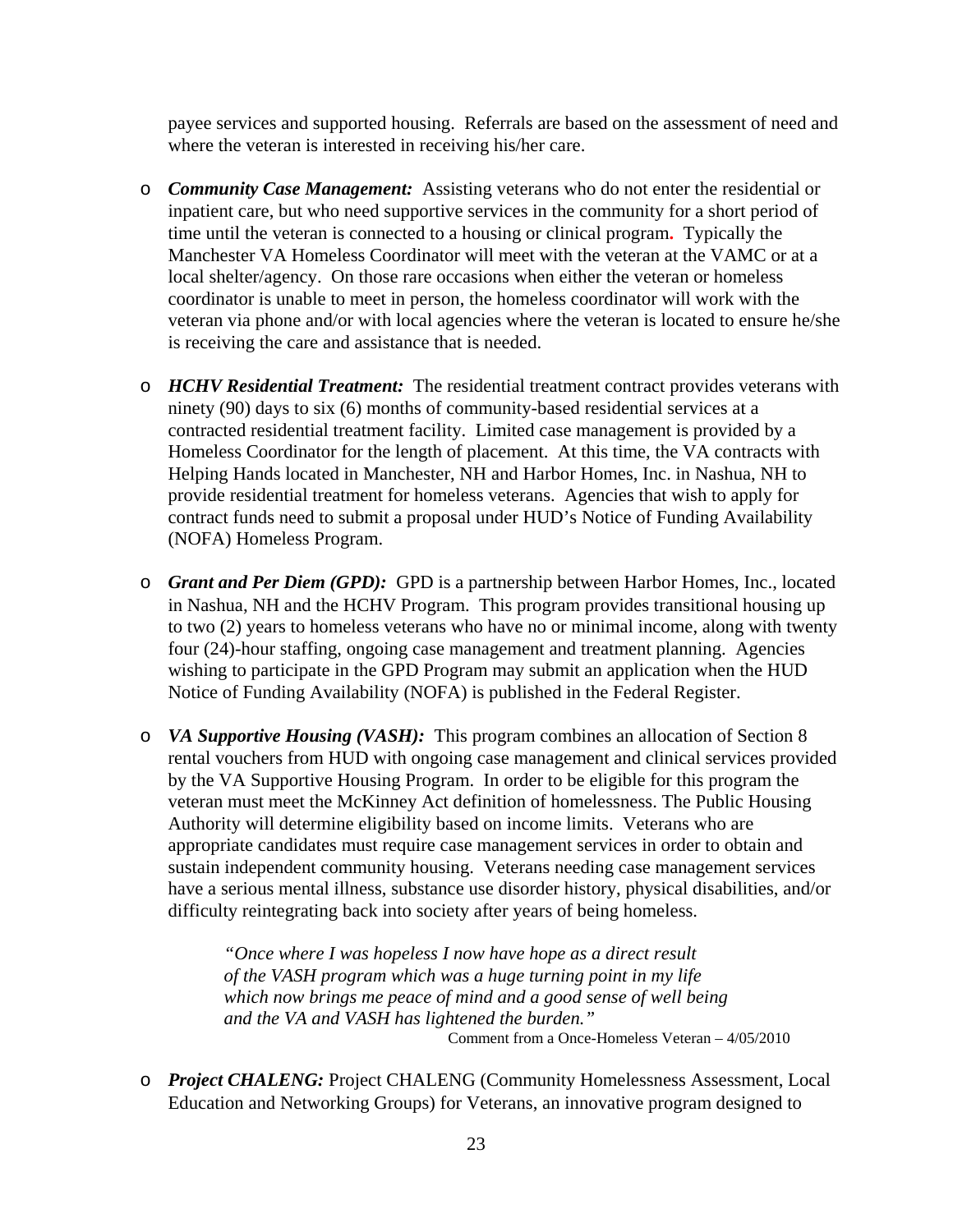payee services and supported housing. Referrals are based on the assessment of need and where the veteran is interested in receiving his/her care.

- ***Community Case Management:*** Assisting veterans who do not enter the residential or inpatient care, but who need supportive services in the community for a short period of time until the veteran is connected to a housing or clinical program. Typically the Manchester VA Homeless Coordinator will meet with the veteran at the VAMC or at a local shelter/agency. On those rare occasions when either the veteran or homeless coordinator is unable to meet in person, the homeless coordinator will work with the veteran via phone and/or with local agencies where the veteran is located to ensure he/she is receiving the care and assistance that is needed.

- ***HCHV Residential Treatment:*** The residential treatment contract provides veterans with ninety (90) days to six (6) months of community-based residential services at a contracted residential treatment facility. Limited case management is provided by a Homeless Coordinator for the length of placement. At this time, the VA contracts with Helping Hands located in Manchester, NH and Harbor Homes, Inc. in Nashua, NH to provide residential treatment for homeless veterans. Agencies that wish to apply for contract funds need to submit a proposal under HUD's Notice of Funding Availability (NOFA) Homeless Program.

- ***Grant and Per Diem (GPD):*** GPD is a partnership between Harbor Homes, Inc., located in Nashua, NH and the HCHV Program. This program provides transitional housing up to two (2) years to homeless veterans who have no or minimal income, along with twenty four (24)-hour staffing, ongoing case management and treatment planning. Agencies wishing to participate in the GPD Program may submit an application when the HUD Notice of Funding Availability (NOFA) is published in the Federal Register.

- ***VA Supportive Housing (VASH):*** This program combines an allocation of Section 8 rental vouchers from HUD with ongoing case management and clinical services provided by the VA Supportive Housing Program. In order to be eligible for this program the veteran must meet the McKinney Act definition of homelessness. The Public Housing Authority will determine eligibility based on income limits. Veterans who are appropriate candidates must require case management services in order to obtain and sustain independent community housing. Veterans needing case management services have a serious mental illness, substance use disorder history, physical disabilities, and/or difficulty reintegrating back into society after years of being homeless.

  > *"Once where I was hopeless I now have hope as a direct result of the VASH program which was a huge turning point in my life which now brings me peace of mind and a good sense of well being and the VA and VASH has lightened the burden."*
  >
  > Comment from a Once-Homeless Veteran – 4/05/2010

- ***Project CHALENG:*** Project CHALENG (Community Homelessness Assessment, Local Education and Networking Groups) for Veterans, an innovative program designed to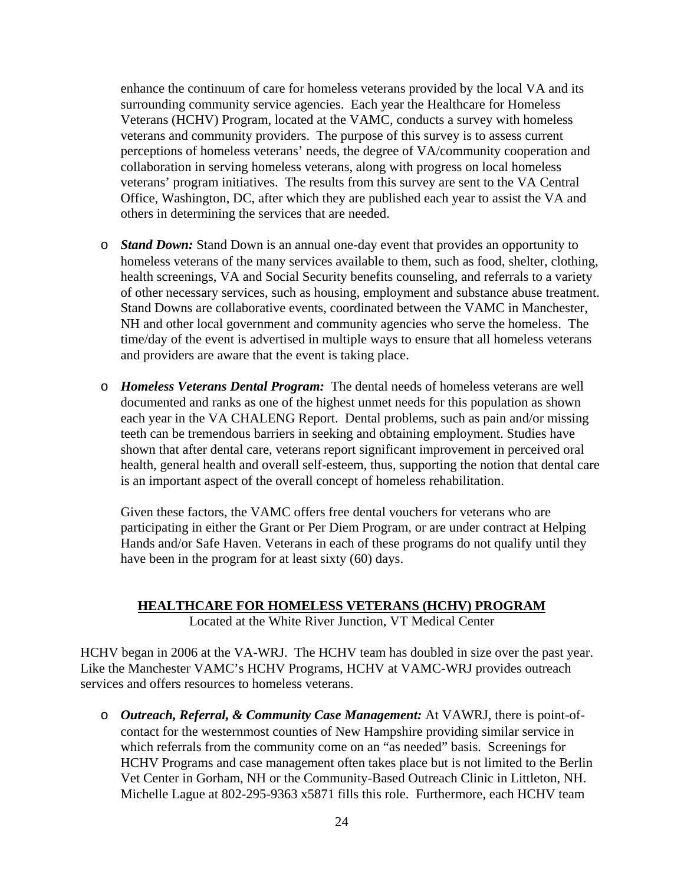enhance the continuum of care for homeless veterans provided by the local VA and its surrounding community service agencies. Each year the Healthcare for Homeless Veterans (HCHV) Program, located at the VAMC, conducts a survey with homeless veterans and community providers. The purpose of this survey is to assess current perceptions of homeless veterans' needs, the degree of VA/community cooperation and collaboration in serving homeless veterans, along with progress on local homeless veterans' program initiatives. The results from this survey are sent to the VA Central Office, Washington, DC, after which they are published each year to assist the VA and others in determining the services that are needed.

- ***Stand Down:*** Stand Down is an annual one-day event that provides an opportunity to homeless veterans of the many services available to them, such as food, shelter, clothing, health screenings, VA and Social Security benefits counseling, and referrals to a variety of other necessary services, such as housing, employment and substance abuse treatment. Stand Downs are collaborative events, coordinated between the VAMC in Manchester, NH and other local government and community agencies who serve the homeless. The time/day of the event is advertised in multiple ways to ensure that all homeless veterans and providers are aware that the event is taking place.

- ***Homeless Veterans Dental Program:*** The dental needs of homeless veterans are well documented and ranks as one of the highest unmet needs for this population as shown each year in the VA CHALENG Report. Dental problems, such as pain and/or missing teeth can be tremendous barriers in seeking and obtaining employment. Studies have shown that after dental care, veterans report significant improvement in perceived oral health, general health and overall self-esteem, thus, supporting the notion that dental care is an important aspect of the overall concept of homeless rehabilitation.

  Given these factors, the VAMC offers free dental vouchers for veterans who are participating in either the Grant or Per Diem Program, or are under contract at Helping Hands and/or Safe Haven. Veterans in each of these programs do not qualify until they have been in the program for at least sixty (60) days.

## HEALTHCARE FOR HOMELESS VETERANS (HCHV) PROGRAM

Located at the White River Junction, VT Medical Center

HCHV began in 2006 at the VA-WRJ. The HCHV team has doubled in size over the past year. Like the Manchester VAMC's HCHV Programs, HCHV at VAMC-WRJ provides outreach services and offers resources to homeless veterans.

- ***Outreach, Referral, & Community Case Management:*** At VAWRJ, there is point-of-contact for the westernmost counties of New Hampshire providing similar service in which referrals from the community come on an "as needed" basis. Screenings for HCHV Programs and case management often takes place but is not limited to the Berlin Vet Center in Gorham, NH or the Community-Based Outreach Clinic in Littleton, NH. Michelle Lague at 802-295-9363 x5871 fills this role. Furthermore, each HCHV team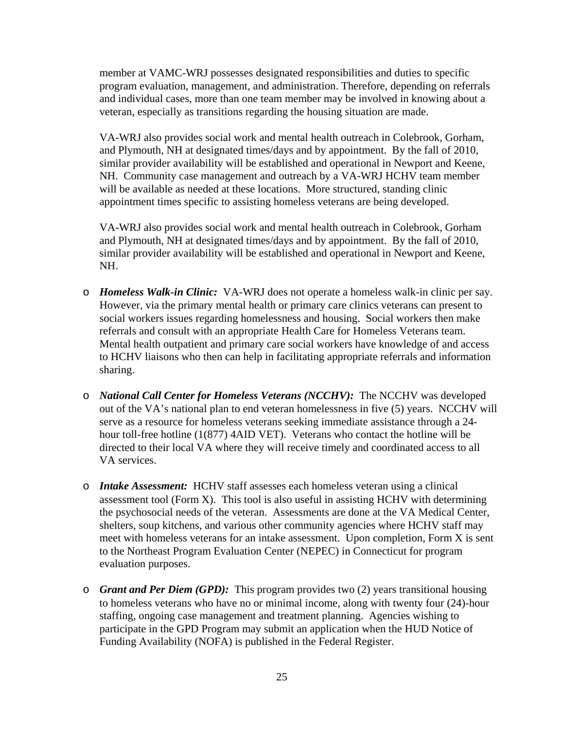member at VAMC-WRJ possesses designated responsibilities and duties to specific program evaluation, management, and administration. Therefore, depending on referrals and individual cases, more than one team member may be involved in knowing about a veteran, especially as transitions regarding the housing situation are made.

VA-WRJ also provides social work and mental health outreach in Colebrook, Gorham, and Plymouth, NH at designated times/days and by appointment. By the fall of 2010, similar provider availability will be established and operational in Newport and Keene, NH. Community case management and outreach by a VA-WRJ HCHV team member will be available as needed at these locations. More structured, standing clinic appointment times specific to assisting homeless veterans are being developed.

VA-WRJ also provides social work and mental health outreach in Colebrook, Gorham and Plymouth, NH at designated times/days and by appointment. By the fall of 2010, similar provider availability will be established and operational in Newport and Keene, NH.

- ***Homeless Walk-in Clinic:*** VA-WRJ does not operate a homeless walk-in clinic per say. However, via the primary mental health or primary care clinics veterans can present to social workers issues regarding homelessness and housing. Social workers then make referrals and consult with an appropriate Health Care for Homeless Veterans team. Mental health outpatient and primary care social workers have knowledge of and access to HCHV liaisons who then can help in facilitating appropriate referrals and information sharing.

- ***National Call Center for Homeless Veterans (NCCHV):*** The NCCHV was developed out of the VA's national plan to end veteran homelessness in five (5) years. NCCHV will serve as a resource for homeless veterans seeking immediate assistance through a 24-hour toll-free hotline (1(877) 4AID VET). Veterans who contact the hotline will be directed to their local VA where they will receive timely and coordinated access to all VA services.

- ***Intake Assessment:*** HCHV staff assesses each homeless veteran using a clinical assessment tool (Form X). This tool is also useful in assisting HCHV with determining the psychosocial needs of the veteran. Assessments are done at the VA Medical Center, shelters, soup kitchens, and various other community agencies where HCHV staff may meet with homeless veterans for an intake assessment. Upon completion, Form X is sent to the Northeast Program Evaluation Center (NEPEC) in Connecticut for program evaluation purposes.

- ***Grant and Per Diem (GPD):*** This program provides two (2) years transitional housing to homeless veterans who have no or minimal income, along with twenty four (24)-hour staffing, ongoing case management and treatment planning. Agencies wishing to participate in the GPD Program may submit an application when the HUD Notice of Funding Availability (NOFA) is published in the Federal Register.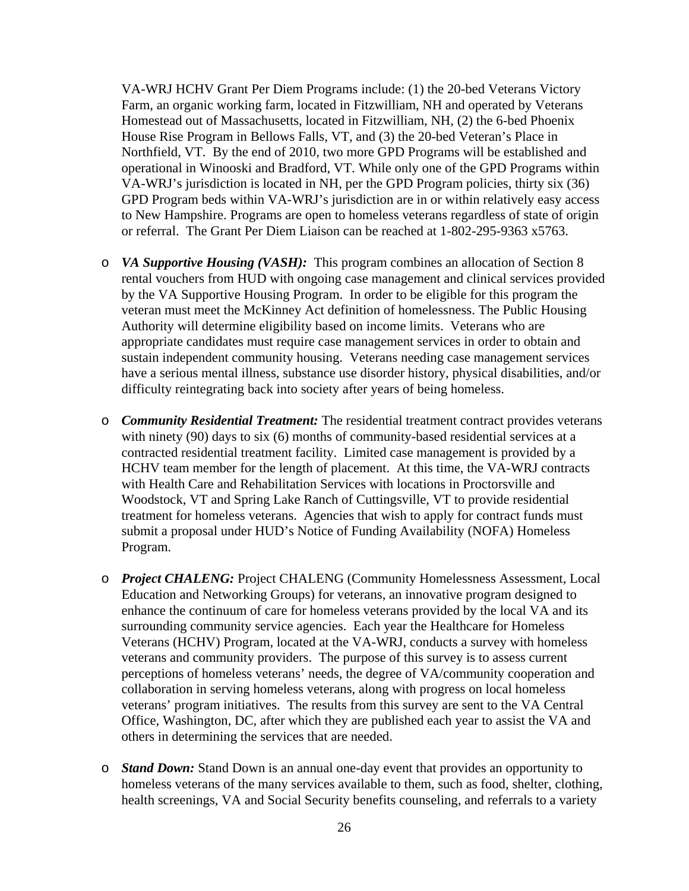VA-WRJ HCHV Grant Per Diem Programs include: (1) the 20-bed Veterans Victory Farm, an organic working farm, located in Fitzwilliam, NH and operated by Veterans Homestead out of Massachusetts, located in Fitzwilliam, NH, (2) the 6-bed Phoenix House Rise Program in Bellows Falls, VT, and (3) the 20-bed Veteran's Place in Northfield, VT. By the end of 2010, two more GPD Programs will be established and operational in Winooski and Bradford, VT. While only one of the GPD Programs within VA-WRJ's jurisdiction is located in NH, per the GPD Program policies, thirty six (36) GPD Program beds within VA-WRJ's jurisdiction are in or within relatively easy access to New Hampshire. Programs are open to homeless veterans regardless of state of origin or referral. The Grant Per Diem Liaison can be reached at 1-802-295-9363 x5763.

- ***VA Supportive Housing (VASH):*** This program combines an allocation of Section 8 rental vouchers from HUD with ongoing case management and clinical services provided by the VA Supportive Housing Program. In order to be eligible for this program the veteran must meet the McKinney Act definition of homelessness. The Public Housing Authority will determine eligibility based on income limits. Veterans who are appropriate candidates must require case management services in order to obtain and sustain independent community housing. Veterans needing case management services have a serious mental illness, substance use disorder history, physical disabilities, and/or difficulty reintegrating back into society after years of being homeless.

- ***Community Residential Treatment:*** The residential treatment contract provides veterans with ninety (90) days to six (6) months of community-based residential services at a contracted residential treatment facility. Limited case management is provided by a HCHV team member for the length of placement. At this time, the VA-WRJ contracts with Health Care and Rehabilitation Services with locations in Proctorsville and Woodstock, VT and Spring Lake Ranch of Cuttingsville, VT to provide residential treatment for homeless veterans. Agencies that wish to apply for contract funds must submit a proposal under HUD's Notice of Funding Availability (NOFA) Homeless Program.

- ***Project CHALENG:*** Project CHALENG (Community Homelessness Assessment, Local Education and Networking Groups) for veterans, an innovative program designed to enhance the continuum of care for homeless veterans provided by the local VA and its surrounding community service agencies. Each year the Healthcare for Homeless Veterans (HCHV) Program, located at the VA-WRJ, conducts a survey with homeless veterans and community providers. The purpose of this survey is to assess current perceptions of homeless veterans' needs, the degree of VA/community cooperation and collaboration in serving homeless veterans, along with progress on local homeless veterans' program initiatives. The results from this survey are sent to the VA Central Office, Washington, DC, after which they are published each year to assist the VA and others in determining the services that are needed.

- ***Stand Down:*** Stand Down is an annual one-day event that provides an opportunity to homeless veterans of the many services available to them, such as food, shelter, clothing, health screenings, VA and Social Security benefits counseling, and referrals to a variety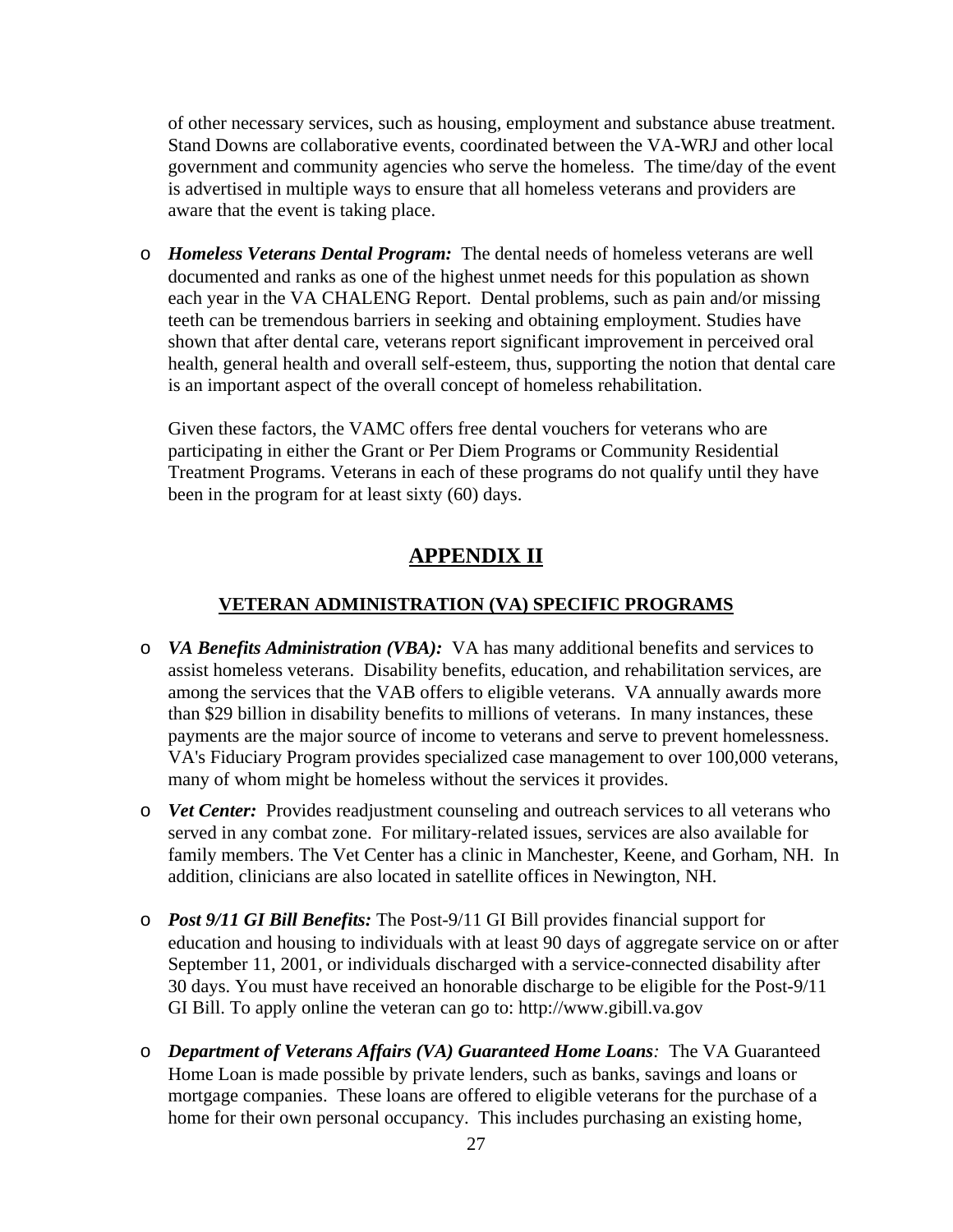of other necessary services, such as housing, employment and substance abuse treatment. Stand Downs are collaborative events, coordinated between the VA-WRJ and other local government and community agencies who serve the homeless. The time/day of the event is advertised in multiple ways to ensure that all homeless veterans and providers are aware that the event is taking place.

- ***Homeless Veterans Dental Program:*** The dental needs of homeless veterans are well documented and ranks as one of the highest unmet needs for this population as shown each year in the VA CHALENG Report. Dental problems, such as pain and/or missing teeth can be tremendous barriers in seeking and obtaining employment. Studies have shown that after dental care, veterans report significant improvement in perceived oral health, general health and overall self-esteem, thus, supporting the notion that dental care is an important aspect of the overall concept of homeless rehabilitation.

  Given these factors, the VAMC offers free dental vouchers for veterans who are participating in either the Grant or Per Diem Programs or Community Residential Treatment Programs. Veterans in each of these programs do not qualify until they have been in the program for at least sixty (60) days.

# APPENDIX II

## VETERAN ADMINISTRATION (VA) SPECIFIC PROGRAMS

- ***VA Benefits Administration (VBA):*** VA has many additional benefits and services to assist homeless veterans. Disability benefits, education, and rehabilitation services, are among the services that the VAB offers to eligible veterans. VA annually awards more than $29 billion in disability benefits to millions of veterans. In many instances, these payments are the major source of income to veterans and serve to prevent homelessness. VA's Fiduciary Program provides specialized case management to over 100,000 veterans, many of whom might be homeless without the services it provides.
- ***Vet Center:*** Provides readjustment counseling and outreach services to all veterans who served in any combat zone. For military-related issues, services are also available for family members. The Vet Center has a clinic in Manchester, Keene, and Gorham, NH. In addition, clinicians are also located in satellite offices in Newington, NH.
- ***Post 9/11 GI Bill Benefits:*** The Post-9/11 GI Bill provides financial support for education and housing to individuals with at least 90 days of aggregate service on or after September 11, 2001, or individuals discharged with a service-connected disability after 30 days. You must have received an honorable discharge to be eligible for the Post-9/11 GI Bill. To apply online the veteran can go to: http://www.gibill.va.gov
- ***Department of Veterans Affairs (VA) Guaranteed Home Loans:*** The VA Guaranteed Home Loan is made possible by private lenders, such as banks, savings and loans or mortgage companies. These loans are offered to eligible veterans for the purchase of a home for their own personal occupancy. This includes purchasing an existing home,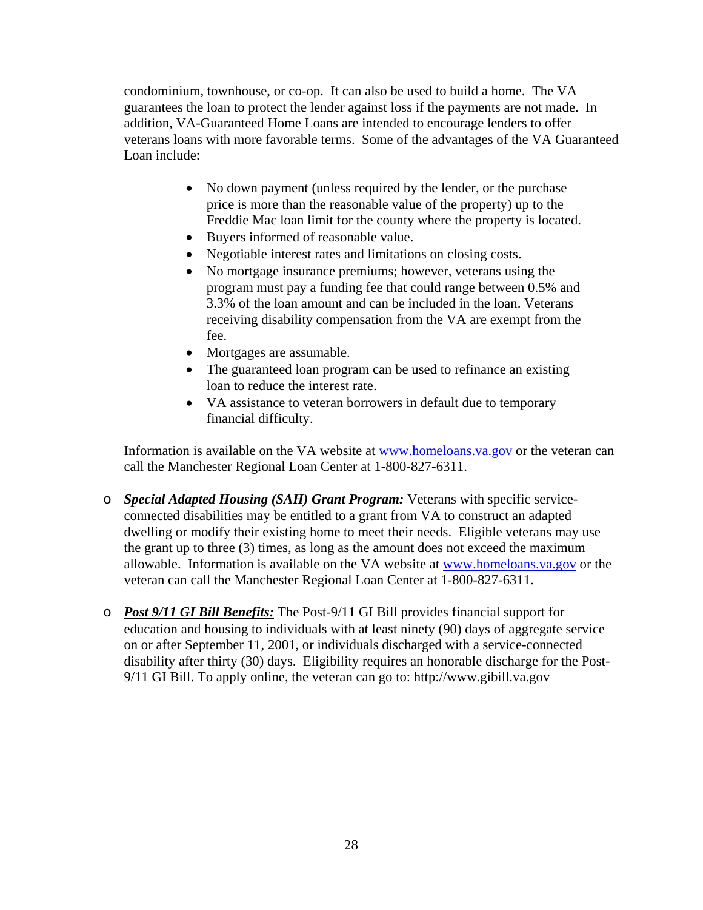condominium, townhouse, or co-op. It can also be used to build a home. The VA guarantees the loan to protect the lender against loss if the payments are not made. In addition, VA-Guaranteed Home Loans are intended to encourage lenders to offer veterans loans with more favorable terms. Some of the advantages of the VA Guaranteed Loan include:

- No down payment (unless required by the lender, or the purchase price is more than the reasonable value of the property) up to the Freddie Mac loan limit for the county where the property is located.
- Buyers informed of reasonable value.
- Negotiable interest rates and limitations on closing costs.
- No mortgage insurance premiums; however, veterans using the program must pay a funding fee that could range between 0.5% and 3.3% of the loan amount and can be included in the loan. Veterans receiving disability compensation from the VA are exempt from the fee.
- Mortgages are assumable.
- The guaranteed loan program can be used to refinance an existing loan to reduce the interest rate.
- VA assistance to veteran borrowers in default due to temporary financial difficulty.

Information is available on the VA website at [www.homeloans.va.gov](http://www.homeloans.va.gov) or the veteran can call the Manchester Regional Loan Center at 1-800-827-6311.

- ***Special Adapted Housing (SAH) Grant Program:*** Veterans with specific service-connected disabilities may be entitled to a grant from VA to construct an adapted dwelling or modify their existing home to meet their needs. Eligible veterans may use the grant up to three (3) times, as long as the amount does not exceed the maximum allowable. Information is available on the VA website at [www.homeloans.va.gov](http://www.homeloans.va.gov) or the veteran can call the Manchester Regional Loan Center at 1-800-827-6311.

- ***<u>Post 9/11 GI Bill Benefits:</u>*** The Post-9/11 GI Bill provides financial support for education and housing to individuals with at least ninety (90) days of aggregate service on or after September 11, 2001, or individuals discharged with a service-connected disability after thirty (30) days. Eligibility requires an honorable discharge for the Post-9/11 GI Bill. To apply online, the veteran can go to: http://www.gibill.va.gov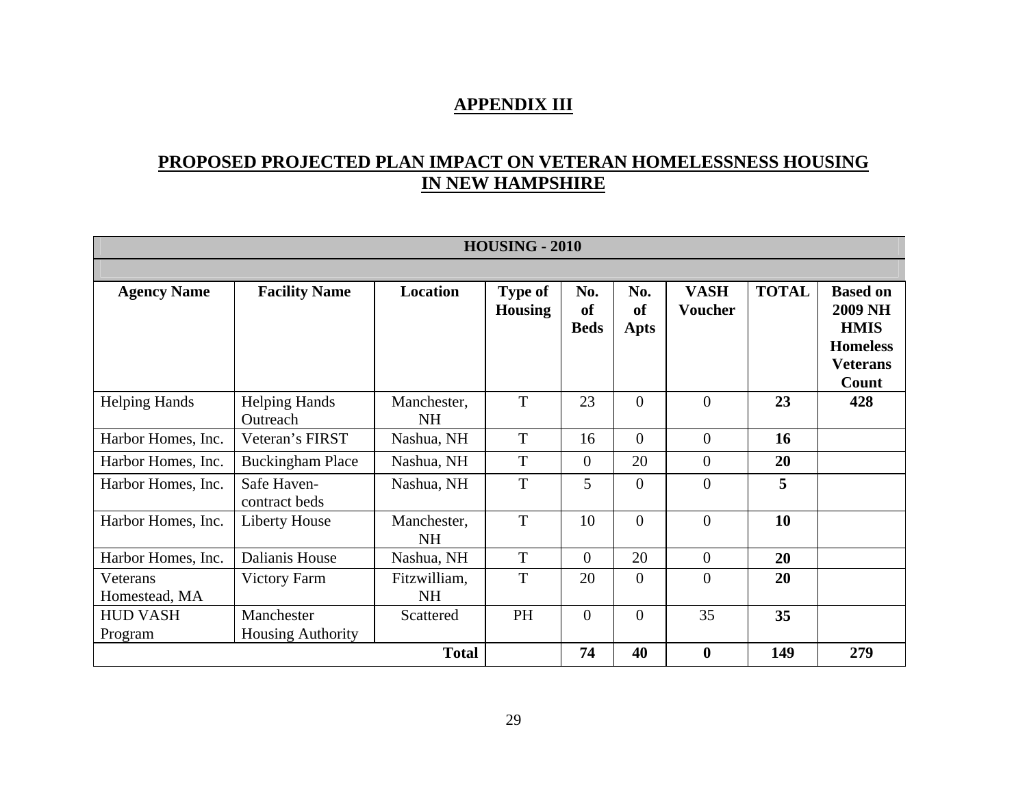# APPENDIX III

## PROPOSED PROJECTED PLAN IMPACT ON VETERAN HOMELESSNESS HOUSING IN NEW HAMPSHIRE

| HOUSING - 2010 | | | | | | | | |
|---|---|---|---|---|---|---|---|---|
| **Agency Name** | **Facility Name** | **Location** | **Type of Housing** | **No. of Beds** | **No. of Apts** | **VASH Voucher** | **TOTAL** | **Based on 2009 NH HMIS Homeless Veterans Count** |
| Helping Hands | Helping Hands Outreach | Manchester, NH | T | 23 | 0 | 0 | **23** | **428** |
| Harbor Homes, Inc. | Veteran's FIRST | Nashua, NH | T | 16 | 0 | 0 | **16** | |
| Harbor Homes, Inc. | Buckingham Place | Nashua, NH | T | 0 | 20 | 0 | **20** | |
| Harbor Homes, Inc. | Safe Haven- contract beds | Nashua, NH | T | 5 | 0 | 0 | **5** | |
| Harbor Homes, Inc. | Liberty House | Manchester, NH | T | 10 | 0 | 0 | **10** | |
| Harbor Homes, Inc. | Dalianis House | Nashua, NH | T | 0 | 20 | 0 | **20** | |
| Veterans Homestead, MA | Victory Farm | Fitzwilliam, NH | T | 20 | 0 | 0 | **20** | |
| HUD VASH Program | Manchester Housing Authority | Scattered | PH | 0 | 0 | 35 | **35** | |
| | | **Total** | | **74** | **40** | **0** | **149** | **279** |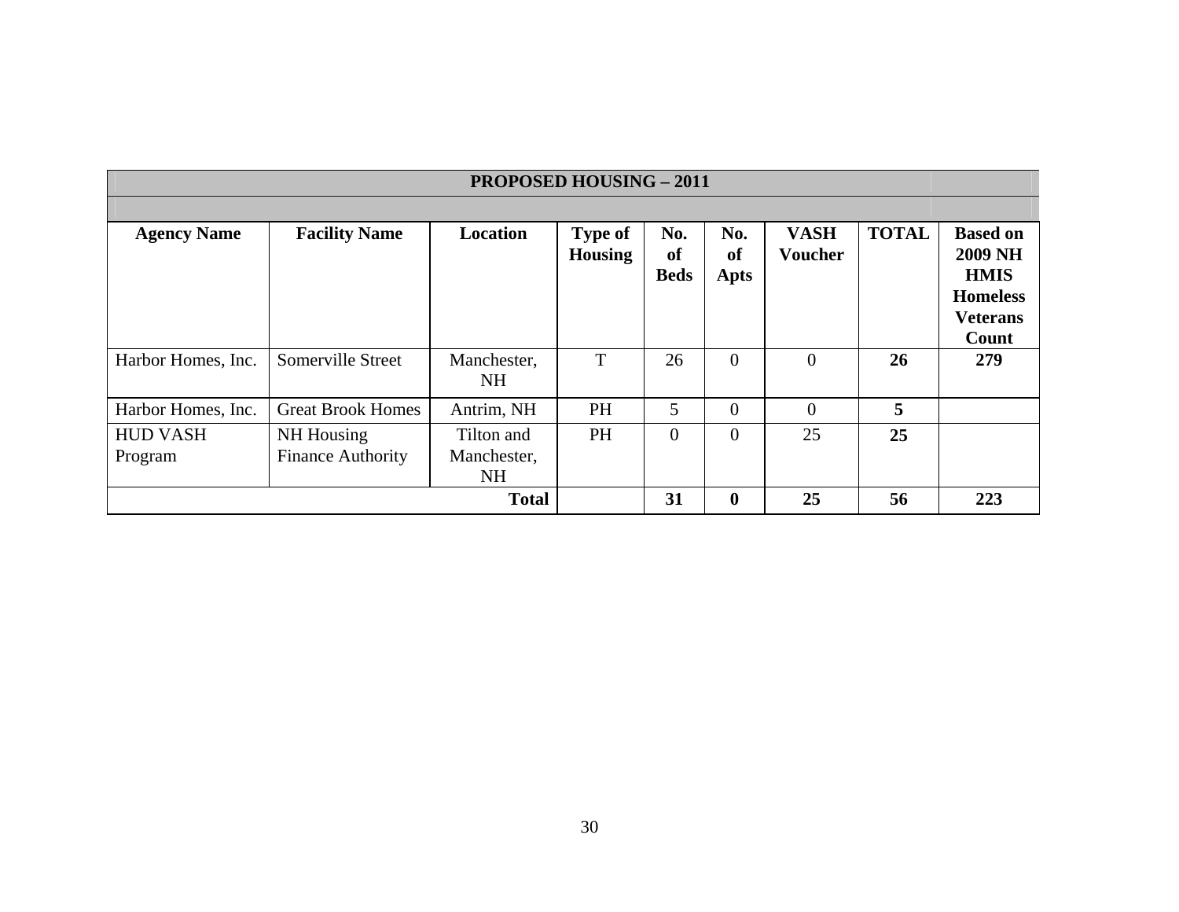| PROPOSED HOUSING – 2011 | | | | | | | | |
|---|---|---|---|---|---|---|---|---|
| **Agency Name** | **Facility Name** | **Location** | **Type of Housing** | **No. of Beds** | **No. of Apts** | **VASH Voucher** | **TOTAL** | **Based on 2009 NH HMIS Homeless Veterans Count** |
| Harbor Homes, Inc. | Somerville Street | Manchester, NH | T | 26 | 0 | 0 | **26** | **279** |
| Harbor Homes, Inc. | Great Brook Homes | Antrim, NH | PH | 5 | 0 | 0 | **5** | |
| HUD VASH Program | NH Housing Finance Authority | Tilton and Manchester, NH | PH | 0 | 0 | 25 | **25** | |
| | | **Total** | | **31** | **0** | **25** | **56** | **223** |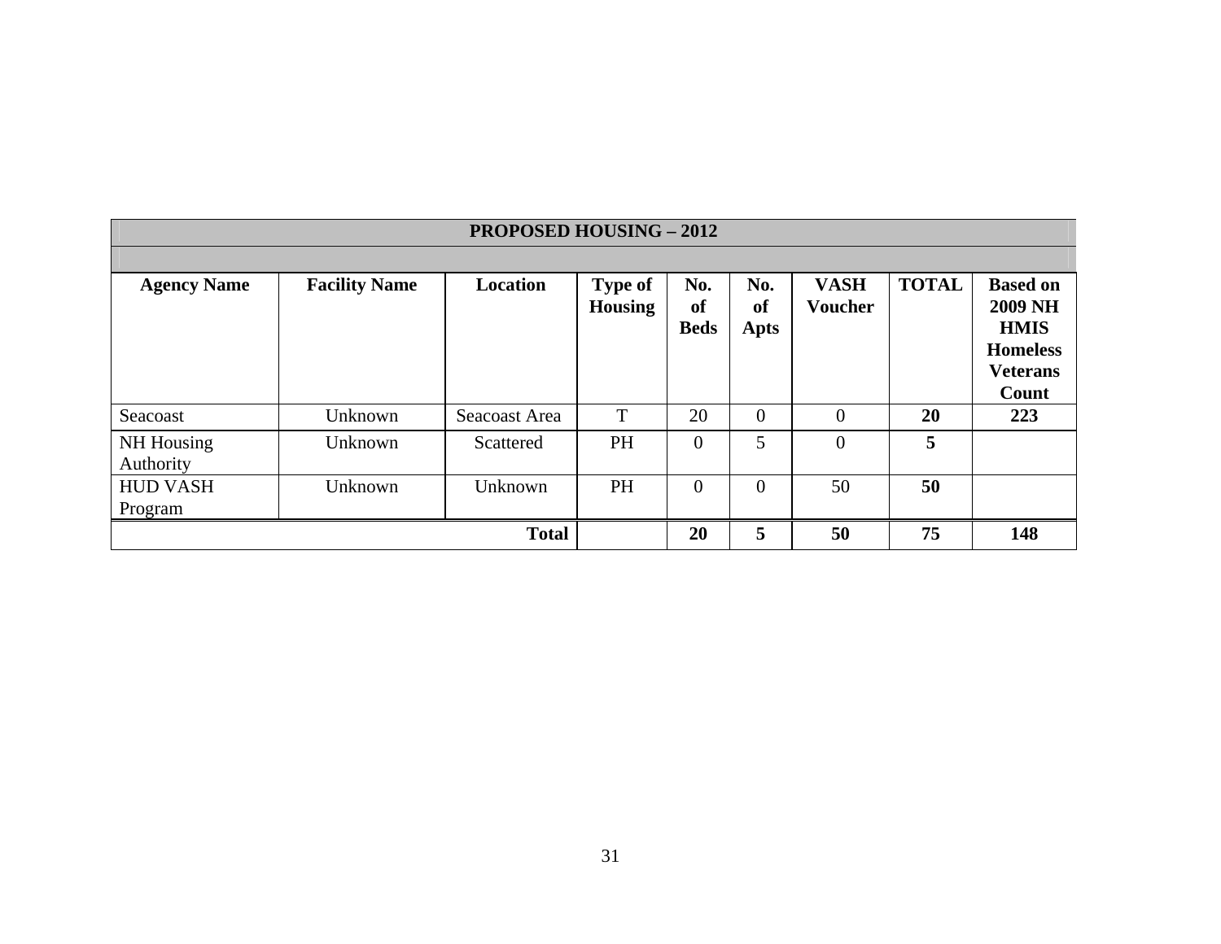| PROPOSED HOUSING – 2012 | | | | | | | | |
|---|---|---|---|---|---|---|---|---|
| **Agency Name** | **Facility Name** | **Location** | **Type of Housing** | **No. of Beds** | **No. of Apts** | **VASH Voucher** | **TOTAL** | **Based on 2009 NH HMIS Homeless Veterans Count** |
| Seacoast | Unknown | Seacoast Area | T | 20 | 0 | 0 | **20** | **223** |
| NH Housing Authority | Unknown | Scattered | PH | 0 | 5 | 0 | **5** | |
| HUD VASH Program | Unknown | Unknown | PH | 0 | 0 | 50 | **50** | |
| | | **Total** | | **20** | **5** | **50** | **75** | **148** |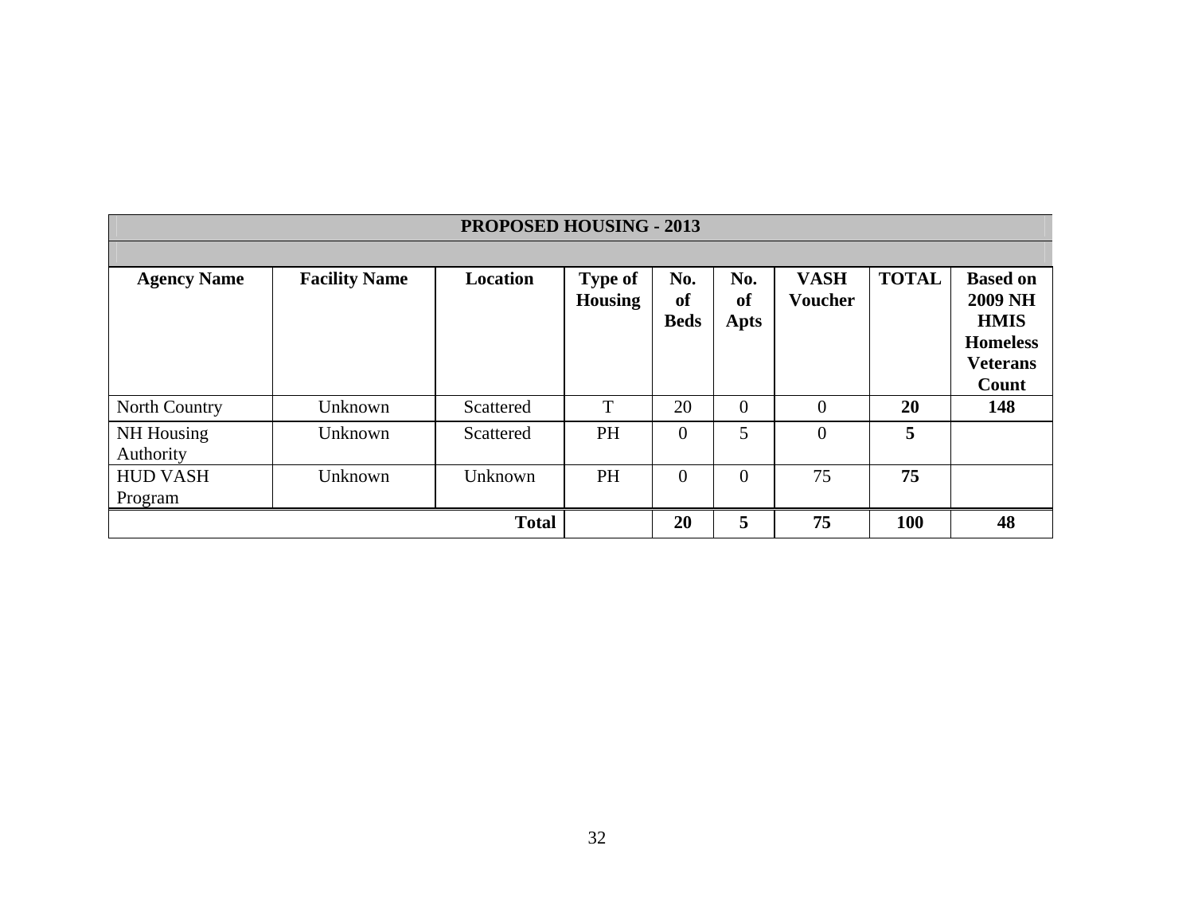| PROPOSED HOUSING - 2013 | | | | | | | | |
|---|---|---|---|---|---|---|---|---|
| **Agency Name** | **Facility Name** | **Location** | **Type of Housing** | **No. of Beds** | **No. of Apts** | **VASH Voucher** | **TOTAL** | **Based on 2009 NH HMIS Homeless Veterans Count** |
| North Country | Unknown | Scattered | T | 20 | 0 | 0 | **20** | **148** |
| NH Housing Authority | Unknown | Scattered | PH | 0 | 5 | 0 | **5** | |
| HUD VASH Program | Unknown | Unknown | PH | 0 | 0 | 75 | **75** | |
| | | **Total** | | **20** | **5** | **75** | **100** | **48** |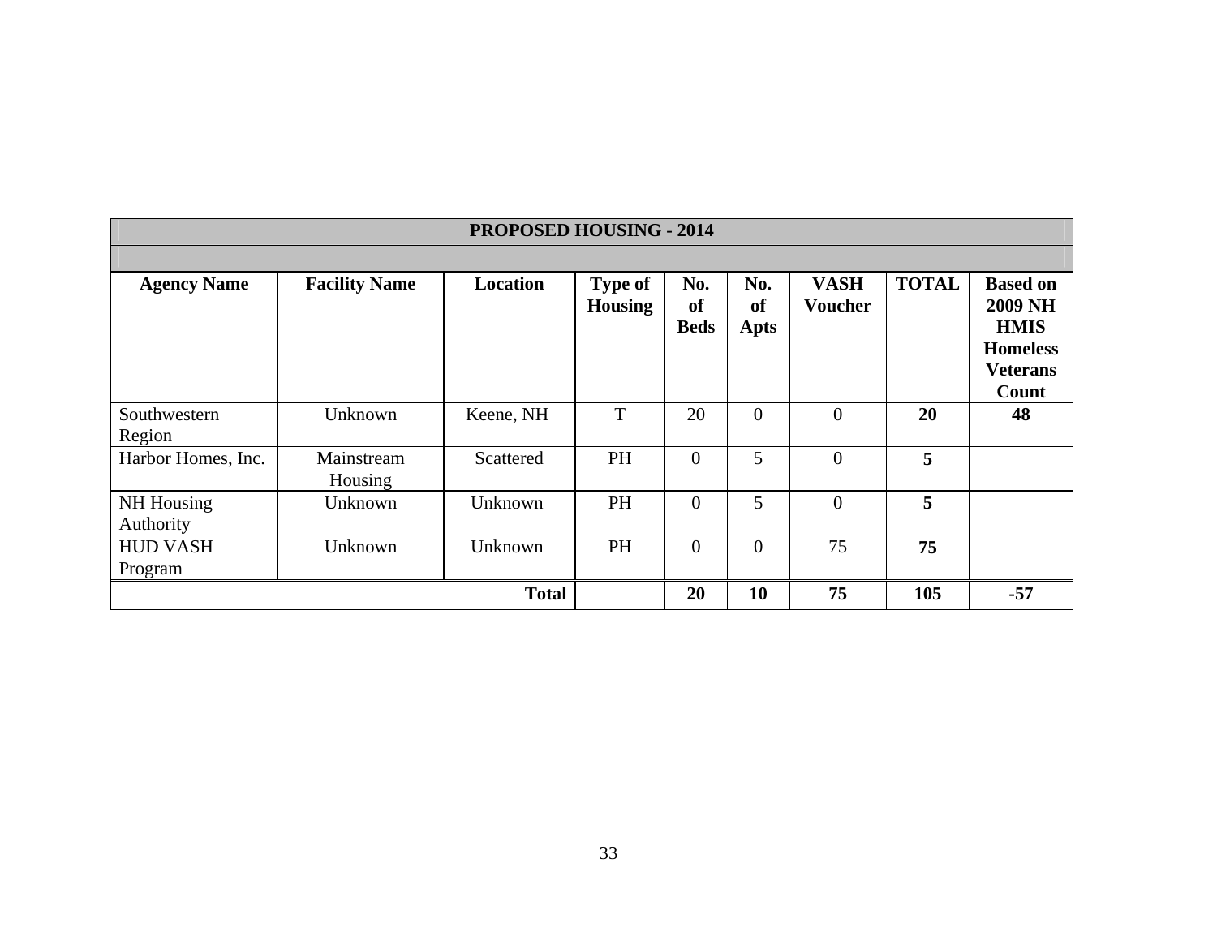| PROPOSED HOUSING - 2014 | | | | | | | | |
|---|---|---|---|---|---|---|---|---|
| **Agency Name** | **Facility Name** | **Location** | **Type of Housing** | **No. of Beds** | **No. of Apts** | **VASH Voucher** | **TOTAL** | **Based on 2009 NH HMIS Homeless Veterans Count** |
| Southwestern Region | Unknown | Keene, NH | T | 20 | 0 | 0 | **20** | **48** |
| Harbor Homes, Inc. | Mainstream Housing | Scattered | PH | 0 | 5 | 0 | **5** | |
| NH Housing Authority | Unknown | Unknown | PH | 0 | 5 | 0 | **5** | |
| HUD VASH Program | Unknown | Unknown | PH | 0 | 0 | 75 | **75** | |
| | | **Total** | | **20** | **10** | **75** | **105** | **-57** |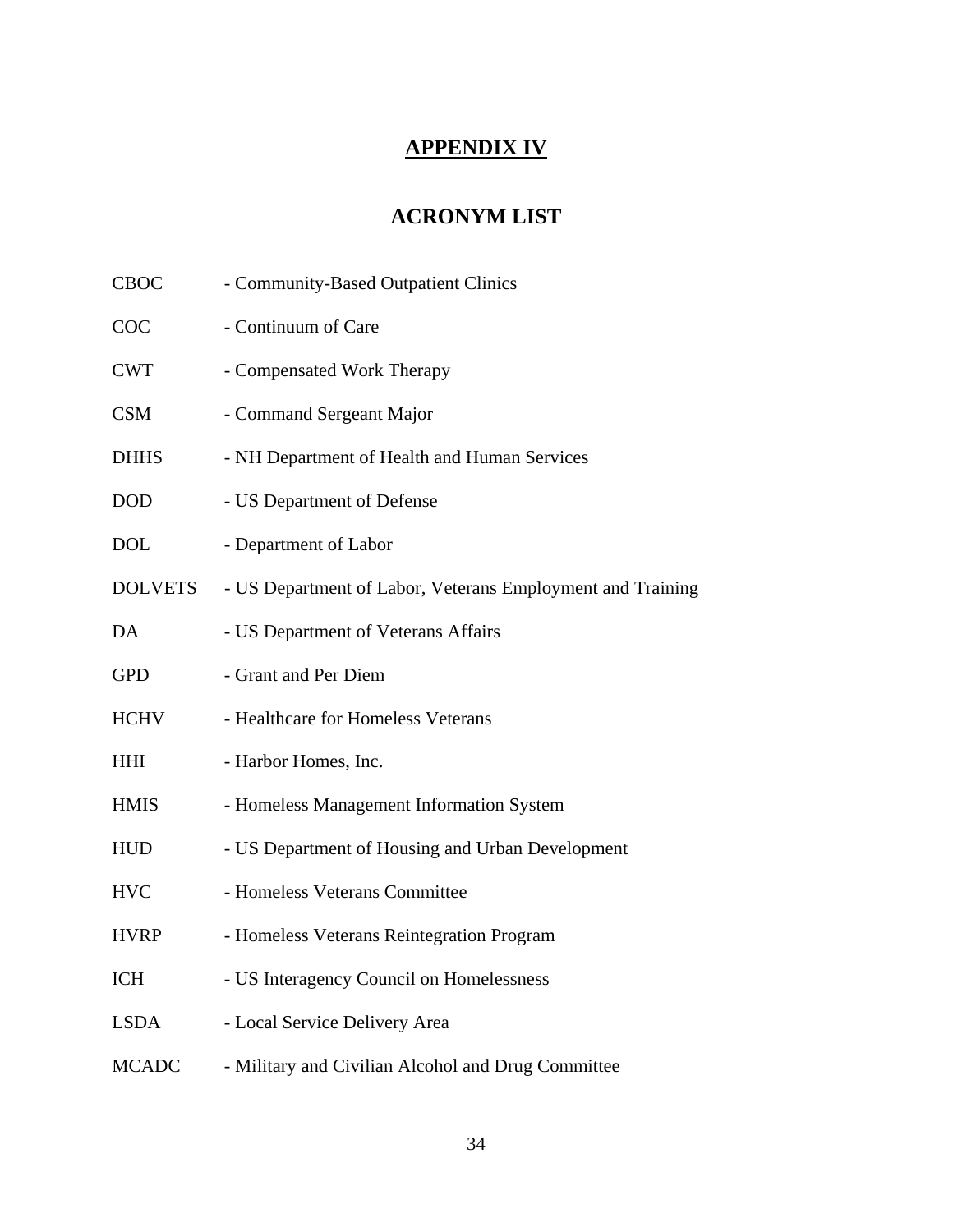# APPENDIX IV

## ACRONYM LIST

CBOC - Community-Based Outpatient Clinics

COC - Continuum of Care

CWT - Compensated Work Therapy

CSM - Command Sergeant Major

DHHS - NH Department of Health and Human Services

DOD - US Department of Defense

DOL - Department of Labor

DOLVETS - US Department of Labor, Veterans Employment and Training

DA - US Department of Veterans Affairs

GPD - Grant and Per Diem

HCHV - Healthcare for Homeless Veterans

HHI - Harbor Homes, Inc.

HMIS - Homeless Management Information System

HUD - US Department of Housing and Urban Development

HVC - Homeless Veterans Committee

HVRP - Homeless Veterans Reintegration Program

ICH - US Interagency Council on Homelessness

LSDA - Local Service Delivery Area

MCADC - Military and Civilian Alcohol and Drug Committee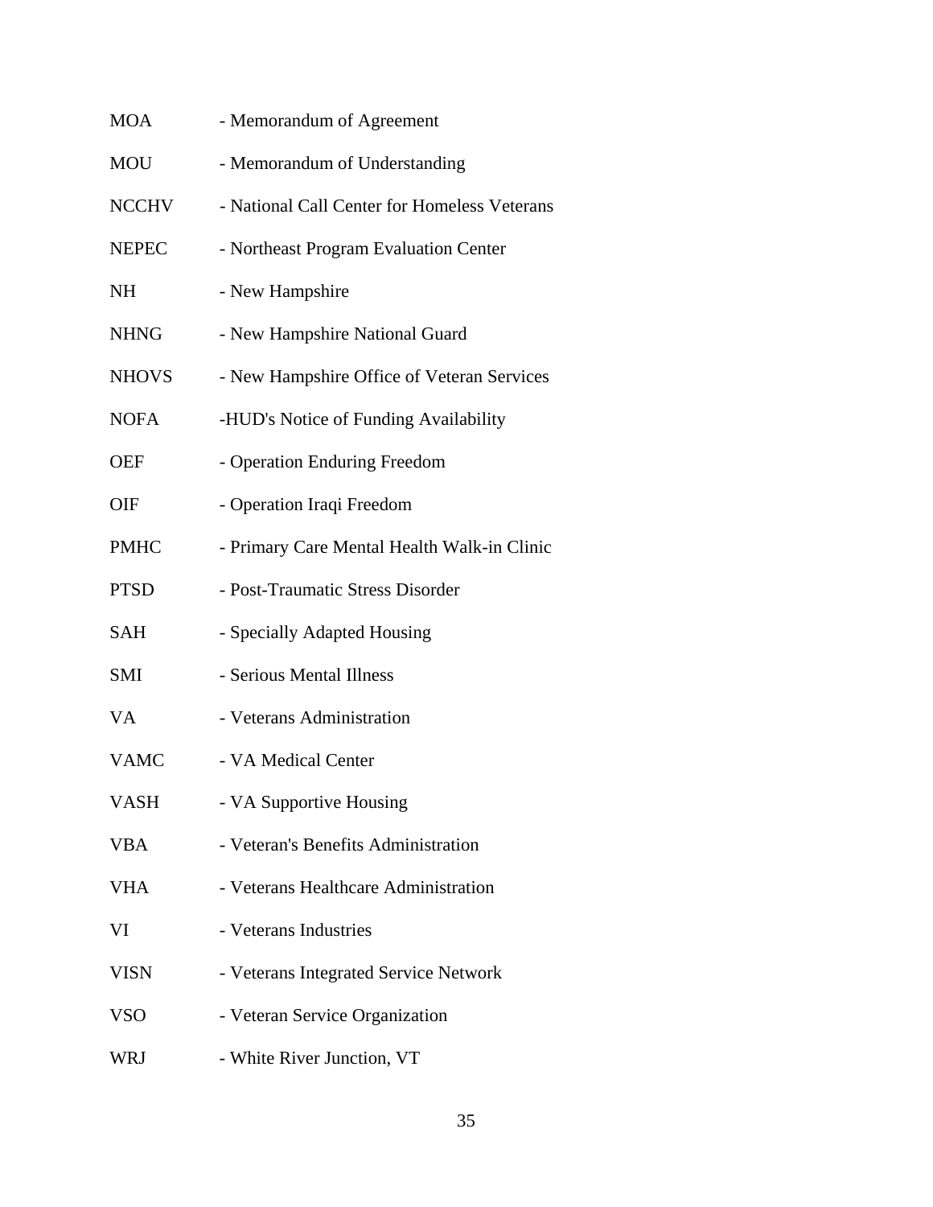MOA - Memorandum of Agreement

MOU - Memorandum of Understanding

NCCHV - National Call Center for Homeless Veterans

NEPEC - Northeast Program Evaluation Center

NH - New Hampshire

NHNG - New Hampshire National Guard

NHOVS - New Hampshire Office of Veteran Services

NOFA -HUD's Notice of Funding Availability

OEF - Operation Enduring Freedom

OIF - Operation Iraqi Freedom

PMHC - Primary Care Mental Health Walk-in Clinic

PTSD - Post-Traumatic Stress Disorder

SAH - Specially Adapted Housing

SMI - Serious Mental Illness

VA - Veterans Administration

VAMC - VA Medical Center

VASH - VA Supportive Housing

VBA - Veteran's Benefits Administration

VHA - Veterans Healthcare Administration

VI - Veterans Industries

VISN - Veterans Integrated Service Network

VSO - Veteran Service Organization

WRJ - White River Junction, VT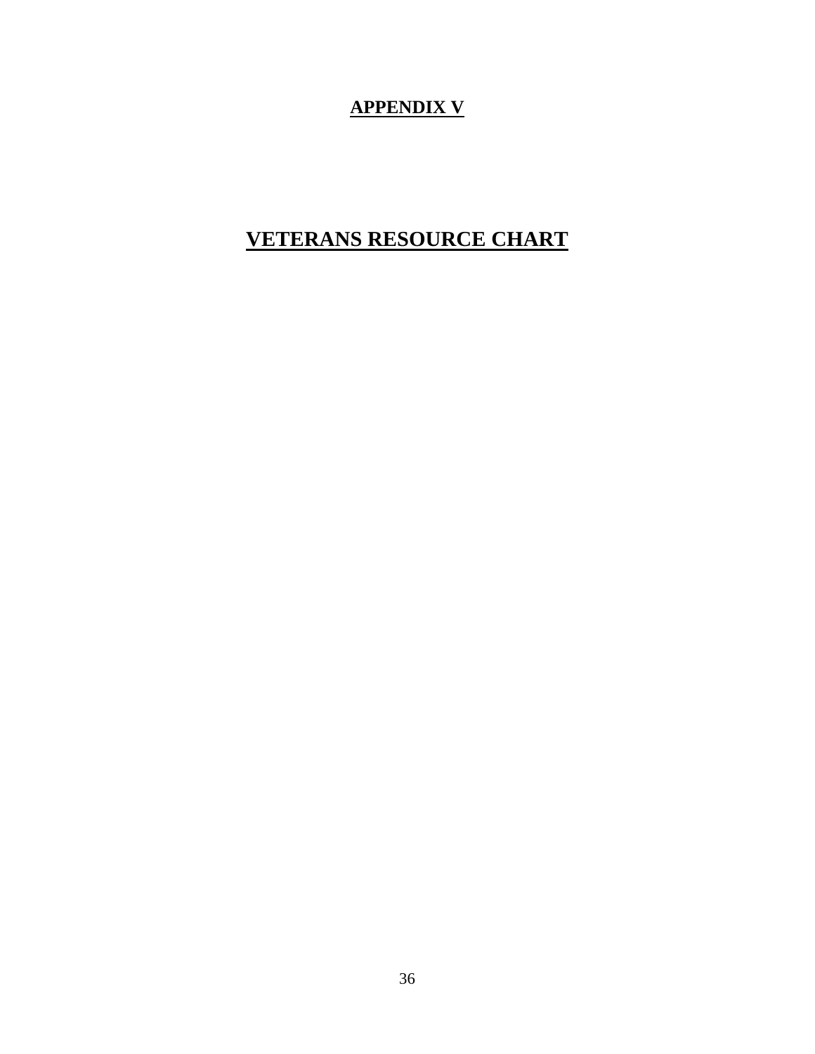# APPENDIX V

# VETERANS RESOURCE CHART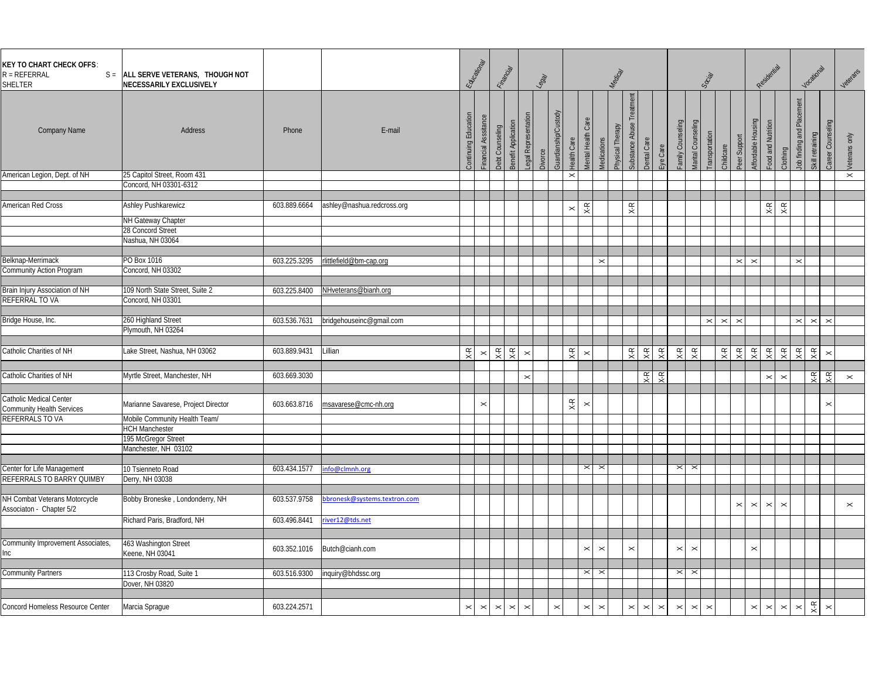| KEY TO CHART CHECK OFFS: R = REFERRAL S = SHELTER | S = ALL SERVE VETERANS, THOUGH NOT NECESSARILY EXCLUSIVELY | | | Educational | | Financial | | Legal | | | Medical | | | | | | | Social | | | | | Residential | | | Vocational | | | Veterans |
|---|---|---|---|---|---|---|---|---|---|---|---|---|---|---|---|---|---|---|---|---|---|---|---|---|---|---|---|---|---|
| Company Name | Address | Phone | E-mail | Continuing Education | Financial Assistance | Debt Counseling | Benefit Application | Legal Representation | Divorce | Guardianship/Custody | Health Care | Mental Health Care | Medications | Physical Therapy | Substance Abuse Treatment | Dental Care | Eye Care | Family Counseling | Marital Counseling | Transportation | Childcare | Peer Support | Affordable Housing | Food and Nutrition | Clothing | Job finding and Placement | Skill retraining | Career Counseling | Veterans only |
| American Legion, Dept. of NH | 25 Capitol Street, Room 431 | | | | | | | | | | X | | | | | | | | | | | | | | | | | | X |
| | Concord, NH 03301-6312 | | | | | | | | | | | | | | | | | | | | | | | | | | | | |
| American Red Cross | Ashley Pushkarewicz | 603.889.6664 | ashley@nashua.redcross.org | | | | | | | | X | X-R | | | X-R | | | | | | | | | X-R | X-R | | | | |
| | NH Gateway Chapter | | | | | | | | | | | | | | | | | | | | | | | | | | | | |
| | 28 Concord Street | | | | | | | | | | | | | | | | | | | | | | | | | | | | |
| | Nashua, NH 03064 | | | | | | | | | | | | | | | | | | | | | | | | | | | | |
| Belknap-Merrimack Community Action Program | PO Box 1016 | 603.225.3295 | rlittlefield@bm-cap.org | | | | | | | | | | X | | | | | | | | | X | X | | | X | | | |
| | Concord, NH 03302 | | | | | | | | | | | | | | | | | | | | | | | | | | | | |
| Brain Injury Association of NH REFERRAL TO VA | 109 North State Street, Suite 2 | 603.225.8400 | NHveterans@bianh.org | | | | | | | | | | | | | | | | | | | | | | | | | | |
| | Concord, NH 03301 | | | | | | | | | | | | | | | | | | | | | | | | | | | | |
| Bridge House, Inc. | 260 Highland Street | 603.536.7631 | bridgehouseinc@gmail.com | | | | | | | | | | | | | | | | | X | X | X | | | | X | X | X | |
| | Plymouth, NH 03264 | | | | | | | | | | | | | | | | | | | | | | | | | | | | |
| Catholic Charities of NH | Lake Street, Nashua, NH 03062 | 603.889.9431 | Lillian | X-R | X | X-R | X-R | X | | | X-R | X | | | X-R | X-R | X-R | X-R | X-R | | X-R | X-R | X-R | X-R | X-R | X-R | X-R | X | |
| Catholic Charities of NH | Myrtle Street, Manchester, NH | 603.669.3030 | | | | | | | X | | | | | | | X-R | X-R | | | | | | | X | X | | X-R | X-R | X |
| Catholic Medical Center Community Health Services REFERRALS TO VA | Marianne Savarese, Project Director | 603.663.8716 | msavarese@cmc-nh.org | | X | | | | | | X-R | X | | | | | | | | | | | | | | | | X | |
| | Mobile Community Health Team/ | | | | | | | | | | | | | | | | | | | | | | | | | | | | |
| | HCH Manchester | | | | | | | | | | | | | | | | | | | | | | | | | | | | |
| | 195 McGregor Street | | | | | | | | | | | | | | | | | | | | | | | | | | | | |
| | Manchester, NH 03102 | | | | | | | | | | | | | | | | | | | | | | | | | | | | |
| Center for Life Management REFERRALS TO BARRY QUIMBY | 10 Tsienneto Road | 603.434.1577 | info@clmnh.org | | | | | | | | | X | X | | | | | X | X | | | | | | | | | | |
| | Derry, NH 03038 | | | | | | | | | | | | | | | | | | | | | | | | | | | | |
| NH Combat Veterans Motorcycle Associaton - Chapter 5/2 | Bobby Broneske , Londonderry, NH | 603.537.9758 | bbronesk@systems.textron.com | | | | | | | | | | | | | | | | | | | X | X | X | X | | | | X |
| | Richard Paris, Bradford, NH | 603.496.8441 | river12@tds.net | | | | | | | | | | | | | | | | | | | | | | | | | | |
| Community Improvement Associates, Inc | 463 Washington Street Keene, NH 03041 | 603.352.1016 | Butch@cianh.com | | | | | | | | | X | X | | X | | | X | X | | | | X | | | | | | |
| Community Partners | 113 Crosby Road, Suite 1 | 603.516.9300 | inquiry@bhdssc.org | | | | | | | | | X | X | | | | | X | X | | | | | | | | | | |
| | Dover, NH 03820 | | | | | | | | | | | | | | | | | | | | | | | | | | | | |
| Concord Homeless Resource Center | Marcia Sprague | 603.224.2571 | | X | X | X | X | X | | X | | X | X | | X | X | X | X | X | X | | | X | X | X | X | X-R | X | |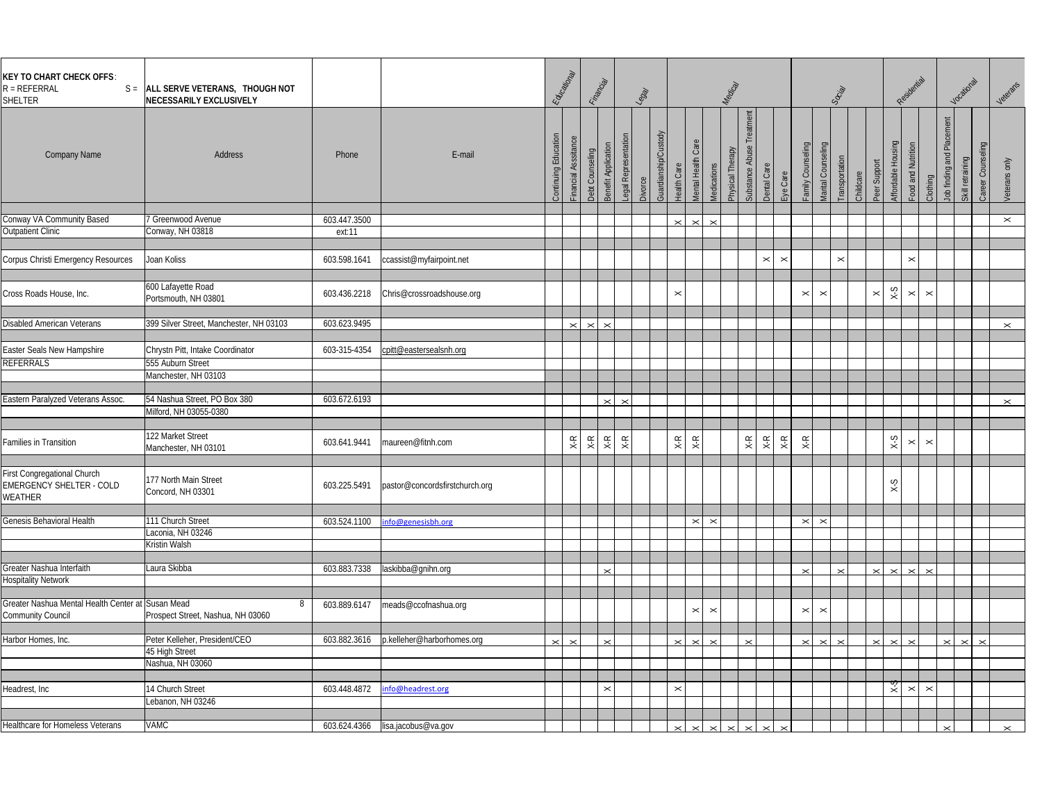**KEY TO CHART CHECK OFFS:**
R = REFERRAL
S = SHELTER

**ALL SERVE VETERANS, THOUGH NOT NECESSARILY EXCLUSIVELY**

| Company Name | Address | Phone | E-mail | Educational | | Financial | | Legal | | | Medical | | | | | | | Social | | | | | Residential | | | Vocational | | | Veterans |
|---|---|---|---|---|---|---|---|---|---|---|---|---|---|---|---|---|---|---|---|---|---|---|---|---|---|---|---|---|---|
| | | | | Continuing Education | Financial Assistance | Debt Counseling | Benefit Application | Legal Representation | Divorce | Guardianship/Custody | Health Care | Mental Health Care | Medications | Physical Therapy | Substance Abuse Treatment | Dental Care | Eye Care | Family Counseling | Marital Counseling | Transportation | Childcare | Peer Support | Affordable Housing | Food and Nutrition | Clothing | Job finding and Placement | Skill retraining | Career Counseling | Veterans only |
| Conway VA Community Based Outpatient Clinic | 7 Greenwood Avenue Conway, NH 03818 | 603.447.3500 ext:11 | | | | | | | | | X | X | X | | | | | | | | | | | | | | | | X |
| Corpus Christi Emergency Resources | Joan Koliss | 603.598.1641 | ccassist@myfairpoint.net | | | | | | | | | | | | | X | X | | | X | | | | X | | | | | |
| Cross Roads House, Inc. | 600 Lafayette Road Portsmouth, NH 03801 | 603.436.2218 | Chris@crossroadshouse.org | | | | | | | | X | | | | | | | X | X | | | X | X-S | X | X | | | | |
| Disabled American Veterans | 399 Silver Street, Manchester, NH 03103 | 603.623.9495 | | | X | X | X | | | | | | | | | | | | | | | | | | | | | | X |
| Easter Seals New Hampshire REFERRALS | Chrystn Pitt, Intake Coordinator 555 Auburn Street Manchester, NH 03103 | 603-315-4354 | cpitt@eastersealsnh.org | | | | | | | | | | | | | | | | | | | | | | | | | | |
| Eastern Paralyzed Veterans Assoc. | 54 Nashua Street, PO Box 380 Milford, NH 03055-0380 | 603.672.6193 | | | | | X | X | | | | | | | | | | | | | | | | | | | | | X |
| Families in Transition | 122 Market Street Manchester, NH 03101 | 603.641.9441 | maureen@fitnh.com | | X-R | X-R | X-R | X-R | | | X-R | X-R | | | X-R | X-R | X-R | X-R | | | | | X-S | X | X | | | | |
| First Congregational Church EMERGENCY SHELTER - COLD WEATHER | 177 North Main Street Concord, NH 03301 | 603.225.5491 | pastor@concordsfirstchurch.org | | | | | | | | | | | | | | | | | | | | X-S | | | | | | |
| Genesis Behavioral Health | 111 Church Street Laconia, NH 03246 Kristin Walsh | 603.524.1100 | info@genesisbh.org | | | | | | | | | X | X | | | | | X | X | | | | | | | | | | |
| Greater Nashua Interfaith Hospitality Network | Laura Skibba | 603.883.7338 | laskibba@gnihn.org | | | | X | | | | | | | | | | | X | | X | | X | X | X | X | | | | |
| Greater Nashua Mental Health Center at Community Council | Susan Mead 8 Prospect Street, Nashua, NH 03060 | 603.889.6147 | meads@ccofnashua.org | | | | | | | | | X | X | | | | | X | X | | | | | | | | | | |
| Harbor Homes, Inc. | Peter Kelleher, President/CEO 45 High Street Nashua, NH 03060 | 603.882.3616 | p.kelleher@harborhomes.org | X | X | | X | | | | X | X | X | | X | | | X | X | X | | X | X | X | | X | X | X | |
| Headrest, Inc | 14 Church Street Lebanon, NH 03246 | 603.448.4872 | info@headrest.org | | | | X | | | | X | | | | | | | | | | | | X-S | X | X | | | | |
| Healthcare for Homeless Veterans | VAMC | 603.624.4366 | lisa.jacobus@va.gov | | | | | | | | X | X | X | X | X | X | X | | | | | | | | | X | | | X |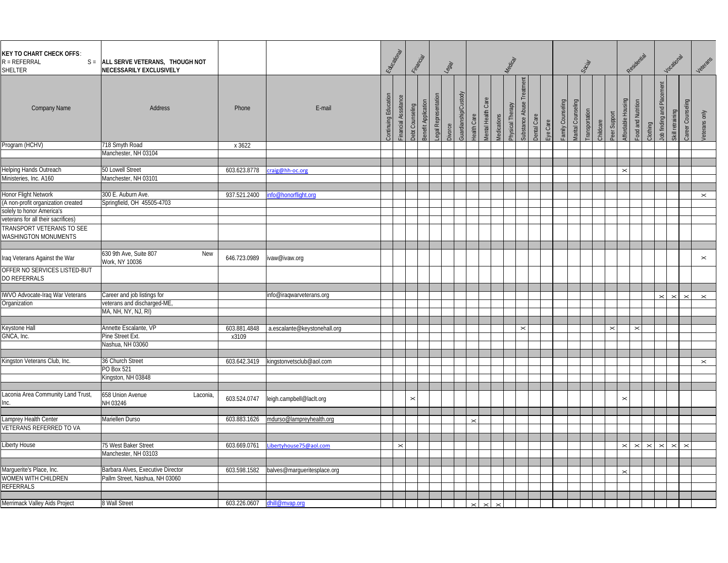**KEY TO CHART CHECK OFFS**:
R = REFERRAL S = SHELTER

**ALL SERVE VETERANS, THOUGH NOT NECESSARILY EXCLUSIVELY**

| Company Name | Address | Phone | E-mail | Educational | | Financial | | Legal | | | Medical | | | | | | | Social | | | | | Residential | | | Vocational | | | Veterans |
|---|---|---|---|---|---|---|---|---|---|---|---|---|---|---|---|---|---|---|---|---|---|---|---|---|---|---|---|---|---|
| | | | | Continuing Education | Financial Assistance | Debt Counseling | Benefit Application | Legal Representation | Divorce | Guardianship/Custody | Health Care | Mental Health Care | Medications | Physical Therapy | Substance Abuse Treatment | Dental Care | Eye Care | Family Counseling | Marital Counseling | Transportation | Childcare | Peer Support | Affordable Housing | Food and Nutrition | Clothing | Job finding and Placement | Skill retraining | Career Counseling | Veterans only |
| Program (HCHV) | 718 Smyth Road Manchester, NH 03104 | x 3622 | | | | | | | | | | | | | | | | | | | | | | | | | | | |
| Helping Hands Outreach Ministeries, Inc. A160 | 50 Lowell Street Manchester, NH 03101 | 603.623.8778 | craig@hh-oc.org | | | | | | | | | | | | | | | | | | | | X | | | | | | |
| Honor Flight Network (A non-profit organization created solely to honor America's veterans for all their sacrifices) TRANSPORT VETERANS TO SEE WASHINGTON MONUMENTS | 300 E. Auburn Ave. Springfield, OH 45505-4703 | 937.521.2400 | info@honorflight.org | | | | | | | | | | | | | | | | | | | | | | | | | | X |
| Iraq Veterans Against the War OFFER NO SERVICES LISTED-BUT DO REFERRALS | 630 9th Ave, Suite 807 New Work, NY 10036 | 646.723.0989 | ivaw@ivaw.org | | | | | | | | | | | | | | | | | | | | | | | | | | X |
| IWVO Advocate-Iraq War Veterans Organization | Career and job listings for veterans and discharged-ME, MA, NH, NY, NJ, RI) | | info@iraqwarveterans.org | | | | | | | | | | | | | | | | | | | | | | | X | X | X | X |
| Keystone Hall GNCA, Inc. | Annette Escalante, VP Pine Street Ext. Nashua, NH 03060 | 603.881.4848 x3109 | a.escalante@keystonehall.org | | | | | | | | | | | | X | | | | | | | X | | X | | | | | |
| Kingston Veterans Club, Inc. | 36 Church Street PO Box 521 Kingston, NH 03848 | 603.642.3419 | kingstonvetsclub@aol.com | | | | | | | | | | | | | | | | | | | | | | | | | | X |
| Laconia Area Community Land Trust, Inc. | 658 Union Avenue Laconia, NH 03246 | 603.524.0747 | leigh.campbell@laclt.org | | | X | | | | | | | | | | | | | | | | | X | | | | | | |
| Lamprey Health Center VETERANS REFERRED TO VA | Mariellen Durso | 603.883.1626 | mdurso@lampreyhealth.org | | | | | | | | X | | | | | | | | | | | | | | | | | | |
| Liberty House | 75 West Baker Street Manchester, NH 03103 | 603.669.0761 | Libertyhouse75@aol.com | | X | | | | | | | | | | | | | | | | | | X | X | X | X | X | X | |
| Marguerite's Place, Inc. WOMEN WITH CHILDREN REFERRALS | Barbara Alves, Executive Director Pallm Street, Nashua, NH 03060 | 603.598.1582 | balves@margueritesplace.org | | | | | | | | | | | | | | | | | | | | X | | | | | | |
| Merrimack Valley Aids Project | 8 Wall Street | 603.226.0607 | dhill@mvap.org | | | | | | | | X | X | X | | | | | | | | | | | | | | | | |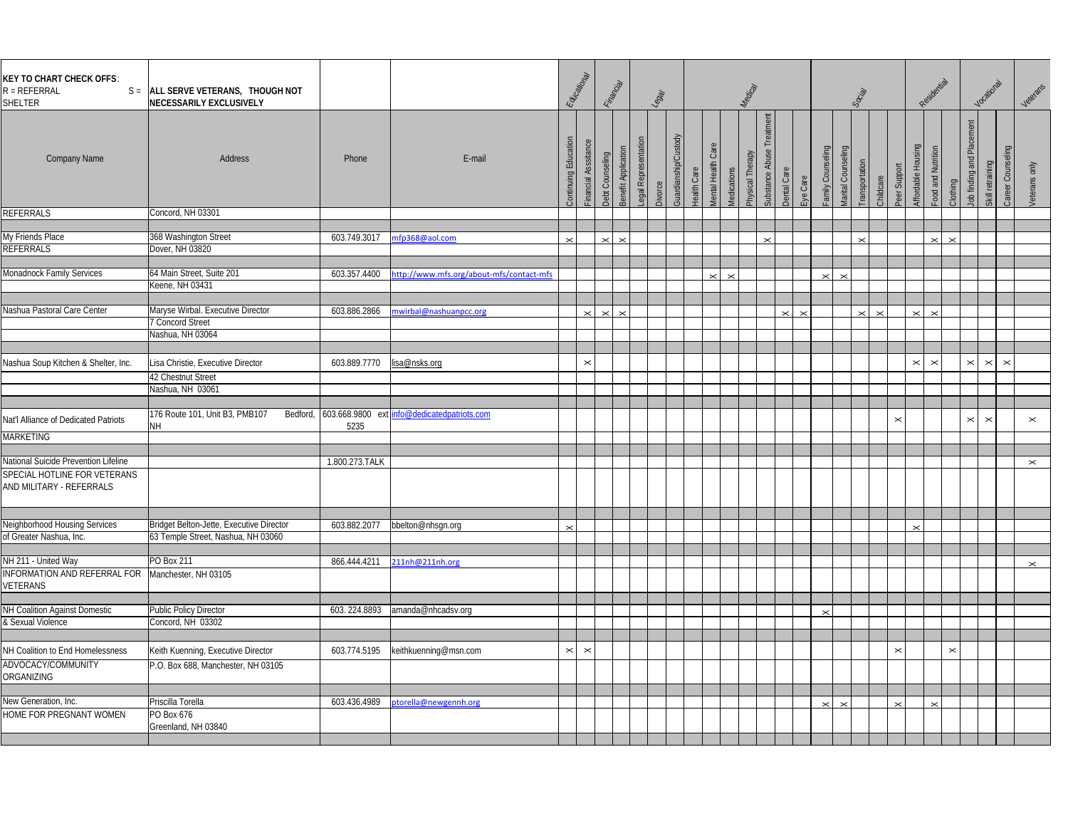| KEY TO CHART CHECK OFFS: R = REFERRAL S = SHELTER | ALL SERVE VETERANS, THOUGH NOT NECESSARILY EXCLUSIVELY | | | Educational | | Financial | | Legal | | | Medical | | | | | | | Social | | | | | Residential | | | Vocational | | | Veterans |
|---|---|---|---|---|---|---|---|---|---|---|---|---|---|---|---|---|---|---|---|---|---|---|---|---|---|---|---|---|---|
| Company Name | Address | Phone | E-mail | Continuing Education | Financial Assistance | Debt Counseling | Benefit Application | Legal Representation | Divorce | Guardianship/Custody | Health Care | Mental Health Care | Medications | Physical Therapy | Substance Abuse Treatment | Dental Care | Eye Care | Family Counseling | Marital Counseling | Transportation | Childcare | Peer Support | Affordable Housing | Food and Nutrition | Clothing | Job finding and Placement | Skill retraining | Career Counseling | Veterans only |
| REFERRALS | Concord, NH 03301 | | | | | | | | | | | | | | | | | | | | | | | | | | | | |
| My Friends Place | 368 Washington Street | 603.749.3017 | mfp368@aol.com | x | | x | x | | | | | | | | x | | | | | x | | | | x | x | | | | |
| REFERRALS | Dover, NH 03820 | | | | | | | | | | | | | | | | | | | | | | | | | | | | |
| Monadnock Family Services | 64 Main Street, Suite 201 | 603.357.4400 | http://www.mfs.org/about-mfs/contact-mfs | | | | | | | | | x | x | | | | | x | x | | | | | | | | | | |
| | Keene, NH 03431 | | | | | | | | | | | | | | | | | | | | | | | | | | | | |
| Nashua Pastoral Care Center | Maryse Wirbal. Executive Director | 603.886.2866 | mwirbal@nashuanpcc.org | | x | x | x | | | | | | | | | x | x | | | x | x | | x | x | | | | | |
| | 7 Concord Street | | | | | | | | | | | | | | | | | | | | | | | | | | | | |
| | Nashua, NH 03064 | | | | | | | | | | | | | | | | | | | | | | | | | | | | |
| Nashua Soup Kitchen & Shelter, Inc. | Lisa Christie, Executive Director | 603.889.7770 | lisa@nsks.org | | x | | | | | | | | | | | | | | | | | | x | x | | x | x | x | |
| | 42 Chestnut Street | | | | | | | | | | | | | | | | | | | | | | | | | | | | |
| | Nashua, NH 03061 | | | | | | | | | | | | | | | | | | | | | | | | | | | | |
| Nat'l Alliance of Dedicated Patriots | 176 Route 101, Unit B3, PMB107 Bedford, NH | 603.668.9800 ext 5235 | info@dedicatedpatriots.com | | | | | | | | | | | | | | | | | | | x | | | | x | x | | x |
| MARKETING | | | | | | | | | | | | | | | | | | | | | | | | | | | | | |
| National Suicide Prevention Lifeline | | 1.800.273.TALK | | | | | | | | | | | | | | | | | | | | | | | | | | | x |
| SPECIAL HOTLINE FOR VETERANS AND MILITARY - REFERRALS | | | | | | | | | | | | | | | | | | | | | | | | | | | | | |
| Neighborhood Housing Services | Bridget Belton-Jette, Executive Director | 603.882.2077 | bbelton@nhsgn.org | x | | | | | | | | | | | | | | | | | | | x | | | | | | |
| of Greater Nashua, Inc. | 63 Temple Street, Nashua, NH 03060 | | | | | | | | | | | | | | | | | | | | | | | | | | | | |
| NH 211 - United Way | PO Box 211 | 866.444.4211 | 211nh@211nh.org | | | | | | | | | | | | | | | | | | | | | | | | | | x |
| INFORMATION AND REFERRAL FOR VETERANS | Manchester, NH 03105 | | | | | | | | | | | | | | | | | | | | | | | | | | | | |
| NH Coalition Against Domestic | Public Policy Director | 603. 224.8893 | amanda@nhcadsv.org | | | | | | | | | | | | | | | x | | | | | | | | | | | |
| & Sexual Violence | Concord, NH 03302 | | | | | | | | | | | | | | | | | | | | | | | | | | | | |
| NH Coalition to End Homelessness | Keith Kuenning, Executive Director | 603.774.5195 | keithkuenning@msn.com | x | x | | | | | | | | | | | | | | | | | x | | | x | | | | |
| ADVOCACY/COMMUNITY ORGANIZING | P.O. Box 688, Manchester, NH 03105 | | | | | | | | | | | | | | | | | | | | | | | | | | | | |
| New Generation, Inc. | Priscilla Torella | 603.436.4989 | ptorella@newgennh.org | | | | | | | | | | | | | | | x | x | | | x | | x | | | | | |
| HOME FOR PREGNANT WOMEN | PO Box 676 | | | | | | | | | | | | | | | | | | | | | | | | | | | | |
| | Greenland, NH 03840 | | | | | | | | | | | | | | | | | | | | | | | | | | | | |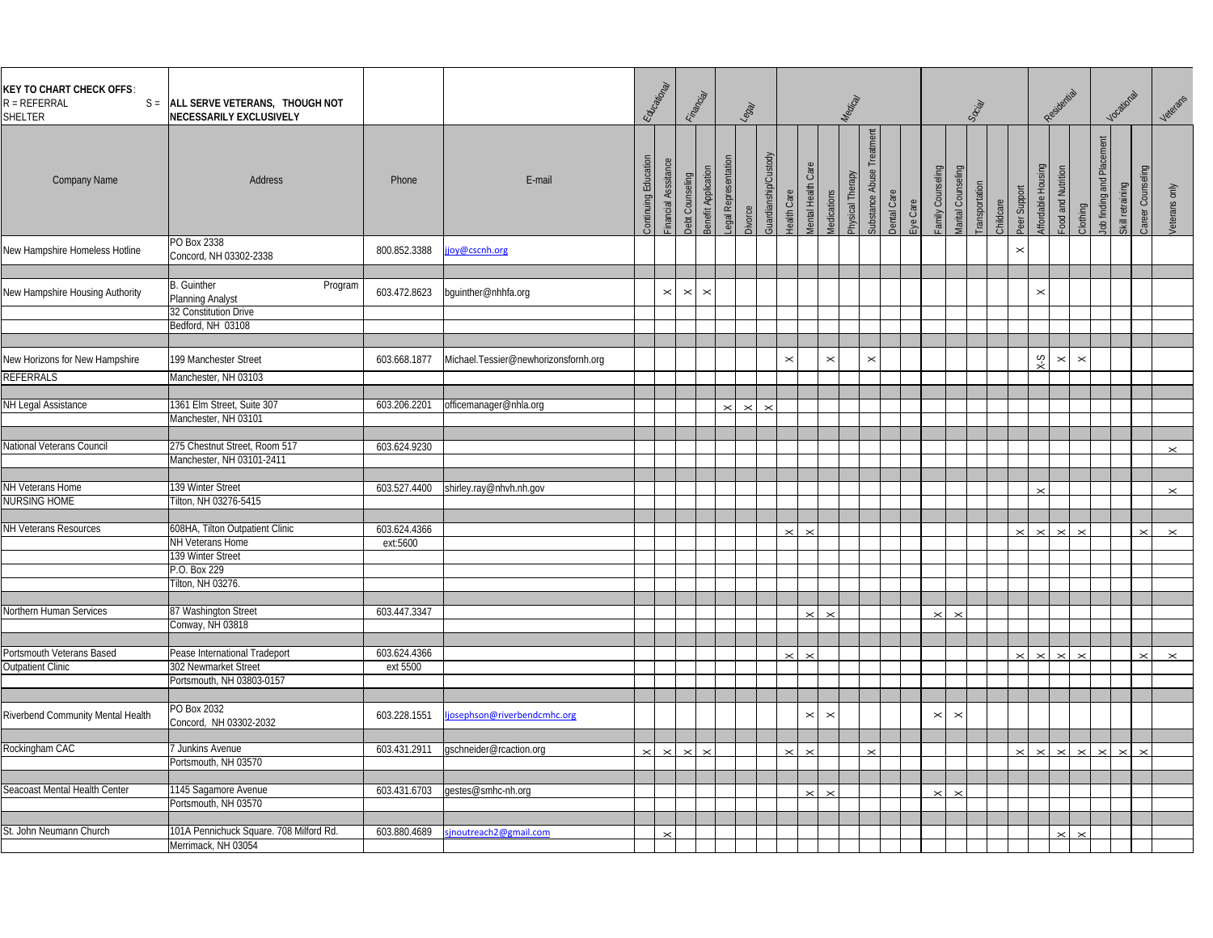| KEY TO CHART CHECK OFFS:<br>R = REFERRAL S = SHELTER | ALL SERVE VETERANS, THOUGH NOT NECESSARILY EXCLUSIVELY | | | Educational | Financial | | | Legal | | | Medical | | | | | | | Social | | | | | Residential | | | Vocational | | | Veterans |
|---|---|---|---|---|---|---|---|---|---|---|---|---|---|---|---|---|---|---|---|---|---|---|---|---|---|---|---|---|---|
| Company Name | Address | Phone | E-mail | Continuing Education | Financial Assistance | Debt Counseling | Benefit Application | Legal Representation | Divorce | Guardianship/Custody | Health Care | Mental Health Care | Medications | Physical Therapy | Substance Abuse Treatment | Dental Care | Eye Care | Family Counseling | Marital Counseling | Transportation | Childcare | Peer Support | Affordable Housing | Food and Nutrition | Clothing | Job finding and Placement | Skill retraining | Career Counseling | Veterans only |
| New Hampshire Homeless Hotline | PO Box 2338<br>Concord, NH 03302-2338 | 800.852.3388 | jjoy@cscnh.org | | | | | | | | | | | | | | | | | | | X | | | | | | | |
| New Hampshire Housing Authority | B. Guinther Program Planning Analyst<br>32 Constitution Drive<br>Bedford, NH 03108 | 603.472.8623 | bguinther@nhhfa.org | | X | X | X | | | | | | | | | | | | | | | | X | | | | | | |
| New Horizons for New Hampshire<br>REFERRALS | 199 Manchester Street<br>Manchester, NH 03103 | 603.668.1877 | Michael.Tessier@newhorizonsfornh.org | | | | | | | | X | | X | | X | | | | | | | | X-S | X | X | | | | |
| NH Legal Assistance | 1361 Elm Street, Suite 307<br>Manchester, NH 03101 | 603.206.2201 | officemanager@nhla.org | | | | | X | X | X | | | | | | | | | | | | | | | | | | | |
| National Veterans Council | 275 Chestnut Street, Room 517<br>Manchester, NH 03101-2411 | 603.624.9230 | | | | | | | | | | | | | | | | | | | | | | | | | | | X |
| NH Veterans Home<br>NURSING HOME | 139 Winter Street<br>Tilton, NH 03276-5415 | 603.527.4400 | shirley.ray@nhvh.nh.gov | | | | | | | | | | | | | | | | | | | | X | | | | | | X |
| NH Veterans Resources | 608HA, Tilton Outpatient Clinic<br>NH Veterans Home<br>139 Winter Street<br>P.O. Box 229<br>Tilton, NH 03276. | 603.624.4366<br>ext:5600 | | | | | | | | | X | X | | | | | | | | | | X | X | X | X | | | X | X |
| Northern Human Services | 87 Washington Street<br>Conway, NH 03818 | 603.447.3347 | | | | | | | | | | X | X | | | | | X | X | | | | | | | | | | |
| Portsmouth Veterans Based Outpatient Clinic | Pease International Tradeport<br>302 Newmarket Street<br>Portsmouth, NH 03803-0157 | 603.624.4366<br>ext 5500 | | | | | | | | | X | X | | | | | | | | | | X | X | X | X | | | X | X |
| Riverbend Community Mental Health | PO Box 2032<br>Concord, NH 03302-2032 | 603.228.1551 | ljosephson@riverbendcmhc.org | | | | | | | | | X | X | | | | | X | X | | | | | | | | | | |
| Rockingham CAC | 7 Junkins Avenue<br>Portsmouth, NH 03570 | 603.431.2911 | gschneider@rcaction.org | X | X | X | X | | | | X | X | | | X | | | | | | | X | X | X | X | X | X | X | |
| Seacoast Mental Health Center | 1145 Sagamore Avenue<br>Portsmouth, NH 03570 | 603.431.6703 | gestes@smhc-nh.org | | | | | | | | | X | X | | | | | X | X | | | | | | | | | | |
| St. John Neumann Church | 101A Pennichuck Square. 708 Milford Rd.<br>Merrimack, NH 03054 | 603.880.4689 | sjnoutreach2@gmail.com | | X | | | | | | | | | | | | | | | | | | | X | X | | | | |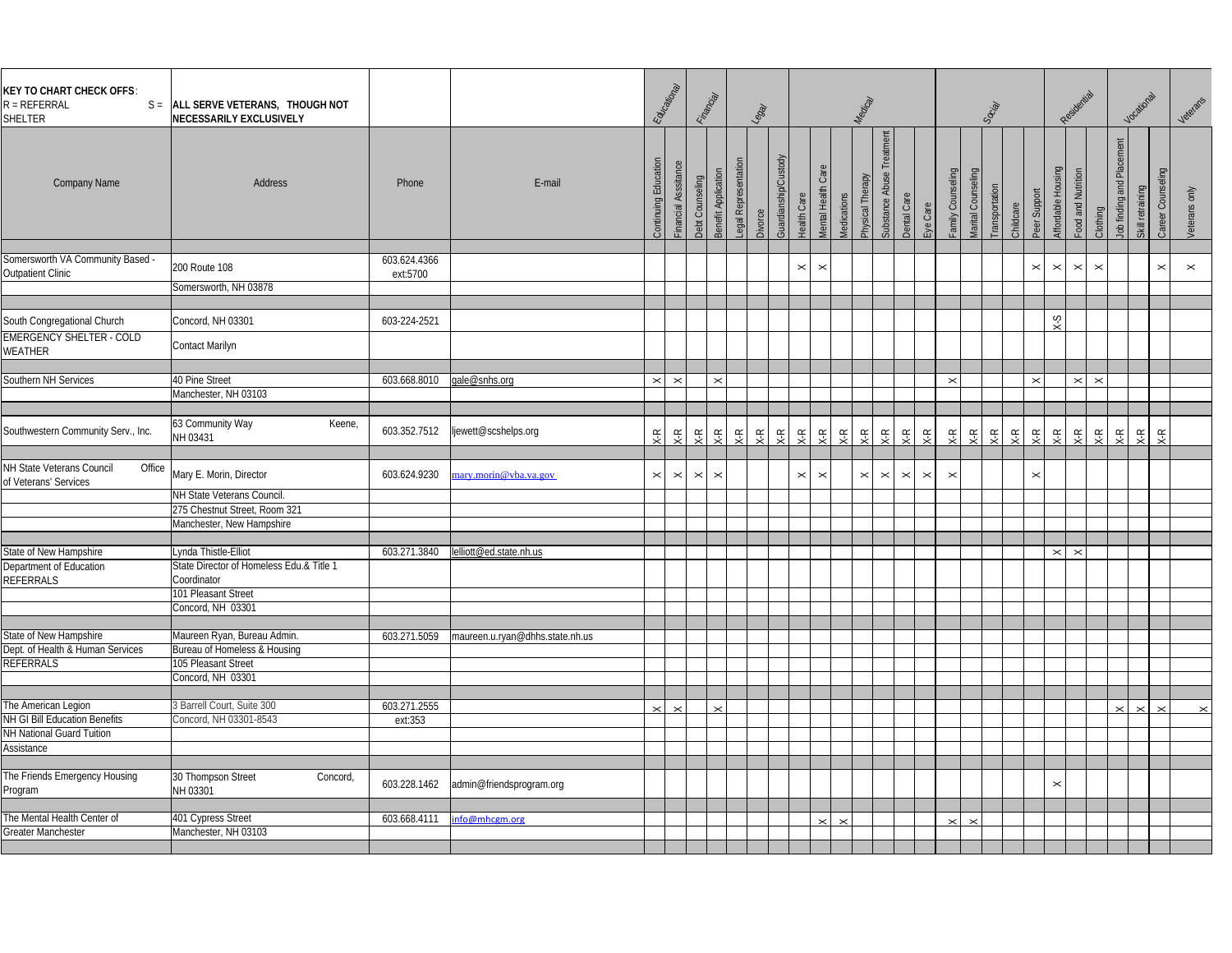**KEY TO CHART CHECK OFFS**: R = REFERRAL S = SHELTER

**ALL SERVE VETERANS, THOUGH NOT NECESSARILY EXCLUSIVELY**

| | | | | Educational | | Financial | | Legal | | | Medical | | | | | | | Social | | | | | Residential | | | Vocational | | | Veterans |
|---|---|---|---|---|---|---|---|---|---|---|---|---|---|---|---|---|---|---|---|---|---|---|---|---|---|---|---|---|---|
| Company Name | Address | Phone | E-mail | Continuing Education | Financial Assistance | Debt Counseling | Benefit Application | Legal Representation | Divorce | Guardianship/Custody | Health Care | Mental Health Care | Medications | Physical Therapy | Substance Abuse Treatment | Dental Care | Eye Care | Family Counseling | Marital Counseling | Transportation | Childcare | Peer Support | Affordable Housing | Food and Nutrition | Clothing | Job finding and Placement | Skill retraining | Career Counseling | Veterans only |
| Somersworth VA Community Based - Outpatient Clinic | 200 Route 108 | 603.624.4366 ext:5700 | | | | | | | | | X | X | | | | | | | | | | X | X | X | X | | | X | X |
| | Somersworth, NH 03878 | | | | | | | | | | | | | | | | | | | | | | | | | | | | |
| South Congregational Church | Concord, NH 03301 | 603-224-2521 | | | | | | | | | | | | | | | | | | | | | X-S | | | | | | |
| EMERGENCY SHELTER - COLD WEATHER | Contact Marilyn | | | | | | | | | | | | | | | | | | | | | | | | | | | | |
| Southern NH Services | 40 Pine Street | 603.668.8010 | gale@snhs.org | X | X | | X | | | | | | | | | | | X | | | | X | | X | X | | | | |
| | Manchester, NH 03103 | | | | | | | | | | | | | | | | | | | | | | | | | | | | |
| Southwestern Community Serv., Inc. | 63 Community Way Keene, NH 03431 | 603.352.7512 | ljewett@scshelps.org | X-R | X-R | X-R | X-R | X-R | X-R | X-R | X-R | X-R | X-R | X-R | X-R | X-R | X-R | X-R | X-R | X-R | X-R | X-R | X-R | X-R | X-R | X-R | X-R | X-R | |
| NH State Veterans Council Office of Veterans' Services | Mary E. Morin, Director | 603.624.9230 | mary.morin@vba.va.gov | X | X | X | X | | | | X | X | | X | X | X | X | X | | | | X | | | | | | | |
| | NH State Veterans Council. | | | | | | | | | | | | | | | | | | | | | | | | | | | | |
| | 275 Chestnut Street, Room 321 | | | | | | | | | | | | | | | | | | | | | | | | | | | | |
| | Manchester, New Hampshire | | | | | | | | | | | | | | | | | | | | | | | | | | | | |
| State of New Hampshire | Lynda Thistle-Elliot | 603.271.3840 | lelliott@ed.state.nh.us | | | | | | | | | | | | | | | | | | | | X | X | | | | | |
| Department of Education REFERRALS | State Director of Homeless Edu.& Title 1 Coordinator | | | | | | | | | | | | | | | | | | | | | | | | | | | | |
| | 101 Pleasant Street | | | | | | | | | | | | | | | | | | | | | | | | | | | | |
| | Concord, NH 03301 | | | | | | | | | | | | | | | | | | | | | | | | | | | | |
| State of New Hampshire | Maureen Ryan, Bureau Admin. | 603.271.5059 | maureen.u.ryan@dhhs.state.nh.us | | | | | | | | | | | | | | | | | | | | | | | | | | |
| Dept. of Health & Human Services | Bureau of Homeless & Housing | | | | | | | | | | | | | | | | | | | | | | | | | | | | |
| REFERRALS | 105 Pleasant Street | | | | | | | | | | | | | | | | | | | | | | | | | | | | |
| | Concord, NH 03301 | | | | | | | | | | | | | | | | | | | | | | | | | | | | |
| The American Legion | 3 Barrell Court, Suite 300 | 603.271.2555 | | X | X | | X | | | | | | | | | | | | | | | | | | | X | X | X | X |
| NH GI Bill Education Benefits | Concord, NH 03301-8543 | ext:353 | | | | | | | | | | | | | | | | | | | | | | | | | | | |
| NH National Guard Tuition | | | | | | | | | | | | | | | | | | | | | | | | | | | | | |
| Assistance | | | | | | | | | | | | | | | | | | | | | | | | | | | | | |
| The Friends Emergency Housing Program | 30 Thompson Street Concord, NH 03301 | 603.228.1462 | admin@friendsprogram.org | | | | | | | | | | | | | | | | | | | | X | | | | | | |
| The Mental Health Center of | 401 Cypress Street | 603.668.4111 | info@mhcgm.org | | | | | | | | | X | X | | | | | X | X | | | | | | | | | | |
| Greater Manchester | Manchester, NH 03103 | | | | | | | | | | | | | | | | | | | | | | | | | | | | |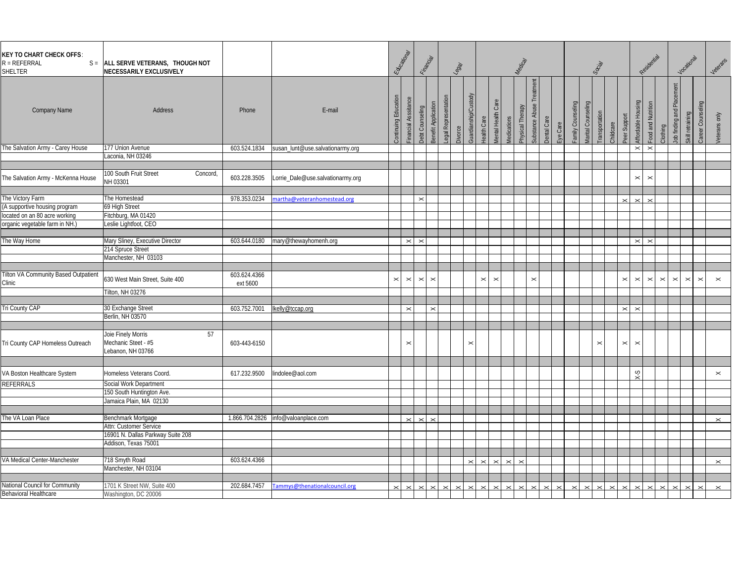**KEY TO CHART CHECK OFFS**:
R = REFERRAL S = SHELTER

**ALL SERVE VETERANS, THOUGH NOT NECESSARILY EXCLUSIVELY**

| Company Name | Address | Phone | E-mail | Educational | Financial | | | Legal | | | Medical | | | | | | | Social | | | | | Residential | | | Vocational | | | Veterans |
|---|---|---|---|---|---|---|---|---|---|---|---|---|---|---|---|---|---|---|---|---|---|---|---|---|---|---|---|---|---|
| | | | | Continuing Education | Financial Assistance | Debt Counseling | Benefit Application | Legal Representation | Divorce | Guardianship/Custody | Health Care | Mental Health Care | Medications | Physical Therapy | Substance Abuse Treatment | Dental Care | Eye Care | Family Counseling | Marital Counseling | Transportation | Childcare | Peer Support | Affordable Housing | Food and Nutrition | Clothing | Job finding and Placement | Skill retraining | Career Counseling | Veterans only |
| The Salvation Army - Carey House | 177 Union Avenue | 603.524.1834 | susan_lunt@use.salvationarmy.org | | | | | | | | | | | | | | | | | | | | X | X | | | | | |
| | Laconia, NH 03246 | | | | | | | | | | | | | | | | | | | | | | | | | | | | |
| The Salvation Army - McKenna House | 100 South Fruit Street Concord, NH 03301 | 603.228.3505 | Lorrie_Dale@use.salvationarmy.org | | | | | | | | | | | | | | | | | | | | X | X | | | | | |
| The Victory Farm | The Homestead | 978.353.0234 | martha@veteranhomestead.org | | | X | | | | | | | | | | | | | | | | X | X | X | | | | | |
| (A supportive housing program | 69 High Street | | | | | | | | | | | | | | | | | | | | | | | | | | | | |
| located on an 80 acre working | Fitchburg, MA 01420 | | | | | | | | | | | | | | | | | | | | | | | | | | | | |
| organic vegetable farm in NH.) | Leslie Lightfoot, CEO | | | | | | | | | | | | | | | | | | | | | | | | | | | | |
| The Way Home | Mary Sliney, Executive Director | 603.644.0180 | mary@thewayhomenh.org | | X | X | | | | | | | | | | | | | | | | | X | X | | | | | |
| | 214 Spruce Street | | | | | | | | | | | | | | | | | | | | | | | | | | | | |
| | Manchester, NH 03103 | | | | | | | | | | | | | | | | | | | | | | | | | | | | |
| Tilton VA Community Based Outpatient Clinic | 630 West Main Street, Suite 400 | 603.624.4366 ext 5600 | | X | X | X | X | | | | X | X | | | X | | | | | | | X | X | X | X | X | X | X | X |
| | Tilton, NH 03276 | | | | | | | | | | | | | | | | | | | | | | | | | | | | |
| Tri County CAP | 30 Exchange Street | 603.752.7001 | lkelly@tccap.org | | X | | X | | | | | | | | | | | | | | | X | X | | | | | | |
| | Berlin, NH 03570 | | | | | | | | | | | | | | | | | | | | | | | | | | | | |
| Tri County CAP Homeless Outreach | Joie Finely Morris 57 Mechanic Steet - #5 Lebanon, NH 03766 | 603-443-6150 | | | X | | | | | X | | | | | | | | | | X | | X | X | | | | | | |
| VA Boston Healthcare System | Homeless Veterans Coord. | 617.232.9500 | lindolee@aol.com | | | | | | | | | | | | | | | | | | | | X-S | | | | | | X |
| REFERRALS | Social Work Department | | | | | | | | | | | | | | | | | | | | | | | | | | | | |
| | 150 South Huntington Ave. | | | | | | | | | | | | | | | | | | | | | | | | | | | | |
| | Jamaica Plain, MA 02130 | | | | | | | | | | | | | | | | | | | | | | | | | | | | |
| The VA Loan Place | Benchmark Mortgage | 1.866.704.2826 | info@valoanplace.com | | X | X | X | | | | | | | | | | | | | | | | | | | | | | X |
| | Attn: Customer Service | | | | | | | | | | | | | | | | | | | | | | | | | | | | |
| | 16901 N. Dallas Parkway Suite 208 | | | | | | | | | | | | | | | | | | | | | | | | | | | | |
| | Addison, Texas 75001 | | | | | | | | | | | | | | | | | | | | | | | | | | | | |
| VA Medical Center-Manchester | 718 Smyth Road | 603.624.4366 | | | | | | | | X | X | X | X | X | | | | | | | | | | | | | | | X |
| | Manchester, NH 03104 | | | | | | | | | | | | | | | | | | | | | | | | | | | | |
| National Council for Community | 1701 K Street NW, Suite 400 | 202.684.7457 | Tammys@thenationalcouncil.org | X | X | X | X | X | X | X | X | X | X | X | X | X | X | X | X | X | X | X | X | X | X | X | X | X | X |
| Behavioral Healthcare | Washington, DC 20006 | | | | | | | | | | | | | | | | | | | | | | | | | | | | |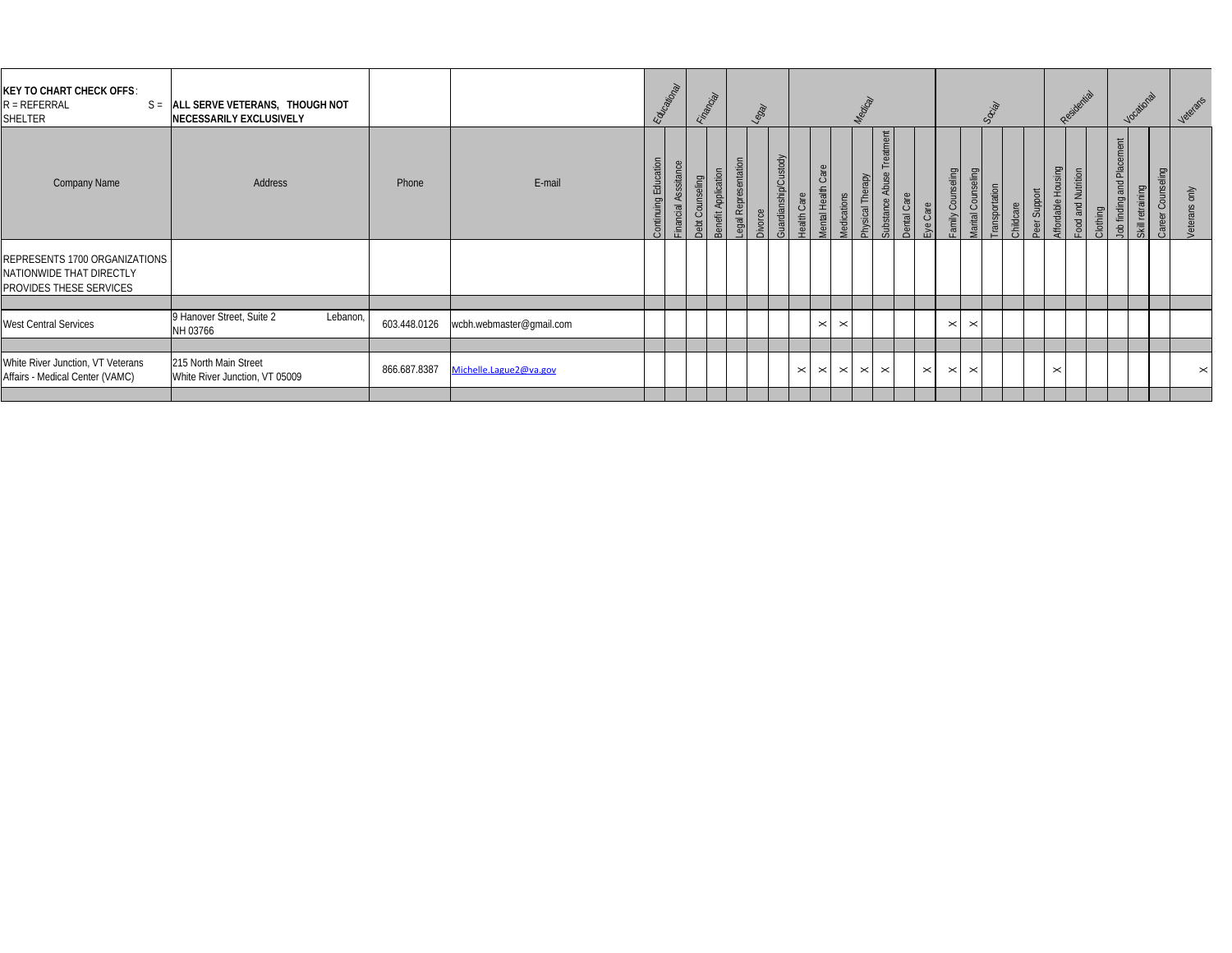| KEY TO CHART CHECK OFFS: R = REFERRAL S = SHELTER | ALL SERVE VETERANS, THOUGH NOT NECESSARILY EXCLUSIVELY | | | Educational | | Financial | | Legal | | | Medical | | | | | | | Social | | | | | Residential | | | Vocational | | | Veterans |
|---|---|---|---|---|---|---|---|---|---|---|---|---|---|---|---|---|---|---|---|---|---|---|---|---|---|---|---|---|---|
| Company Name | Address | Phone | E-mail | Continuing Education | Financial Assistance | Debt Counseling | Benefit Application | Legal Representation | Divorce | Guardianship/Custody | Health Care | Mental Health Care | Medications | Physical Therapy | Substance Abuse Treatment | Dental Care | Eye Care | Family Counseling | Marital Counseling | Transportation | Childcare | Peer Support | Affordable Housing | Food and Nutrition | Clothing | Job finding and Placement | Skill retraining | Career Counseling | Veterans only |
| REPRESENTS 1700 ORGANIZATIONS NATIONWIDE THAT DIRECTLY PROVIDES THESE SERVICES | | | | | | | | | | | | | | | | | | | | | | | | | | | | | |
| West Central Services | 9 Hanover Street, Suite 2 Lebanon, NH 03766 | 603.448.0126 | wcbh.webmaster@gmail.com | | | | | | | | | X | X | | | | | X | X | | | | | | | | | | |
| White River Junction, VT Veterans Affairs - Medical Center (VAMC) | 215 North Main Street White River Junction, VT 05009 | 866.687.8387 | Michelle.Lague2@va.gov | | | | | | | | X | X | X | X | X | | X | X | X | | | | X | | | | | | X |